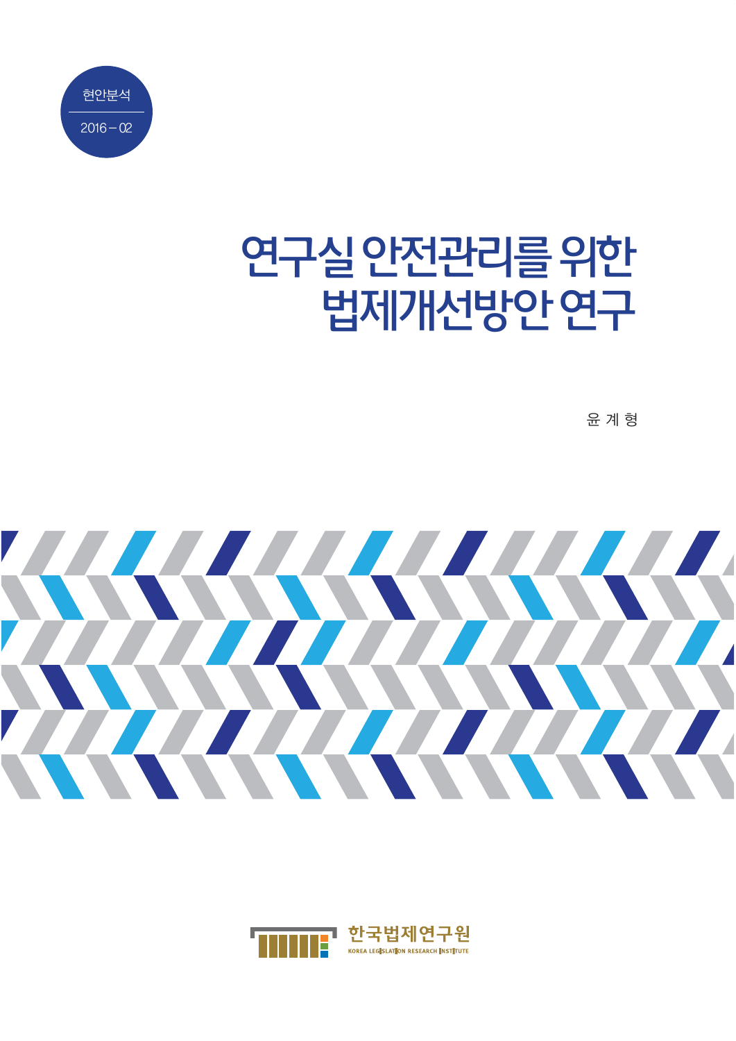현안분석
2016 – 02

# 연구실 안전관리를 위한 법제개선방안 연구

윤 계 형

한국법제연구원
KOREA LEGISLATION RESEARCH INSTITUTE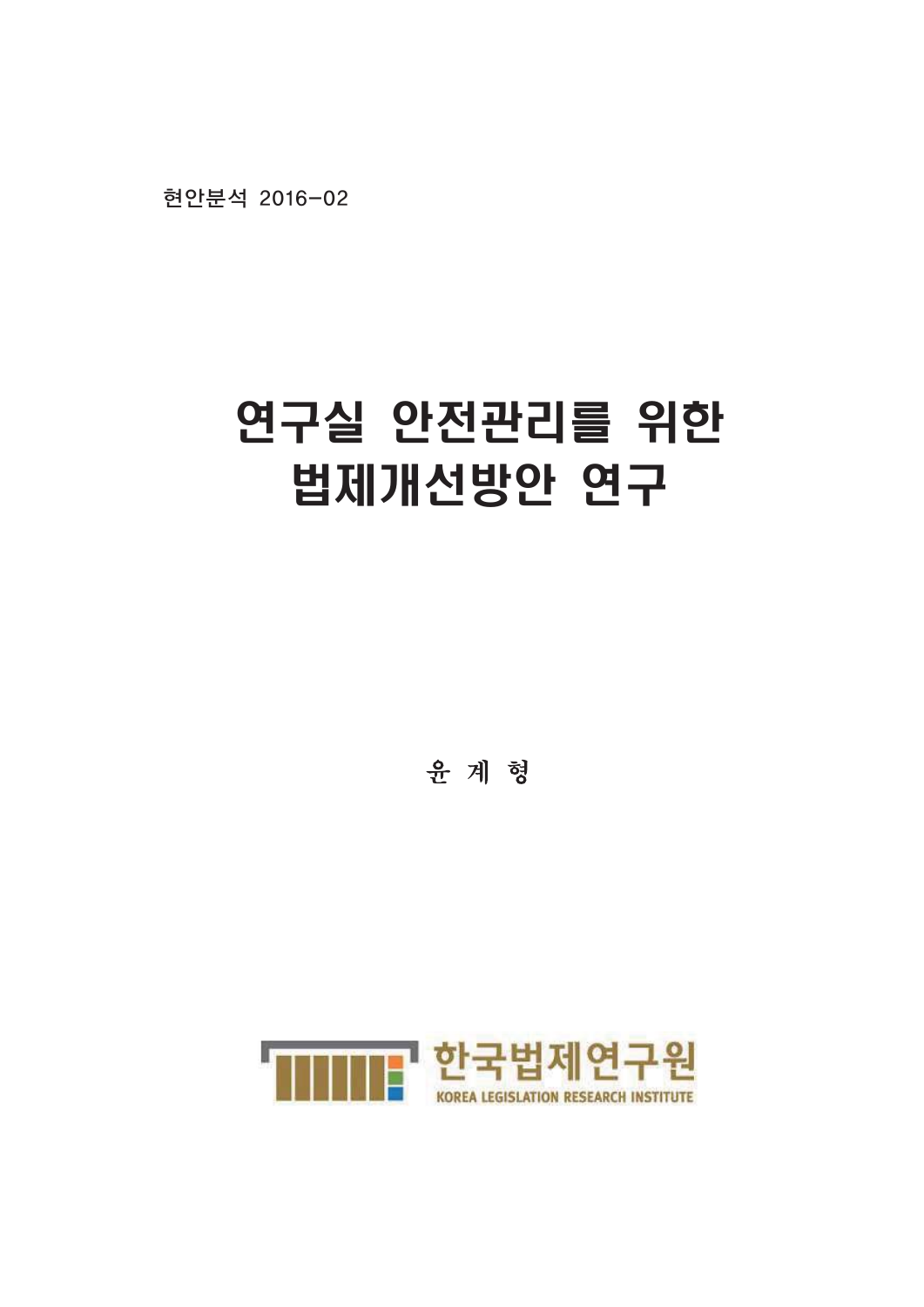현안분석 2016-02

# 연구실 안전관리를 위한 법제개선방안 연구

윤 계 형

한국법제연구원
KOREA LEGISLATION RESEARCH INSTITUTE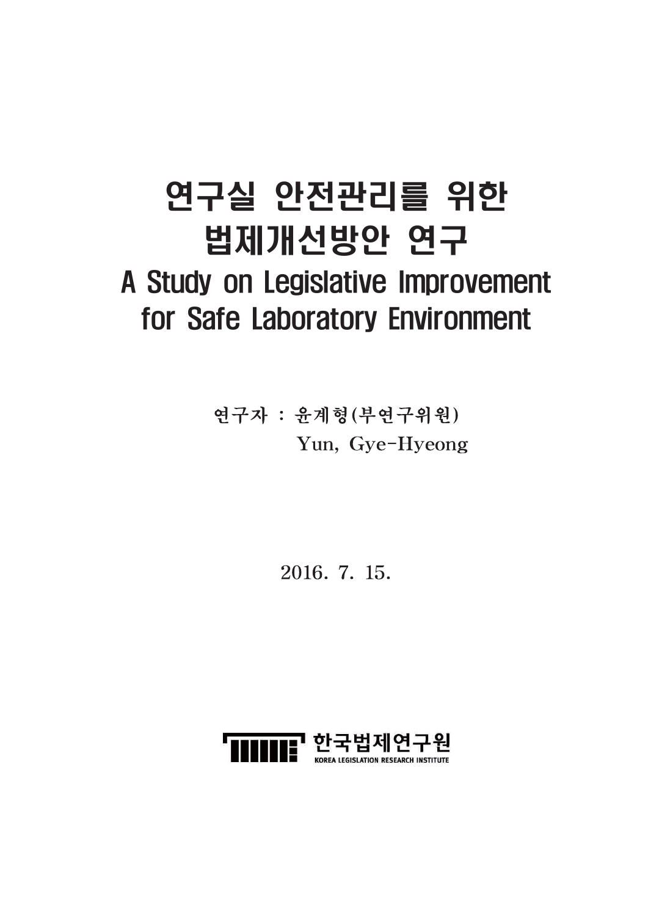# 연구실 안전관리를 위한 법제개선방안 연구

# A Study on Legislative Improvement for Safe Laboratory Environment

연구자 : 윤계형(부연구위원)
Yun, Gye-Hyeong

2016. 7. 15.

한국법제연구원
KOREA LEGISLATION RESEARCH INSTITUTE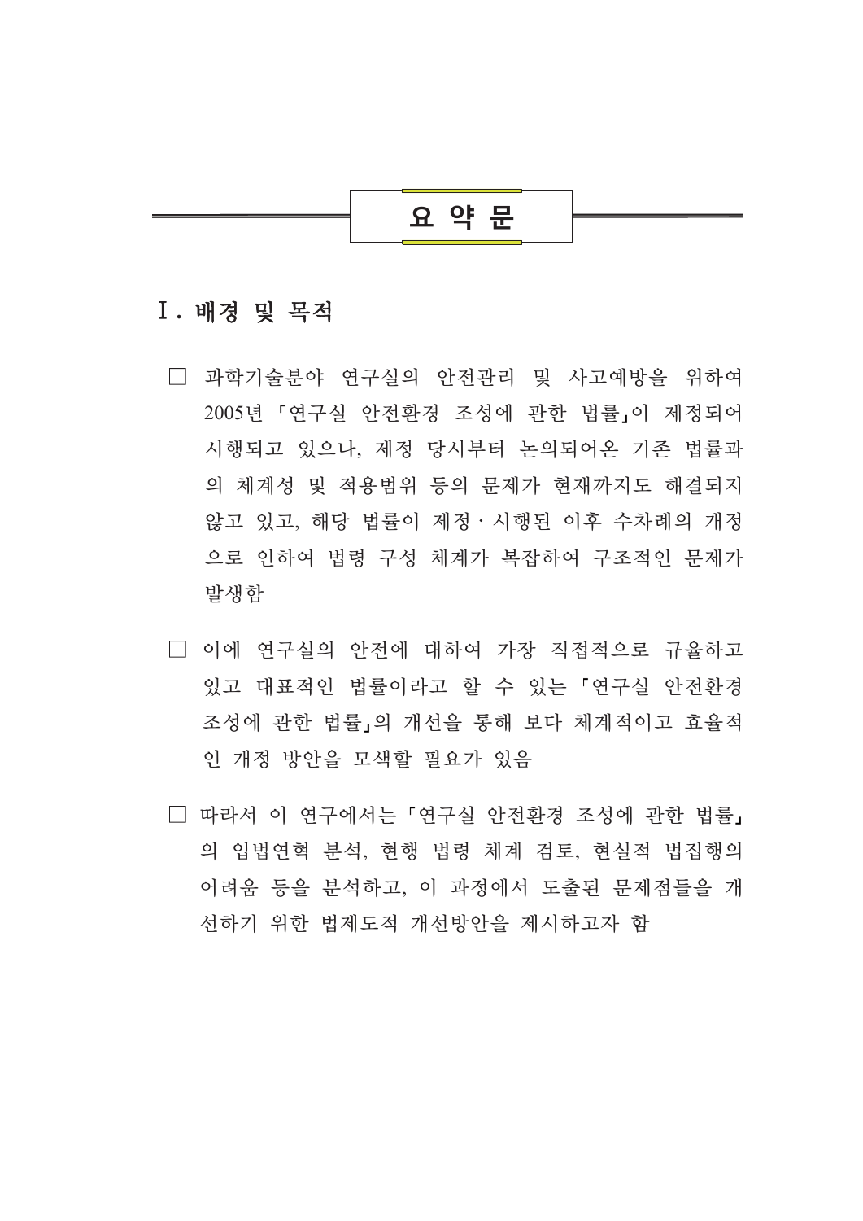# 요 약 문

## Ⅰ. 배경 및 목적

□ 과학기술분야 연구실의 안전관리 및 사고예방을 위하여 2005년 「연구실 안전환경 조성에 관한 법률」이 제정되어 시행되고 있으나, 제정 당시부터 논의되어온 기존 법률과의 체계성 및 적용범위 등의 문제가 현재까지도 해결되지 않고 있고, 해당 법률이 제정ㆍ시행된 이후 수차례의 개정으로 인하여 법령 구성 체계가 복잡하여 구조적인 문제가 발생함

□ 이에 연구실의 안전에 대하여 가장 직접적으로 규율하고 있고 대표적인 법률이라고 할 수 있는 「연구실 안전환경 조성에 관한 법률」의 개선을 통해 보다 체계적이고 효율적인 개정 방안을 모색할 필요가 있음

□ 따라서 이 연구에서는 「연구실 안전환경 조성에 관한 법률」의 입법연혁 분석, 현행 법령 체계 검토, 현실적 법집행의 어려움 등을 분석하고, 이 과정에서 도출된 문제점들을 개선하기 위한 법제도적 개선방안을 제시하고자 함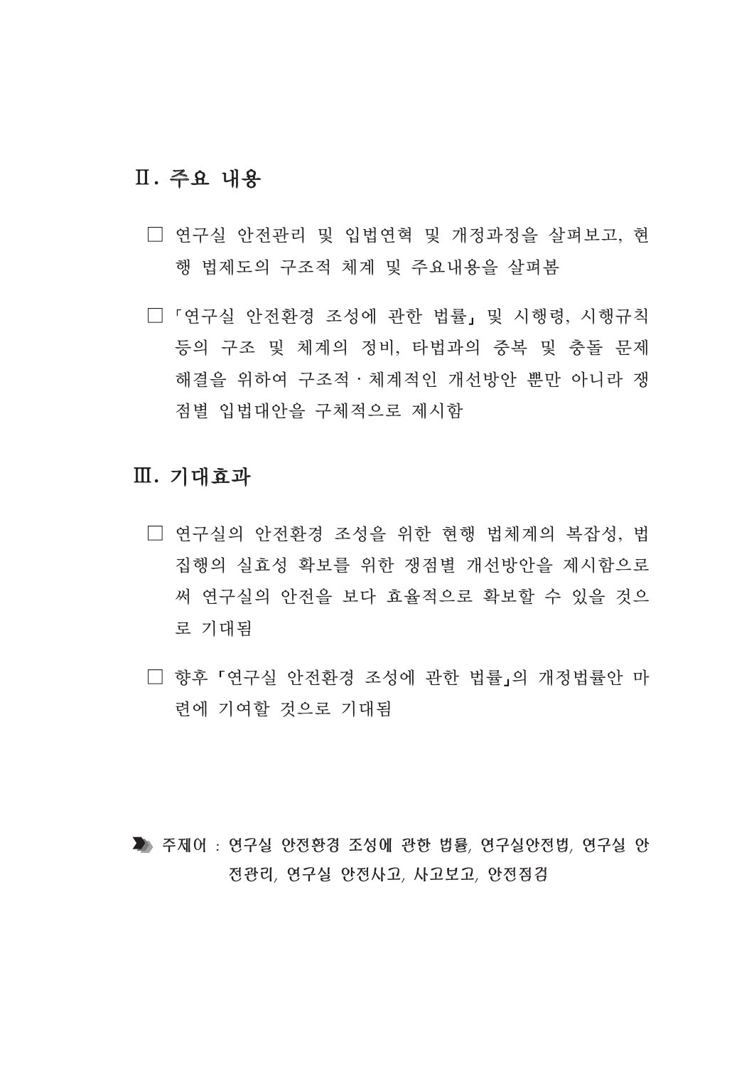## Ⅱ. 주요 내용

□ 연구실 안전관리 및 입법연혁 및 개정과정을 살펴보고, 현행 법제도의 구조적 체계 및 주요내용을 살펴봄

□ 「연구실 안전환경 조성에 관한 법률」 및 시행령, 시행규칙 등의 구조 및 체계의 정비, 타법과의 중복 및 충돌 문제 해결을 위하여 구조적·체계적인 개선방안 뿐만 아니라 쟁점별 입법대안을 구체적으로 제시함

## Ⅲ. 기대효과

□ 연구실의 안전환경 조성을 위한 현행 법체계의 복잡성, 법집행의 실효성 확보를 위한 쟁점별 개선방안을 제시함으로써 연구실의 안전을 보다 효율적으로 확보할 수 있을 것으로 기대됨

□ 향후 「연구실 안전환경 조성에 관한 법률」의 개정법률안 마련에 기여할 것으로 기대됨

**주제어 : 연구실 안전환경 조성에 관한 법률, 연구실안전법, 연구실 안전관리, 연구실 안전사고, 사고보고, 안전점검**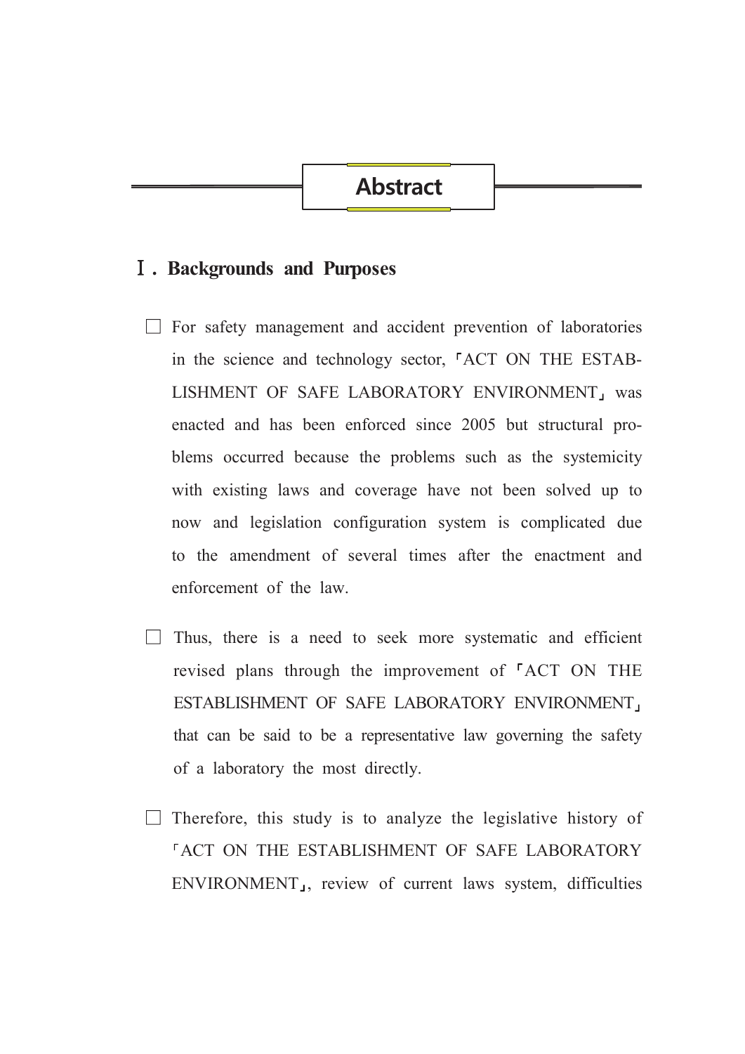# Abstract

## Ⅰ. Backgrounds and Purposes

☐ For safety management and accident prevention of laboratories in the science and technology sector, 「ACT ON THE ESTABLISHMENT OF SAFE LABORATORY ENVIRONMENT」 was enacted and has been enforced since 2005 but structural problems occurred because the problems such as the systemicity with existing laws and coverage have not been solved up to now and legislation configuration system is complicated due to the amendment of several times after the enactment and enforcement of the law.

☐ Thus, there is a need to seek more systematic and efficient revised plans through the improvement of 「ACT ON THE ESTABLISHMENT OF SAFE LABORATORY ENVIRONMENT」 that can be said to be a representative law governing the safety of a laboratory the most directly.

☐ Therefore, this study is to analyze the legislative history of 「ACT ON THE ESTABLISHMENT OF SAFE LABORATORY ENVIRONMENT」, review of current laws system, difficulties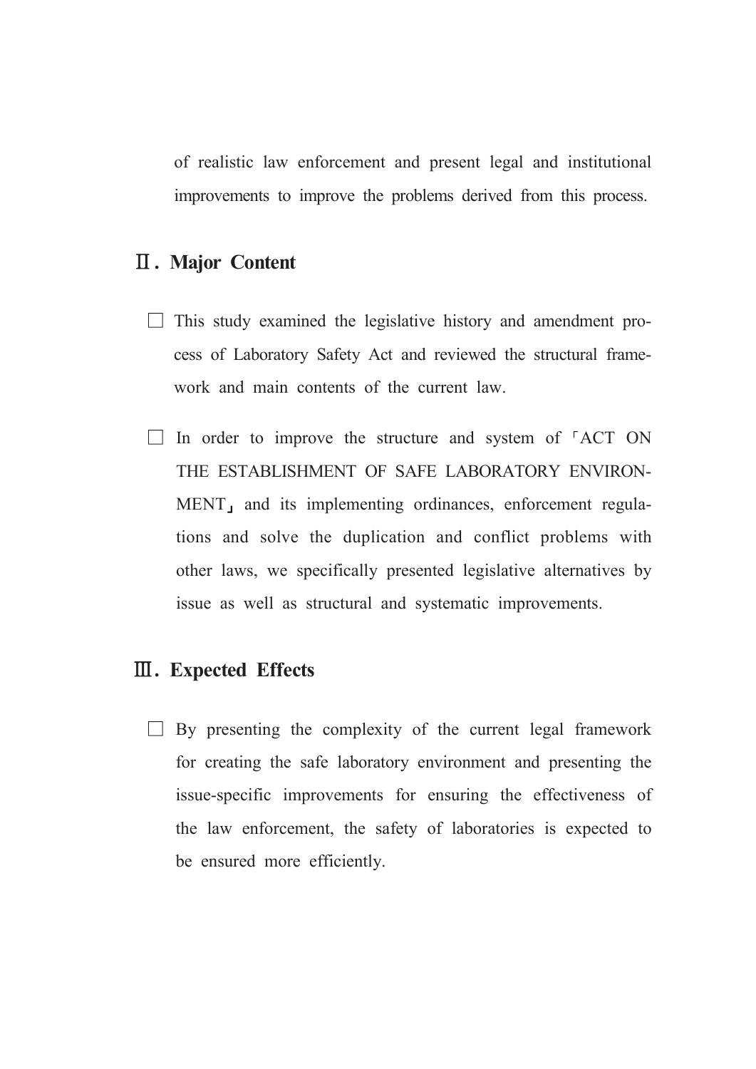of realistic law enforcement and present legal and institutional improvements to improve the problems derived from this process.

## Ⅱ. Major Content

□ This study examined the legislative history and amendment process of Laboratory Safety Act and reviewed the structural framework and main contents of the current law.

□ In order to improve the structure and system of 「ACT ON THE ESTABLISHMENT OF SAFE LABORATORY ENVIRONMENT」 and its implementing ordinances, enforcement regulations and solve the duplication and conflict problems with other laws, we specifically presented legislative alternatives by issue as well as structural and systematic improvements.

## Ⅲ. Expected Effects

□ By presenting the complexity of the current legal framework for creating the safe laboratory environment and presenting the issue-specific improvements for ensuring the effectiveness of the law enforcement, the safety of laboratories is expected to be ensured more efficiently.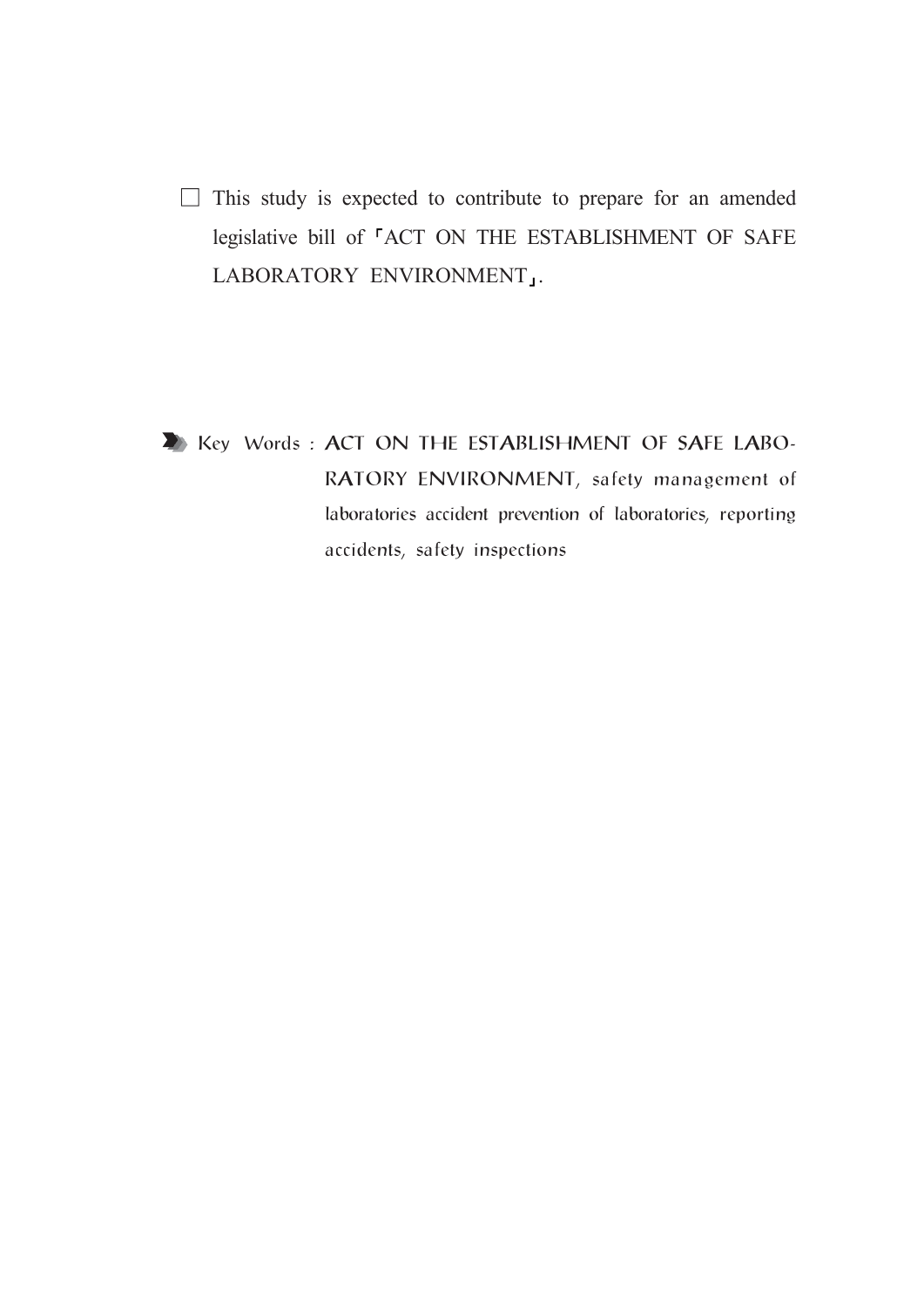☐ This study is expected to contribute to prepare for an amended legislative bill of 「ACT ON THE ESTABLISHMENT OF SAFE LABORATORY ENVIRONMENT」.

Key Words : ACT ON THE ESTABLISHMENT OF SAFE LABORATORY ENVIRONMENT, safety management of laboratories accident prevention of laboratories, reporting accidents, safety inspections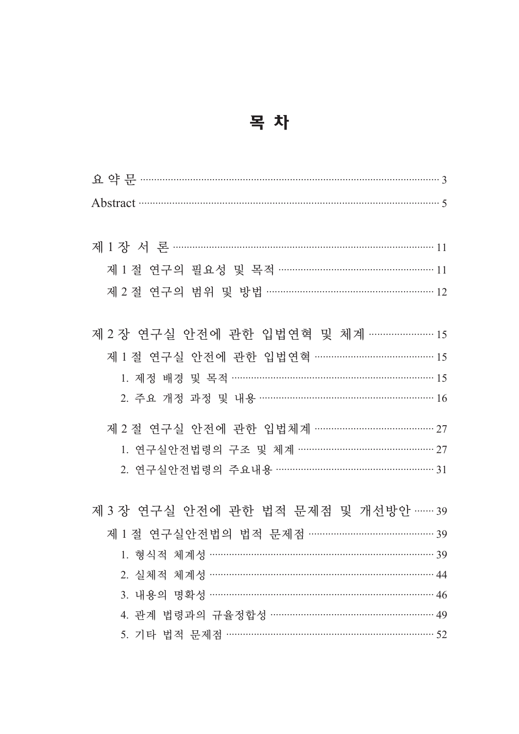# 목 차

요 약 문 ········································································································ 3

Abstract ········································································································ 5

제 1 장 서 론 ·································································································· 11

제 1 절 연구의 필요성 및 목적 ······································································ 11

제 2 절 연구의 범위 및 방법 ·········································································· 12

제 2 장 연구실 안전에 관한 입법연혁 및 체계 ·················································· 15

제 1 절 연구실 안전에 관한 입법연혁 ······························································ 15

1. 제정 배경 및 목적 ······················································································ 15

2. 주요 개정 과정 및 내용 ·············································································· 16

제 2 절 연구실 안전에 관한 입법체계 ······························································ 27

1. 연구실안전법령의 구조 및 체계 ·································································· 27

2. 연구실안전법령의 주요내용 ········································································ 31

제 3 장 연구실 안전에 관한 법적 문제점 및 개선방안 ········································ 39

제 1 절 연구실안전법의 법적 문제점 ······························································· 39

1. 형식적 체계성 ···························································································· 39

2. 실체적 체계성 ···························································································· 44

3. 내용의 명확성 ···························································································· 46

4. 관계 법령과의 규율정합성 ··········································································· 49

5. 기타 법적 문제점 ························································································ 52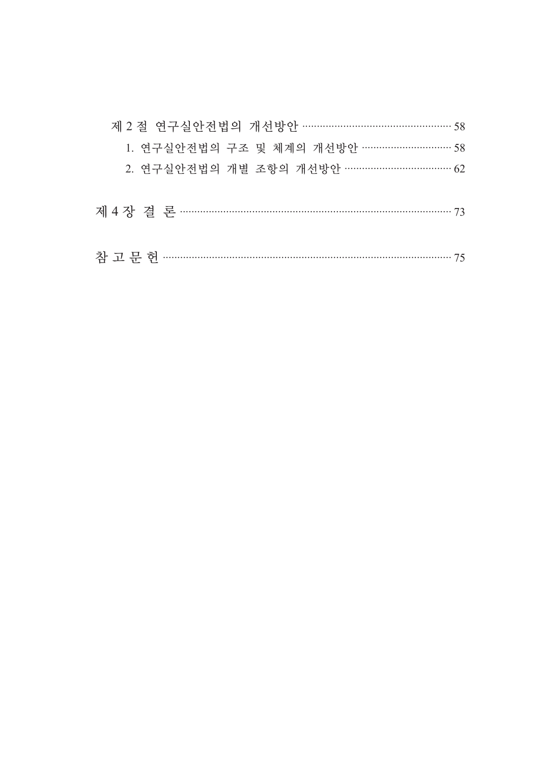제 2 절 연구실안전법의 개선방안 ··· 58

1. 연구실안전법의 구조 및 체계의 개선방안 ··· 58
2. 연구실안전법의 개별 조항의 개선방안 ··· 62

제 4 장 결 론 ··· 73

참 고 문 헌 ··· 75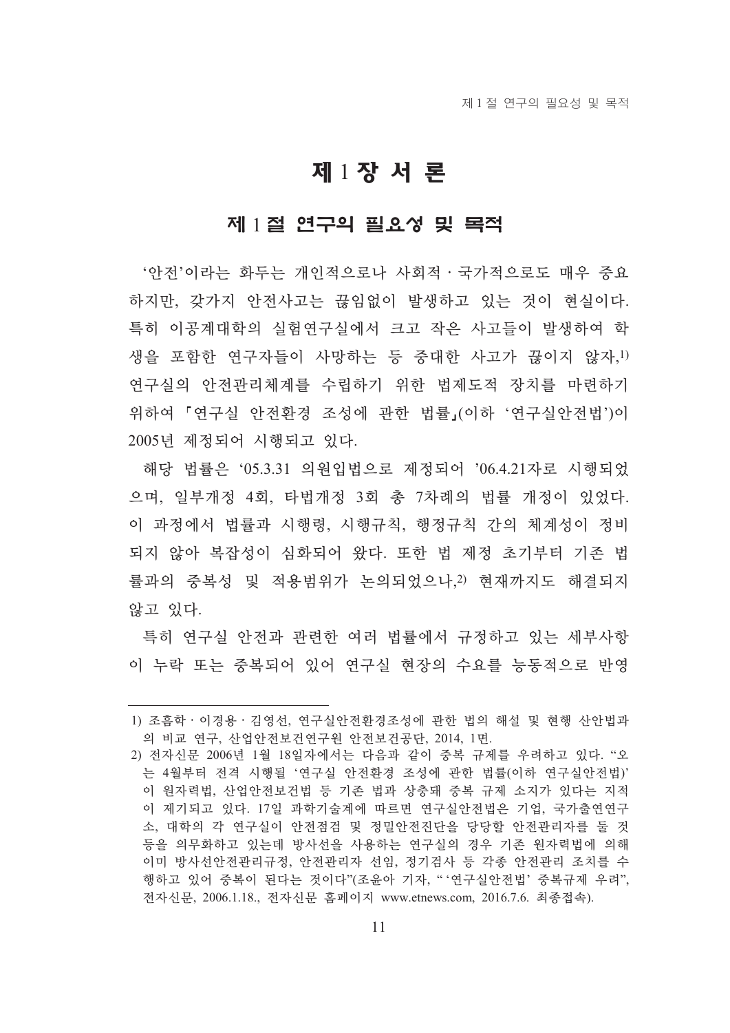# 제 1 장 서 론

## 제 1 절 연구의 필요성 및 목적

‘안전’이라는 화두는 개인적으로나 사회적 · 국가적으로도 매우 중요하지만, 갖가지 안전사고는 끊임없이 발생하고 있는 것이 현실이다. 특히 이공계대학의 실험연구실에서 크고 작은 사고들이 발생하여 학생을 포함한 연구자들이 사망하는 등 중대한 사고가 끊이지 않자,[1] 연구실의 안전관리체계를 수립하기 위한 법제도적 장치를 마련하기 위하여 「연구실 안전환경 조성에 관한 법률」(이하 ‘연구실안전법’)이 2005년 제정되어 시행되고 있다.

해당 법률은 ‘05.3.31 의원입법으로 제정되어 ’06.4.21자로 시행되었으며, 일부개정 4회, 타법개정 3회 총 7차례의 법률 개정이 있었다. 이 과정에서 법률과 시행령, 시행규칙, 행정규칙 간의 체계성이 정비되지 않아 복잡성이 심화되어 왔다. 또한 법 제정 초기부터 기존 법률과의 중복성 및 적용범위가 논의되었으나,[2] 현재까지도 해결되지 않고 있다.

특히 연구실 안전과 관련한 여러 법률에서 규정하고 있는 세부사항이 누락 또는 중복되어 있어 연구실 현장의 수요를 능동적으로 반영

---

1) 조흠학 · 이경용 · 김영선, 연구실안전환경조성에 관한 법의 해설 및 현행 산안법과의 비교 연구, 산업안전보건연구원 안전보건공단, 2014, 1면.

2) 전자신문 2006년 1월 18일자에서는 다음과 같이 중복 규제를 우려하고 있다. “오는 4월부터 전격 시행될 ‘연구실 안전환경 조성에 관한 법률(이하 연구실안전법)’이 원자력법, 산업안전보건법 등 기존 법과 상충돼 중복 규제 소지가 있다는 지적이 제기되고 있다. 17일 과학기술계에 따르면 연구실안전법은 기업, 국가출연연구소, 대학의 각 연구실이 안전점검 및 정밀안전진단을 당당할 안전관리자를 둘 것 등을 의무화하고 있는데 방사선을 사용하는 연구실의 경우 기존 원자력법에 의해 이미 방사선안전관리규정, 안전관리자 선임, 정기검사 등 각종 안전관리 조치를 수행하고 있어 중복이 된다는 것이다”(조윤아 기자, “‘연구실안전법’ 중복규제 우려”, 전자신문, 2006.1.18., 전자신문 홈페이지 www.etnews.com, 2016.7.6. 최종접속).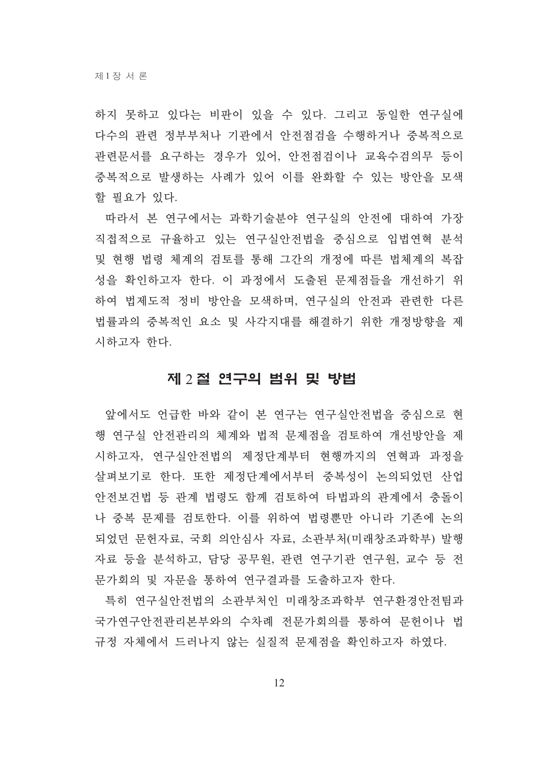하지 못하고 있다는 비판이 있을 수 있다. 그리고 동일한 연구실에 다수의 관련 정부부처나 기관에서 안전점검을 수행하거나 중복적으로 관련문서를 요구하는 경우가 있어, 안전점검이나 교육수검의무 등이 중복적으로 발생하는 사례가 있어 이를 완화할 수 있는 방안을 모색할 필요가 있다.

따라서 본 연구에서는 과학기술분야 연구실의 안전에 대하여 가장 직접적으로 규율하고 있는 연구실안전법을 중심으로 입법연혁 분석 및 현행 법령 체계의 검토를 통해 그간의 개정에 따른 법체계의 복잡성을 확인하고자 한다. 이 과정에서 도출된 문제점들을 개선하기 위하여 법제도적 정비 방안을 모색하며, 연구실의 안전과 관련한 다른 법률과의 중복적인 요소 및 사각지대를 해결하기 위한 개정방향을 제시하고자 한다.

## 제 2 절 연구의 범위 및 방법

앞에서도 언급한 바와 같이 본 연구는 연구실안전법을 중심으로 현행 연구실 안전관리의 체계와 법적 문제점을 검토하여 개선방안을 제시하고자, 연구실안전법의 제정단계부터 현행까지의 연혁과 과정을 살펴보기로 한다. 또한 제정단계에서부터 중복성이 논의되었던 산업안전보건법 등 관계 법령도 함께 검토하여 타법과의 관계에서 충돌이나 중복 문제를 검토한다. 이를 위하여 법령뿐만 아니라 기존에 논의되었던 문헌자료, 국회 의안심사 자료, 소관부처(미래창조과학부) 발행자료 등을 분석하고, 담당 공무원, 관련 연구기관 연구원, 교수 등 전문가회의 및 자문을 통하여 연구결과를 도출하고자 한다.

특히 연구실안전법의 소관부처인 미래창조과학부 연구환경안전팀과 국가연구안전관리본부와의 수차례 전문가회의를 통하여 문헌이나 법규정 자체에서 드러나지 않는 실질적 문제점을 확인하고자 하였다.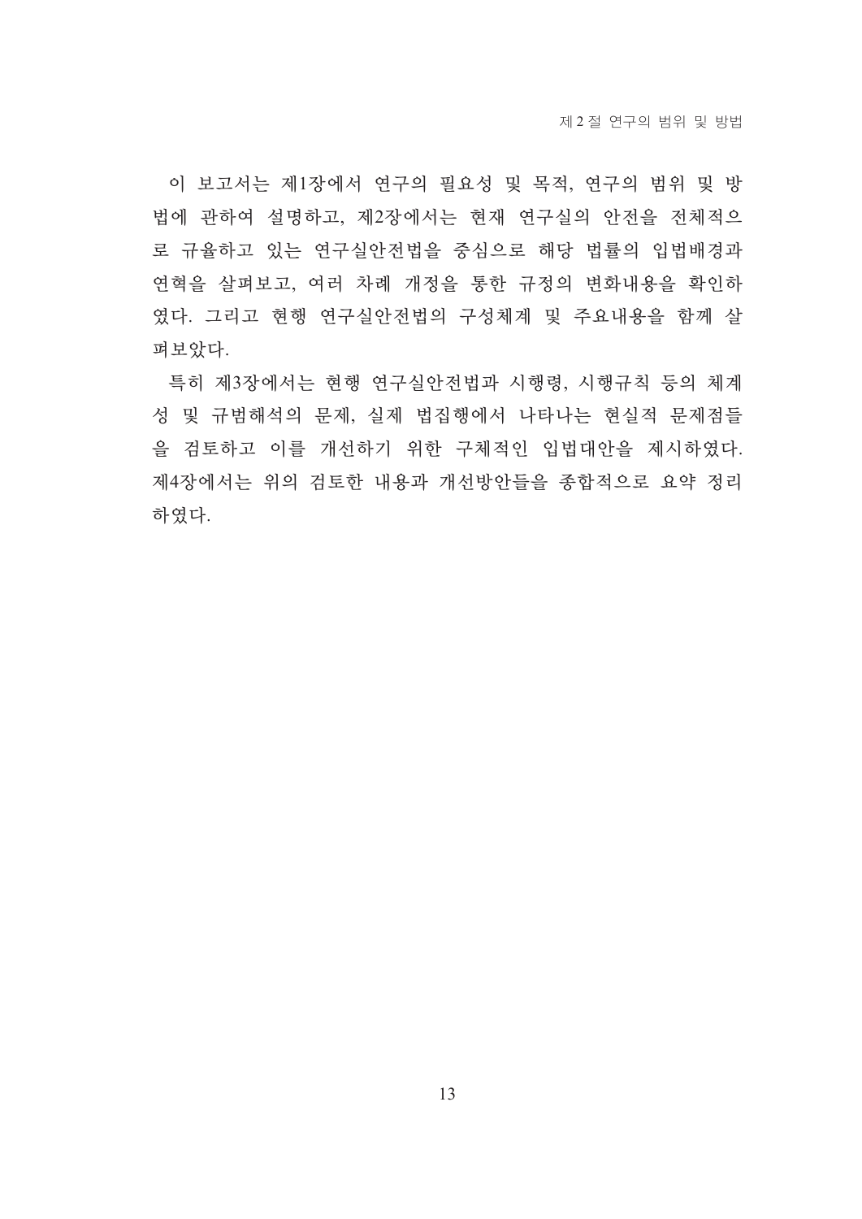이 보고서는 제1장에서 연구의 필요성 및 목적, 연구의 범위 및 방법에 관하여 설명하고, 제2장에서는 현재 연구실의 안전을 전체적으로 규율하고 있는 연구실안전법을 중심으로 해당 법률의 입법배경과 연혁을 살펴보고, 여러 차례 개정을 통한 규정의 변화내용을 확인하였다. 그리고 현행 연구실안전법의 구성체계 및 주요내용을 함께 살펴보았다.

특히 제3장에서는 현행 연구실안전법과 시행령, 시행규칙 등의 체계성 및 규범해석의 문제, 실제 법집행에서 나타나는 현실적 문제점들을 검토하고 이를 개선하기 위한 구체적인 입법대안을 제시하였다. 제4장에서는 위의 검토한 내용과 개선방안들을 종합적으로 요약 정리하였다.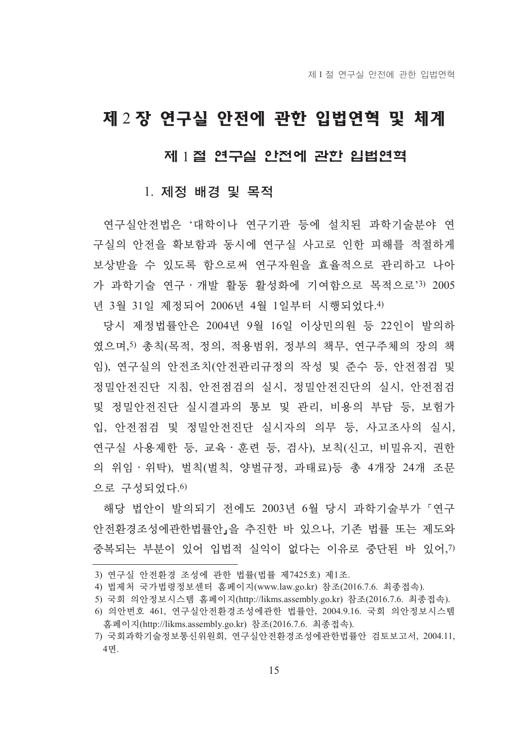# 제 2 장 연구실 안전에 관한 입법연혁 및 체계

## 제 1 절 연구실 안전에 관한 입법연혁

### 1. 제정 배경 및 목적

연구실안전법은 '대학이나 연구기관 등에 설치된 과학기술분야 연구실의 안전을 확보함과 동시에 연구실 사고로 인한 피해를 적절하게 보상받을 수 있도록 함으로써 연구자원을 효율적으로 관리하고 나아가 과학기술 연구·개발 활동 활성화에 기여함으로 목적으로'[3] 2005년 3월 31일 제정되어 2006년 4월 1일부터 시행되었다.[4]

당시 제정법률안은 2004년 9월 16일 이상민의원 등 22인이 발의하였으며,[5] 총칙(목적, 정의, 적용범위, 정부의 책무, 연구주체의 장의 책임), 연구실의 안전조치(안전관리규정의 작성 및 준수 등, 안전점검 및 정밀안전진단 지침, 안전점검의 실시, 정밀안전진단의 실시, 안전점검 및 정밀안전진단 실시결과의 통보 및 관리, 비용의 부담 등, 보험가입, 안전점검 및 정밀안전진단 실시자의 의무 등, 사고조사의 실시, 연구실 사용제한 등, 교육·훈련 등, 검사), 보칙(신고, 비밀유지, 권한의 위임·위탁), 벌칙(벌칙, 양벌규정, 과태료)등 총 4개장 24개 조문으로 구성되었다.[6]

해당 법안이 발의되기 전에도 2003년 6월 당시 과학기술부가 「연구안전환경조성에관한법률안」을 추진한 바 있으나, 기존 법률 또는 제도와 중복되는 부분이 있어 입법적 실익이 없다는 이유로 중단된 바 있어,[7]

---

3) 연구실 안전환경 조성에 관한 법률(법률 제7425호) 제1조.

4) 법제처 국가법령정보센터 홈페이지(www.law.go.kr) 참조(2016.7.6. 최종접속).

5) 국회 의안정보시스템 홈페이지(http://likms.assembly.go.kr) 참조(2016.7.6. 최종접속).

6) 의안번호 461, 연구실안전환경조성에관한 법률안, 2004.9.16. 국회 의안정보시스템 홈페이지(http://likms.assembly.go.kr) 참조(2016.7.6. 최종접속).

7) 국회과학기술정보통신위원회, 연구실안전환경조성에관한법률안 검토보고서, 2004.11, 4면.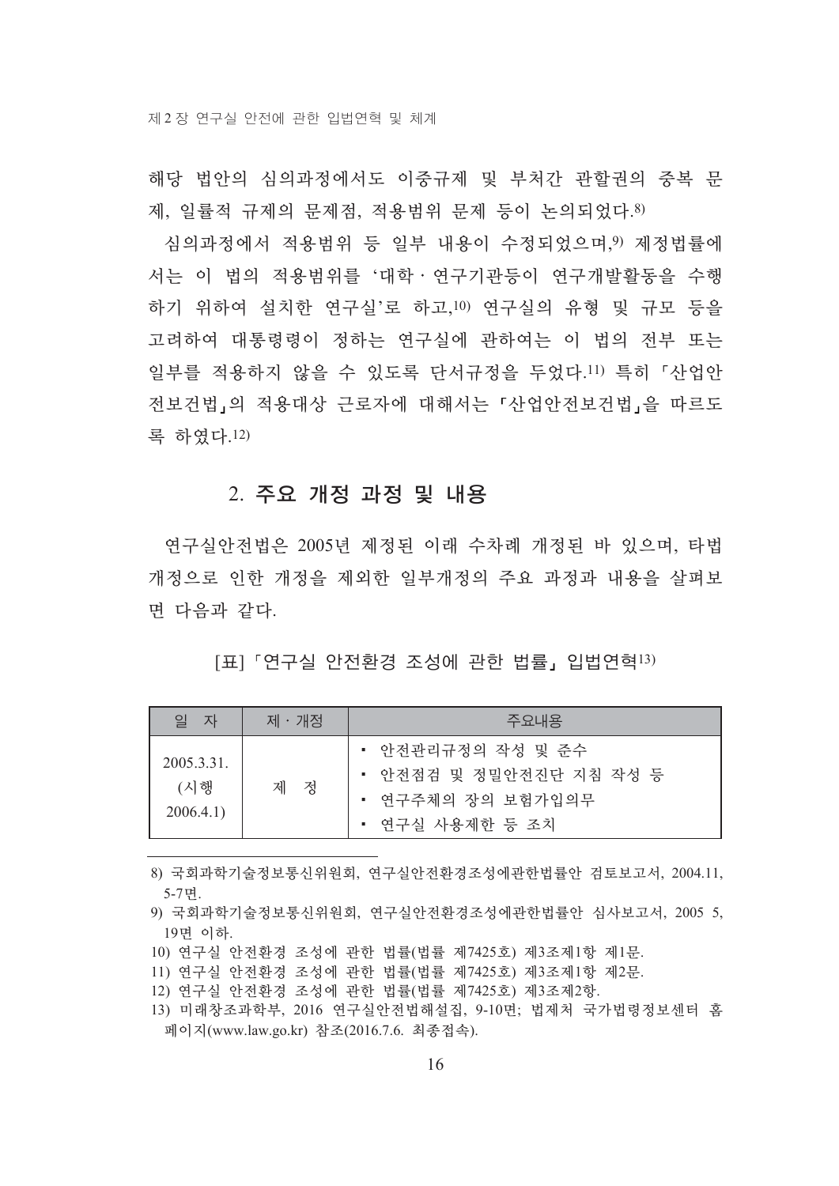해당 법안의 심의과정에서도 이중규제 및 부처간 관할권의 중복 문제, 일률적 규제의 문제점, 적용범위 문제 등이 논의되었다.[8]

심의과정에서 적용범위 등 일부 내용이 수정되었으며,[9] 제정법률에서는 이 법의 적용범위를 '대학 · 연구기관등이 연구개발활동을 수행하기 위하여 설치한 연구실'로 하고,[10] 연구실의 유형 및 규모 등을 고려하여 대통령령이 정하는 연구실에 관하여는 이 법의 전부 또는 일부를 적용하지 않을 수 있도록 단서규정을 두었다.[11] 특히 「산업안전보건법」의 적용대상 근로자에 대해서는 「산업안전보건법」을 따르도록 하였다.[12]

## 2. 주요 개정 과정 및 내용

연구실안전법은 2005년 제정된 이래 수차례 개정된 바 있으며, 타법 개정으로 인한 개정을 제외한 일부개정의 주요 과정과 내용을 살펴보면 다음과 같다.

[표] 「연구실 안전환경 조성에 관한 법률」 입법연혁[13]

| 일 자 | 제 · 개정 | 주요내용 |
|---|---|---|
| 2005.3.31.<br>(시행<br>2006.4.1) | 제 정 | • 안전관리규정의 작성 및 준수<br>• 안전점검 및 정밀안전진단 지침 작성 등<br>• 연구주체의 장의 보험가입의무<br>• 연구실 사용제한 등 조치 |

---

8) 국회과학기술정보통신위원회, 연구실안전환경조성에관한법률안 검토보고서, 2004.11, 5-7면.

9) 국회과학기술정보통신위원회, 연구실안전환경조성에관한법률안 심사보고서, 2005 5, 19면 이하.

10) 연구실 안전환경 조성에 관한 법률(법률 제7425호) 제3조제1항 제1문.

11) 연구실 안전환경 조성에 관한 법률(법률 제7425호) 제3조제1항 제2문.

12) 연구실 안전환경 조성에 관한 법률(법률 제7425호) 제3조제2항.

13) 미래창조과학부, 2016 연구실안전법해설집, 9-10면; 법제처 국가법령정보센터 홈페이지(www.law.go.kr) 참조(2016.7.6. 최종접속).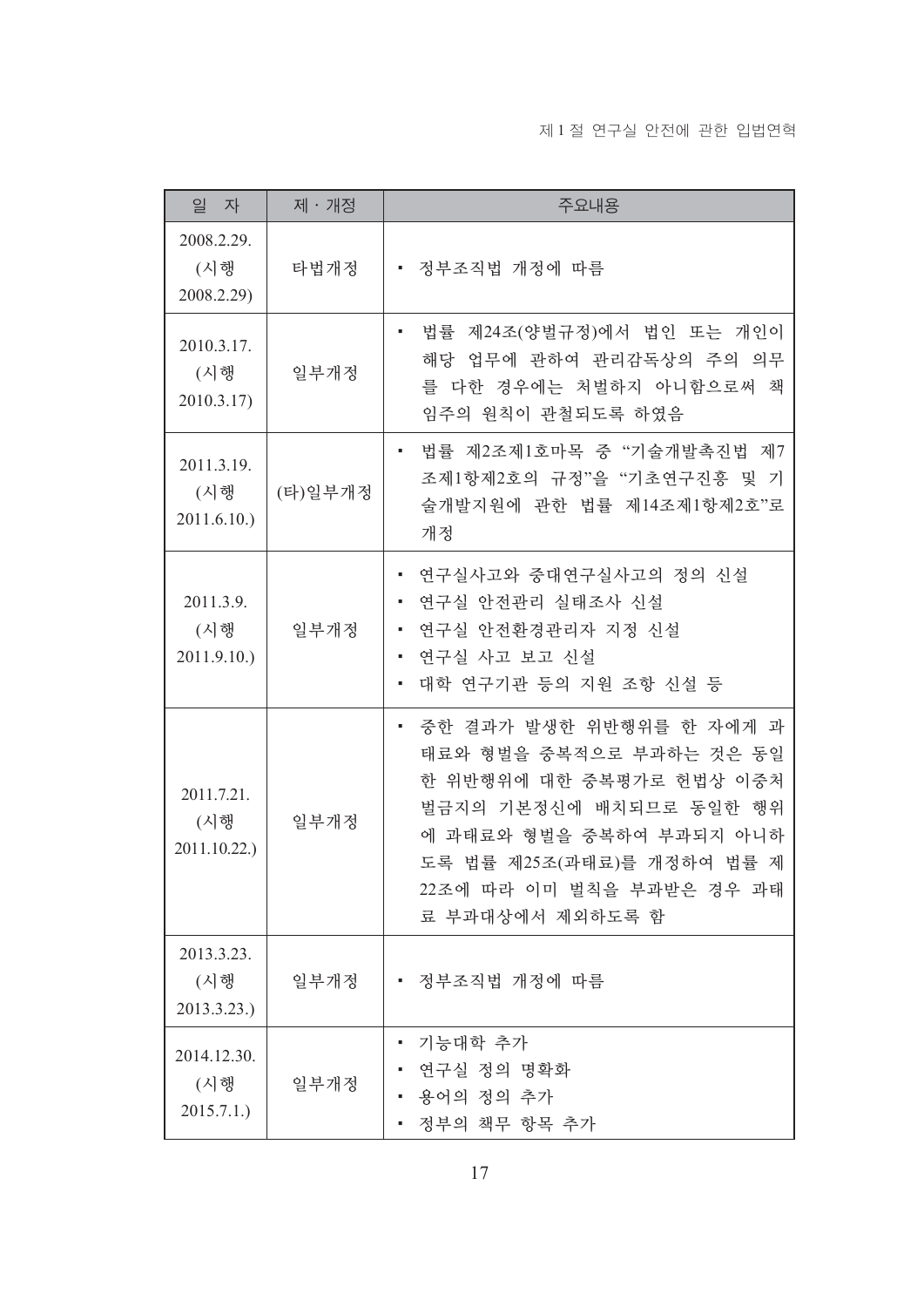| 일 자 | 제·개정 | 주요내용 |
| --- | --- | --- |
| 2008.2.29. (시행 2008.2.29) | 타법개정 | ▪ 정부조직법 개정에 따름 |
| 2010.3.17. (시행 2010.3.17) | 일부개정 | ▪ 법률 제24조(양벌규정)에서 법인 또는 개인이 해당 업무에 관하여 관리감독상의 주의 의무를 다한 경우에는 처벌하지 아니함으로써 책임주의 원칙이 관철되도록 하였음 |
| 2011.3.19. (시행 2011.6.10.) | (타)일부개정 | ▪ 법률 제2조제1호마목 중 “기술개발촉진법 제7조제1항제2호의 규정”을 “기초연구진흥 및 기술개발지원에 관한 법률 제14조제1항제2호”로 개정 |
| 2011.3.9. (시행 2011.9.10.) | 일부개정 | ▪ 연구실사고와 중대연구실사고의 정의 신설<br>▪ 연구실 안전관리 실태조사 신설<br>▪ 연구실 안전환경관리자 지정 신설<br>▪ 연구실 사고 보고 신설<br>▪ 대학 연구기관 등의 지원 조항 신설 등 |
| 2011.7.21. (시행 2011.10.22.) | 일부개정 | ▪ 중한 결과가 발생한 위반행위를 한 자에게 과태료와 형벌을 중복적으로 부과하는 것은 동일한 위반행위에 대한 중복평가로 헌법상 이중처벌금지의 기본정신에 배치되므로 동일한 행위에 과태료와 형벌을 중복하여 부과되지 아니하도록 법률 제25조(과태료)를 개정하여 법률 제22조에 따라 이미 벌칙을 부과받은 경우 과태료 부과대상에서 제외하도록 함 |
| 2013.3.23. (시행 2013.3.23.) | 일부개정 | ▪ 정부조직법 개정에 따름 |
| 2014.12.30. (시행 2015.7.1.) | 일부개정 | ▪ 기능대학 추가<br>▪ 연구실 정의 명확화<br>▪ 용어의 정의 추가<br>▪ 정부의 책무 항목 추가 |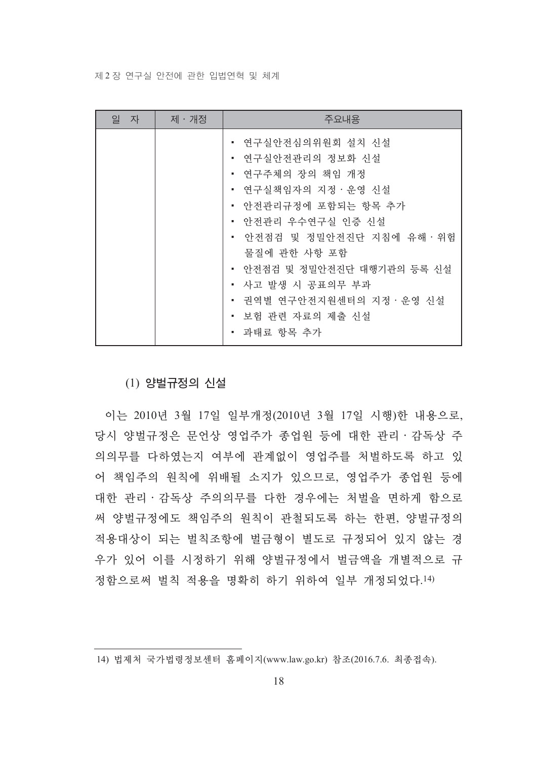| 일 자 | 제 · 개정 | 주요내용 |
|---|---|---|
| | | ▪ 연구실안전심의위원회 설치 신설<br>▪ 연구실안전관리의 정보화 신설<br>▪ 연구주체의 장의 책임 개정<br>▪ 연구실책임자의 지정 · 운영 신설<br>▪ 안전관리규정에 포함되는 항목 추가<br>▪ 안전관리 우수연구실 인증 신설<br>▪ 안전점검 및 정밀안전진단 지침에 유해 · 위험 물질에 관한 사항 포함<br>▪ 안전점검 및 정밀안전진단 대행기관의 등록 신설<br>▪ 사고 발생 시 공표의무 부과<br>▪ 권역별 연구안전지원센터의 지정 · 운영 신설<br>▪ 보험 관련 자료의 제출 신설<br>▪ 과태료 항목 추가 |

### (1) 양벌규정의 신설

이는 2010년 3월 17일 일부개정(2010년 3월 17일 시행)한 내용으로, 당시 양벌규정은 문언상 영업주가 종업원 등에 대한 관리 · 감독상 주의의무를 다하였는지 여부에 관계없이 영업주를 처벌하도록 하고 있어 책임주의 원칙에 위배될 소지가 있으므로, 영업주가 종업원 등에 대한 관리 · 감독상 주의의무를 다한 경우에는 처벌을 면하게 함으로써 양벌규정에도 책임주의 원칙이 관철되도록 하는 한편, 양벌규정의 적용대상이 되는 벌칙조항에 벌금형이 별도로 규정되어 있지 않는 경우가 있어 이를 시정하기 위해 양벌규정에서 벌금액을 개별적으로 규정함으로써 벌칙 적용을 명확히 하기 위하여 일부 개정되었다.[14]

---

14) 법제처 국가법령정보센터 홈페이지(www.law.go.kr) 참조(2016.7.6. 최종접속).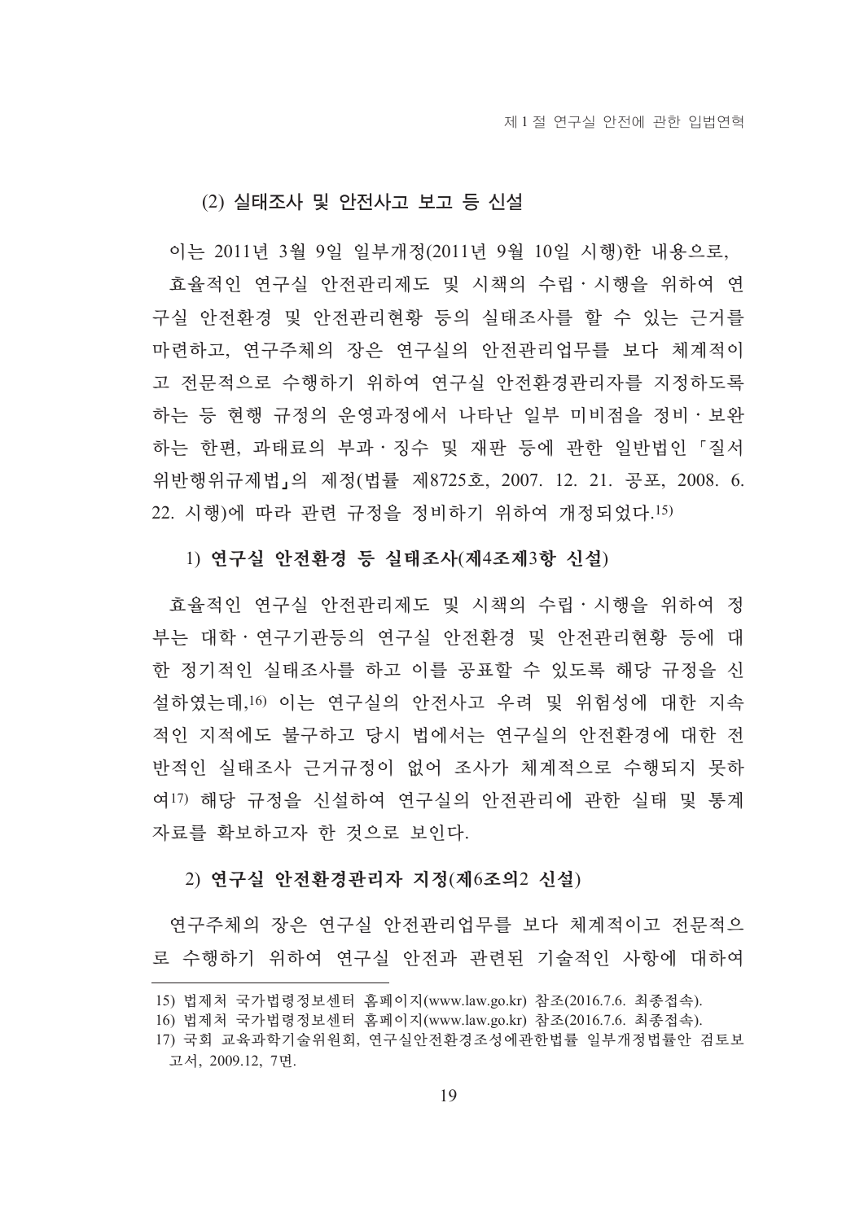### (2) 실태조사 및 안전사고 보고 등 신설

이는 2011년 3월 9일 일부개정(2011년 9월 10일 시행)한 내용으로, 효율적인 연구실 안전관리제도 및 시책의 수립 · 시행을 위하여 연구실 안전환경 및 안전관리현황 등의 실태조사를 할 수 있는 근거를 마련하고, 연구주체의 장은 연구실의 안전관리업무를 보다 체계적이고 전문적으로 수행하기 위하여 연구실 안전환경관리자를 지정하도록 하는 등 현행 규정의 운영과정에서 나타난 일부 미비점을 정비 · 보완하는 한편, 과태료의 부과 · 징수 및 재판 등에 관한 일반법인 「질서위반행위규제법」의 제정(법률 제8725호, 2007. 12. 21. 공포, 2008. 6. 22. 시행)에 따라 관련 규정을 정비하기 위하여 개정되었다.[15]

#### 1) **연구실 안전환경 등 실태조사(제4조제3항 신설)**

효율적인 연구실 안전관리제도 및 시책의 수립 · 시행을 위하여 정부는 대학 · 연구기관등의 연구실 안전환경 및 안전관리현황 등에 대한 정기적인 실태조사를 하고 이를 공표할 수 있도록 해당 규정을 신설하였는데,[16] 이는 연구실의 안전사고 우려 및 위험성에 대한 지속적인 지적에도 불구하고 당시 법에서는 연구실의 안전환경에 대한 전반적인 실태조사 근거규정이 없어 조사가 체계적으로 수행되지 못하여[17] 해당 규정을 신설하여 연구실의 안전관리에 관한 실태 및 통계자료를 확보하고자 한 것으로 보인다.

#### 2) **연구실 안전환경관리자 지정(제6조의2 신설)**

연구주체의 장은 연구실 안전관리업무를 보다 체계적이고 전문적으로 수행하기 위하여 연구실 안전과 관련된 기술적인 사항에 대하여

---

15) 법제처 국가법령정보센터 홈페이지(www.law.go.kr) 참조(2016.7.6. 최종접속).

16) 법제처 국가법령정보센터 홈페이지(www.law.go.kr) 참조(2016.7.6. 최종접속).

17) 국회 교육과학기술위원회, 연구실안전환경조성에관한법률 일부개정법률안 검토보고서, 2009.12, 7면.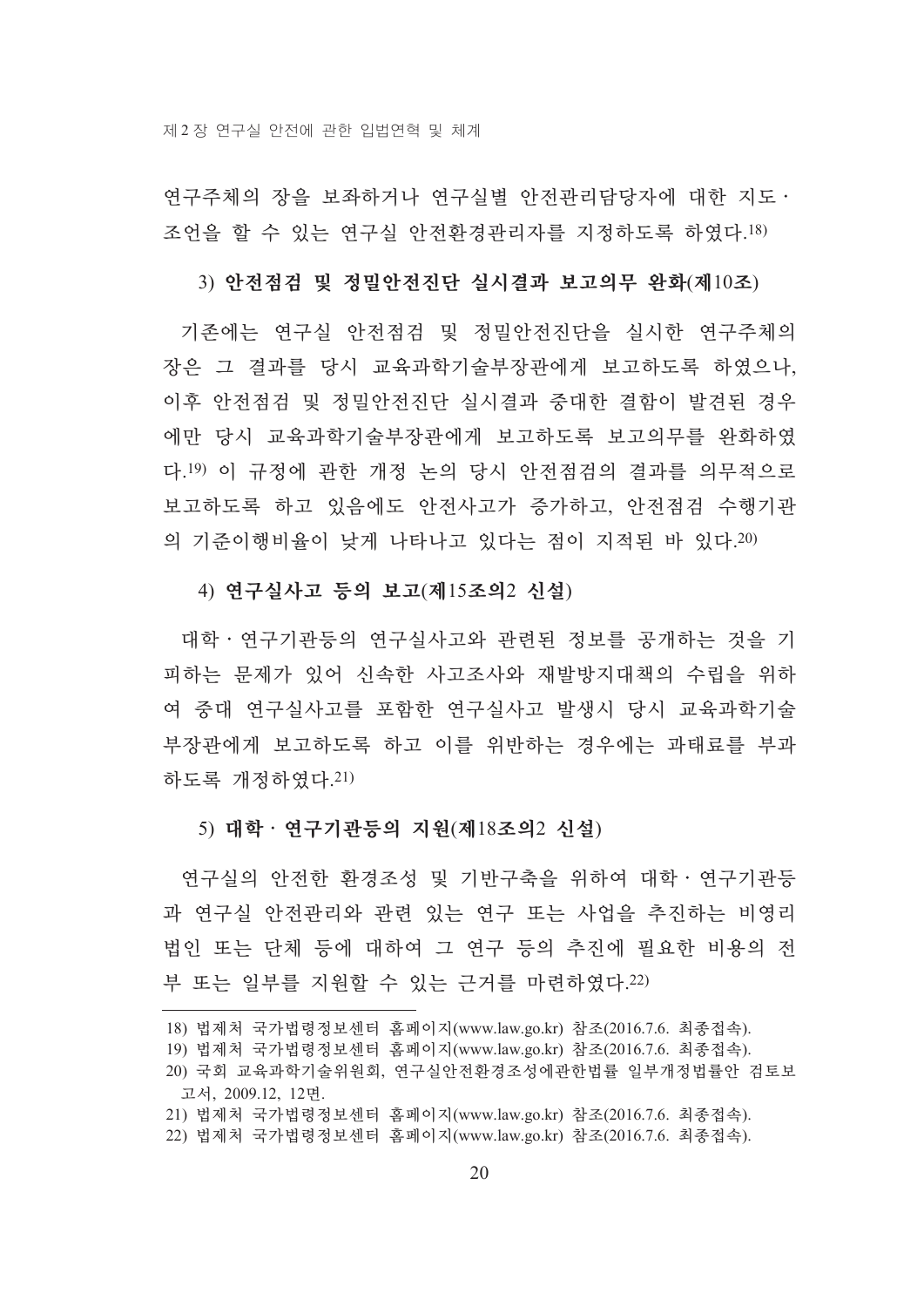연구주체의 장을 보좌하거나 연구실별 안전관리담당자에 대한 지도ㆍ조언을 할 수 있는 연구실 안전환경관리자를 지정하도록 하였다.[18]

#### 3) 안전점검 및 정밀안전진단 실시결과 보고의무 완화(제10조)

기존에는 연구실 안전점검 및 정밀안전진단을 실시한 연구주체의 장은 그 결과를 당시 교육과학기술부장관에게 보고하도록 하였으나, 이후 안전점검 및 정밀안전진단 실시결과 중대한 결함이 발견된 경우에만 당시 교육과학기술부장관에게 보고하도록 보고의무를 완화하였다.[19] 이 규정에 관한 개정 논의 당시 안전점검의 결과를 의무적으로 보고하도록 하고 있음에도 안전사고가 증가하고, 안전점검 수행기관의 기준이행비율이 낮게 나타나고 있다는 점이 지적된 바 있다.[20]

#### 4) 연구실사고 등의 보고(제15조의2 신설)

대학ㆍ연구기관등의 연구실사고와 관련된 정보를 공개하는 것을 기피하는 문제가 있어 신속한 사고조사와 재발방지대책의 수립을 위하여 중대 연구실사고를 포함한 연구실사고 발생시 당시 교육과학기술부장관에게 보고하도록 하고 이를 위반하는 경우에는 과태료를 부과하도록 개정하였다.[21]

#### 5) 대학ㆍ연구기관등의 지원(제18조의2 신설)

연구실의 안전한 환경조성 및 기반구축을 위하여 대학ㆍ연구기관등과 연구실 안전관리와 관련 있는 연구 또는 사업을 추진하는 비영리법인 또는 단체 등에 대하여 그 연구 등의 추진에 필요한 비용의 전부 또는 일부를 지원할 수 있는 근거를 마련하였다.[22]

---

18) 법제처 국가법령정보센터 홈페이지(www.law.go.kr) 참조(2016.7.6. 최종접속).

19) 법제처 국가법령정보센터 홈페이지(www.law.go.kr) 참조(2016.7.6. 최종접속).

20) 국회 교육과학기술위원회, 연구실안전환경조성에관한법률 일부개정법률안 검토보고서, 2009.12, 12면.

21) 법제처 국가법령정보센터 홈페이지(www.law.go.kr) 참조(2016.7.6. 최종접속).

22) 법제처 국가법령정보센터 홈페이지(www.law.go.kr) 참조(2016.7.6. 최종접속).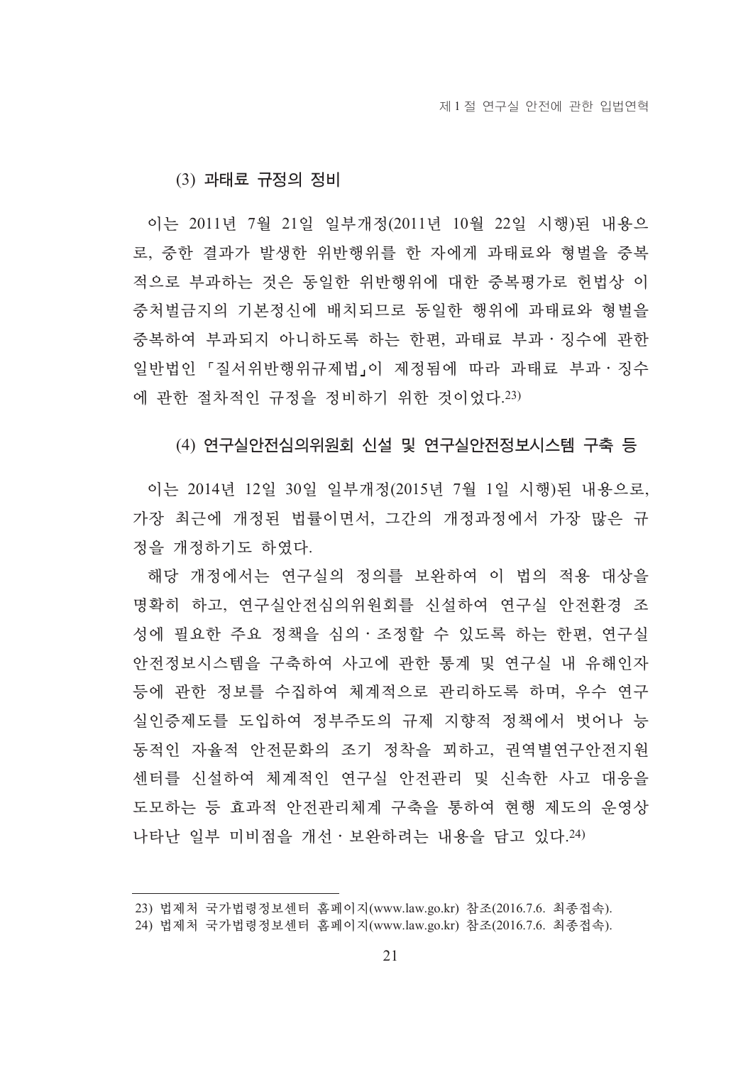### (3) 과태료 규정의 정비

이는 2011년 7월 21일 일부개정(2011년 10월 22일 시행)된 내용으로, 중한 결과가 발생한 위반행위를 한 자에게 과태료와 형벌을 중복적으로 부과하는 것은 동일한 위반행위에 대한 중복평가로 헌법상 이중처벌금지의 기본정신에 배치되므로 동일한 행위에 과태료와 형벌을 중복하여 부과되지 아니하도록 하는 한편, 과태료 부과 · 징수에 관한 일반법인 「질서위반행위규제법」이 제정됨에 따라 과태료 부과 · 징수에 관한 절차적인 규정을 정비하기 위한 것이었다.[23)]

### (4) 연구실안전심의위원회 신설 및 연구실안전정보시스템 구축 등

이는 2014년 12일 30일 일부개정(2015년 7월 1일 시행)된 내용으로, 가장 최근에 개정된 법률이면서, 그간의 개정과정에서 가장 많은 규정을 개정하기도 하였다.

해당 개정에서는 연구실의 정의를 보완하여 이 법의 적용 대상을 명확히 하고, 연구실안전심의위원회를 신설하여 연구실 안전환경 조성에 필요한 주요 정책을 심의 · 조정할 수 있도록 하는 한편, 연구실안전정보시스템을 구축하여 사고에 관한 통계 및 연구실 내 유해인자 등에 관한 정보를 수집하여 체계적으로 관리하도록 하며, 우수 연구실인증제도를 도입하여 정부주도의 규제 지향적 정책에서 벗어나 능동적인 자율적 안전문화의 조기 정착을 꾀하고, 권역별연구안전지원센터를 신설하여 체계적인 연구실 안전관리 및 신속한 사고 대응을 도모하는 등 효과적 안전관리체계 구축을 통하여 현행 제도의 운영상 나타난 일부 미비점을 개선 · 보완하려는 내용을 담고 있다.[24)]

---

23) 법제처 국가법령정보센터 홈페이지(www.law.go.kr) 참조(2016.7.6. 최종접속).

24) 법제처 국가법령정보센터 홈페이지(www.law.go.kr) 참조(2016.7.6. 최종접속).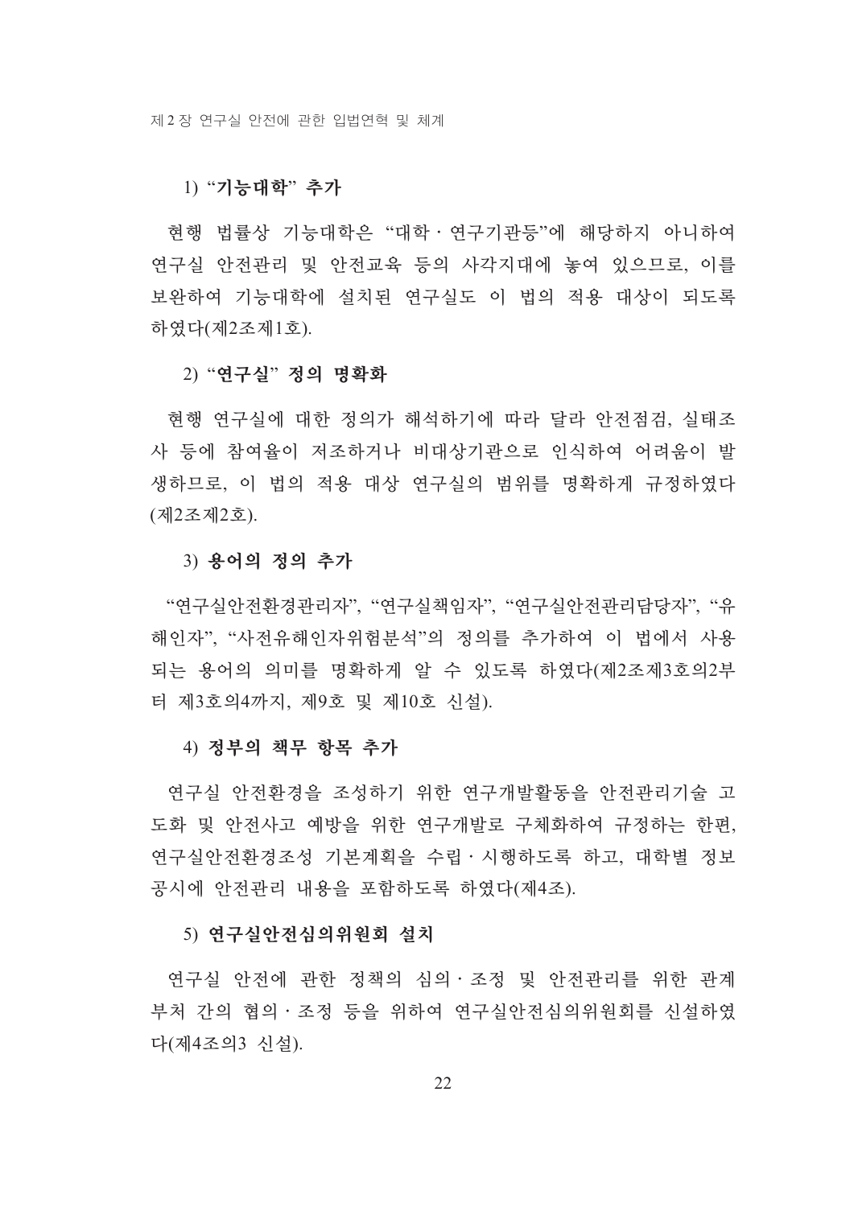#### 1) "**기능대학**" **추가**

현행 법률상 기능대학은 "대학 · 연구기관등"에 해당하지 아니하여 연구실 안전관리 및 안전교육 등의 사각지대에 놓여 있으므로, 이를 보완하여 기능대학에 설치된 연구실도 이 법의 적용 대상이 되도록 하였다(제2조제1호).

#### 2) "**연구실**" **정의 명확화**

현행 연구실에 대한 정의가 해석하기에 따라 달라 안전점검, 실태조사 등에 참여율이 저조하거나 비대상기관으로 인식하여 어려움이 발생하므로, 이 법의 적용 대상 연구실의 범위를 명확하게 규정하였다(제2조제2호).

#### 3) **용어의 정의 추가**

"연구실안전환경관리자", "연구실책임자", "연구실안전관리담당자", "유해인자", "사전유해인자위험분석"의 정의를 추가하여 이 법에서 사용되는 용어의 의미를 명확하게 알 수 있도록 하였다(제2조제3호의2부터 제3호의4까지, 제9호 및 제10호 신설).

#### 4) **정부의 책무 항목 추가**

연구실 안전환경을 조성하기 위한 연구개발활동을 안전관리기술 고도화 및 안전사고 예방을 위한 연구개발로 구체화하여 규정하는 한편, 연구실안전환경조성 기본계획을 수립 · 시행하도록 하고, 대학별 정보공시에 안전관리 내용을 포함하도록 하였다(제4조).

#### 5) **연구실안전심의위원회 설치**

연구실 안전에 관한 정책의 심의 · 조정 및 안전관리를 위한 관계부처 간의 협의 · 조정 등을 위하여 연구실안전심의위원회를 신설하였다(제4조의3 신설).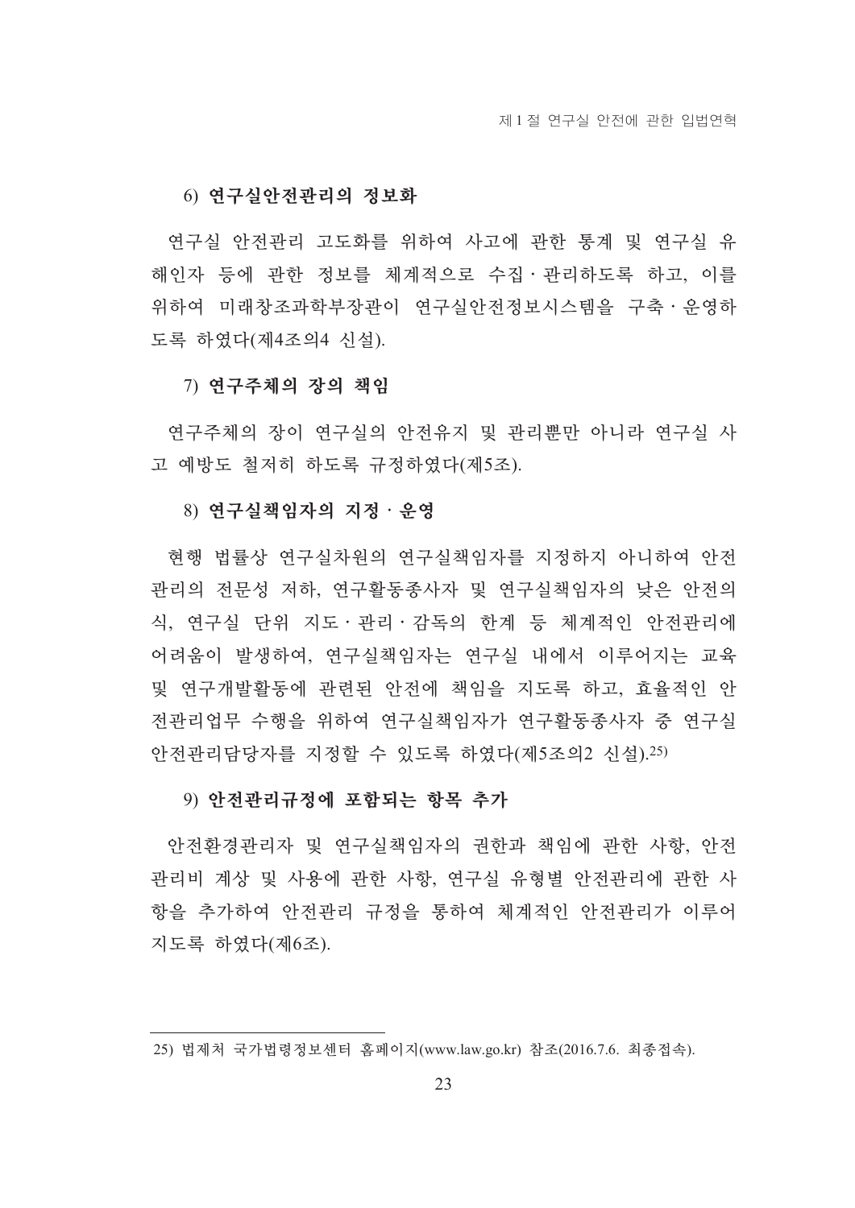#### 6) **연구실안전관리의 정보화**

연구실 안전관리 고도화를 위하여 사고에 관한 통계 및 연구실 유해인자 등에 관한 정보를 체계적으로 수집·관리하도록 하고, 이를 위하여 미래창조과학부장관이 연구실안전정보시스템을 구축·운영하도록 하였다(제4조의4 신설).

#### 7) **연구주체의 장의 책임**

연구주체의 장이 연구실의 안전유지 및 관리뿐만 아니라 연구실 사고 예방도 철저히 하도록 규정하였다(제5조).

#### 8) **연구실책임자의 지정·운영**

현행 법률상 연구실차원의 연구실책임자를 지정하지 아니하여 안전관리의 전문성 저하, 연구활동종사자 및 연구실책임자의 낮은 안전의식, 연구실 단위 지도·관리·감독의 한계 등 체계적인 안전관리에 어려움이 발생하여, 연구실책임자는 연구실 내에서 이루어지는 교육 및 연구개발활동에 관련된 안전에 책임을 지도록 하고, 효율적인 안전관리업무 수행을 위하여 연구실책임자가 연구활동종사자 중 연구실안전관리담당자를 지정할 수 있도록 하였다(제5조의2 신설).[25]

#### 9) **안전관리규정에 포함되는 항목 추가**

안전환경관리자 및 연구실책임자의 권한과 책임에 관한 사항, 안전관리비 계상 및 사용에 관한 사항, 연구실 유형별 안전관리에 관한 사항을 추가하여 안전관리 규정을 통하여 체계적인 안전관리가 이루어지도록 하였다(제6조).

---

25) 법제처 국가법령정보센터 홈페이지(www.law.go.kr) 참조(2016.7.6. 최종접속).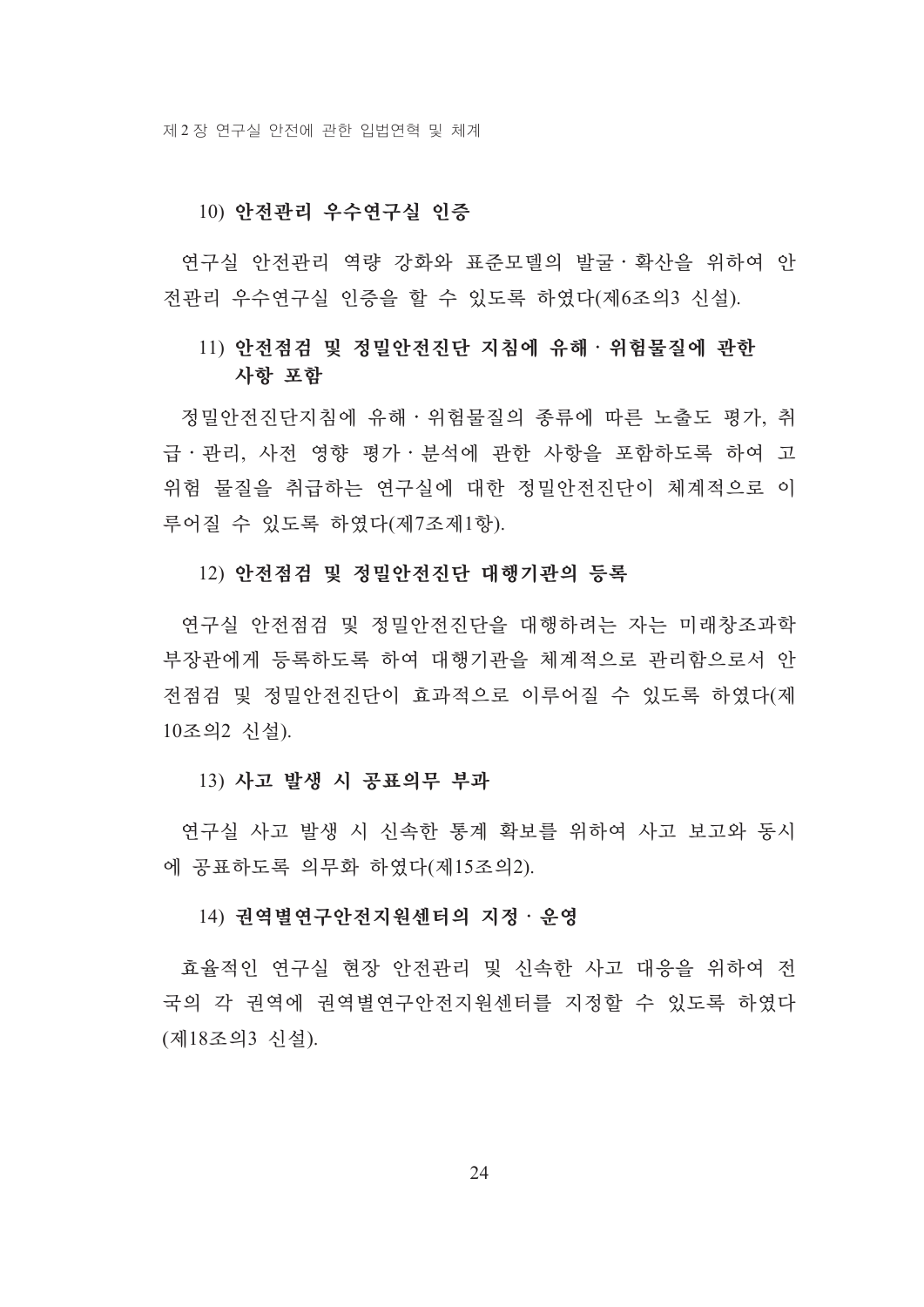#### 10) 안전관리 우수연구실 인증

연구실 안전관리 역량 강화와 표준모델의 발굴·확산을 위하여 안전관리 우수연구실 인증을 할 수 있도록 하였다(제6조의3 신설).

#### 11) 안전점검 및 정밀안전진단 지침에 유해·위험물질에 관한 사항 포함

정밀안전진단지침에 유해·위험물질의 종류에 따른 노출도 평가, 취급·관리, 사전 영향 평가·분석에 관한 사항을 포함하도록 하여 고위험 물질을 취급하는 연구실에 대한 정밀안전진단이 체계적으로 이루어질 수 있도록 하였다(제7조제1항).

#### 12) 안전점검 및 정밀안전진단 대행기관의 등록

연구실 안전점검 및 정밀안전진단을 대행하려는 자는 미래창조과학부장관에게 등록하도록 하여 대행기관을 체계적으로 관리함으로서 안전점검 및 정밀안전진단이 효과적으로 이루어질 수 있도록 하였다(제10조의2 신설).

#### 13) 사고 발생 시 공표의무 부과

연구실 사고 발생 시 신속한 통계 확보를 위하여 사고 보고와 동시에 공표하도록 의무화 하였다(제15조의2).

#### 14) 권역별연구안전지원센터의 지정·운영

효율적인 연구실 현장 안전관리 및 신속한 사고 대응을 위하여 전국의 각 권역에 권역별연구안전지원센터를 지정할 수 있도록 하였다(제18조의3 신설).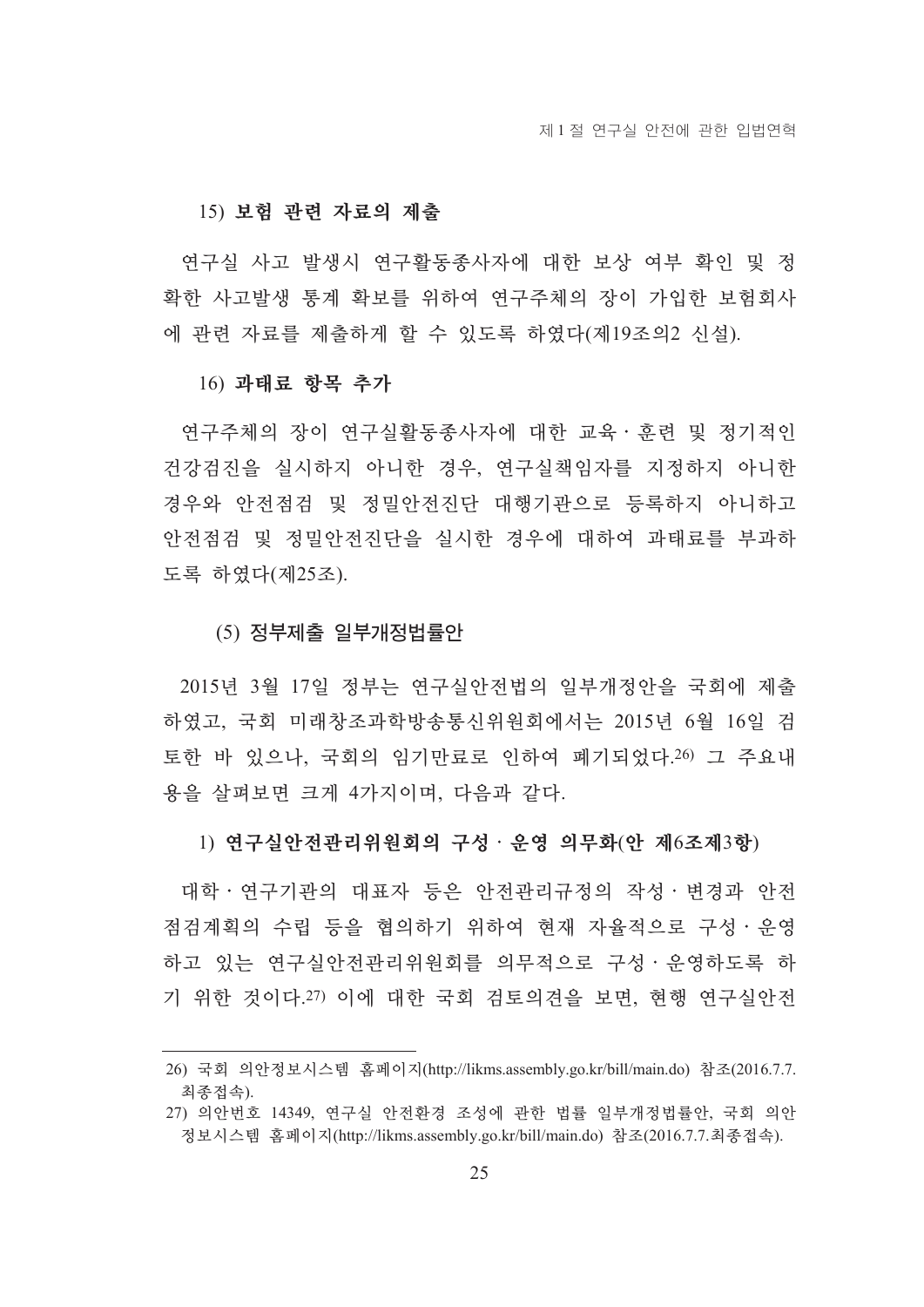15) **보험 관련 자료의 제출**

연구실 사고 발생시 연구활동종사자에 대한 보상 여부 확인 및 정확한 사고발생 통계 확보를 위하여 연구주체의 장이 가입한 보험회사에 관련 자료를 제출하게 할 수 있도록 하였다(제19조의2 신설).

16) **과태료 항목 추가**

연구주체의 장이 연구실활동종사자에 대한 교육·훈련 및 정기적인 건강검진을 실시하지 아니한 경우, 연구실책임자를 지정하지 아니한 경우와 안전점검 및 정밀안전진단 대행기관으로 등록하지 아니하고 안전점검 및 정밀안전진단을 실시한 경우에 대하여 과태료를 부과하도록 하였다(제25조).

#### (5) 정부제출 일부개정법률안

2015년 3월 17일 정부는 연구실안전법의 일부개정안을 국회에 제출하였고, 국회 미래창조과학방송통신위원회에서는 2015년 6월 16일 검토한 바 있으나, 국회의 임기만료로 인하여 폐기되었다.[26] 그 주요내용을 살펴보면 크게 4가지이며, 다음과 같다.

1) **연구실안전관리위원회의 구성·운영 의무화(안 제6조제3항)**

대학·연구기관의 대표자 등은 안전관리규정의 작성·변경과 안전점검계획의 수립 등을 협의하기 위하여 현재 자율적으로 구성·운영하고 있는 연구실안전관리위원회를 의무적으로 구성·운영하도록 하기 위한 것이다.[27] 이에 대한 국회 검토의견을 보면, 현행 연구실안전

---

26) 국회 의안정보시스템 홈페이지(http://likms.assembly.go.kr/bill/main.do) 참조(2016.7.7. 최종접속).

27) 의안번호 14349, 연구실 안전환경 조성에 관한 법률 일부개정법률안, 국회 의안정보시스템 홈페이지(http://likms.assembly.go.kr/bill/main.do) 참조(2016.7.7.최종접속).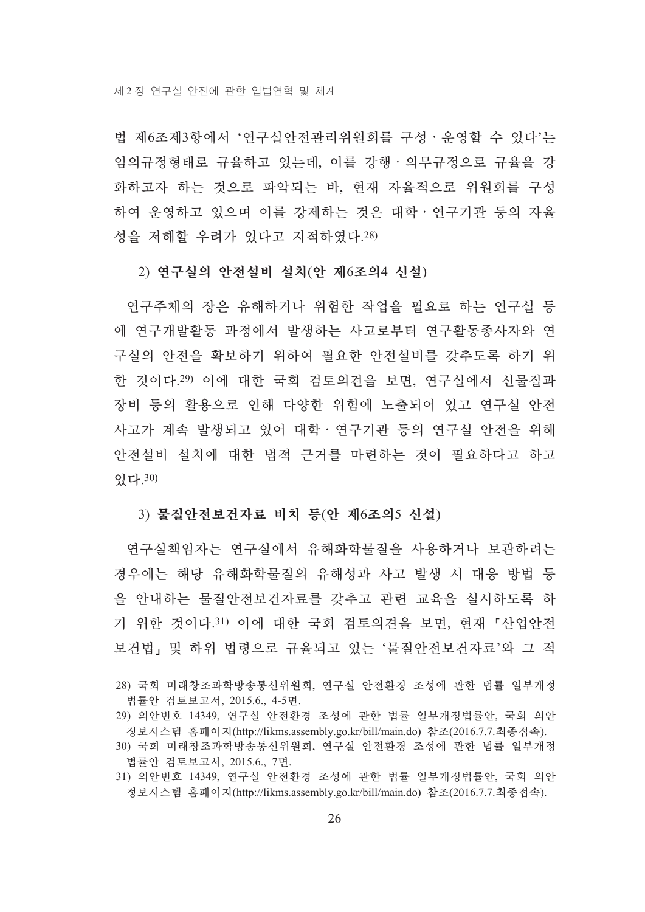법 제6조제3항에서 '연구실안전관리위원회를 구성 · 운영할 수 있다'는 임의규정형태로 규율하고 있는데, 이를 강행 · 의무규정으로 규율을 강화하고자 하는 것으로 파악되는 바, 현재 자율적으로 위원회를 구성하여 운영하고 있으며 이를 강제하는 것은 대학 · 연구기관 등의 자율성을 저해할 우려가 있다고 지적하였다.[28]

#### 2) **연구실의 안전설비 설치(안 제6조의4 신설)**

연구주체의 장은 유해하거나 위험한 작업을 필요로 하는 연구실 등에 연구개발활동 과정에서 발생하는 사고로부터 연구활동종사자와 연구실의 안전을 확보하기 위하여 필요한 안전설비를 갖추도록 하기 위한 것이다.[29] 이에 대한 국회 검토의견을 보면, 연구실에서 신물질과 장비 등의 활용으로 인해 다양한 위험에 노출되어 있고 연구실 안전사고가 계속 발생되고 있어 대학 · 연구기관 등의 연구실 안전을 위해 안전설비 설치에 대한 법적 근거를 마련하는 것이 필요하다고 하고 있다.[30]

#### 3) **물질안전보건자료 비치 등(안 제6조의5 신설)**

연구실책임자는 연구실에서 유해화학물질을 사용하거나 보관하려는 경우에는 해당 유해화학물질의 유해성과 사고 발생 시 대응 방법 등을 안내하는 물질안전보건자료를 갖추고 관련 교육을 실시하도록 하기 위한 것이다.[31] 이에 대한 국회 검토의견을 보면, 현재 「산업안전보건법」 및 하위 법령으로 규율되고 있는 '물질안전보건자료'와 그 적

---

28) 국회 미래창조과학방송통신위원회, 연구실 안전환경 조성에 관한 법률 일부개정법률안 검토보고서, 2015.6., 4-5면.

29) 의안번호 14349, 연구실 안전환경 조성에 관한 법률 일부개정법률안, 국회 의안정보시스템 홈페이지(http://likms.assembly.go.kr/bill/main.do) 참조(2016.7.7.최종접속).

30) 국회 미래창조과학방송통신위원회, 연구실 안전환경 조성에 관한 법률 일부개정법률안 검토보고서, 2015.6., 7면.

31) 의안번호 14349, 연구실 안전환경 조성에 관한 법률 일부개정법률안, 국회 의안정보시스템 홈페이지(http://likms.assembly.go.kr/bill/main.do) 참조(2016.7.7.최종접속).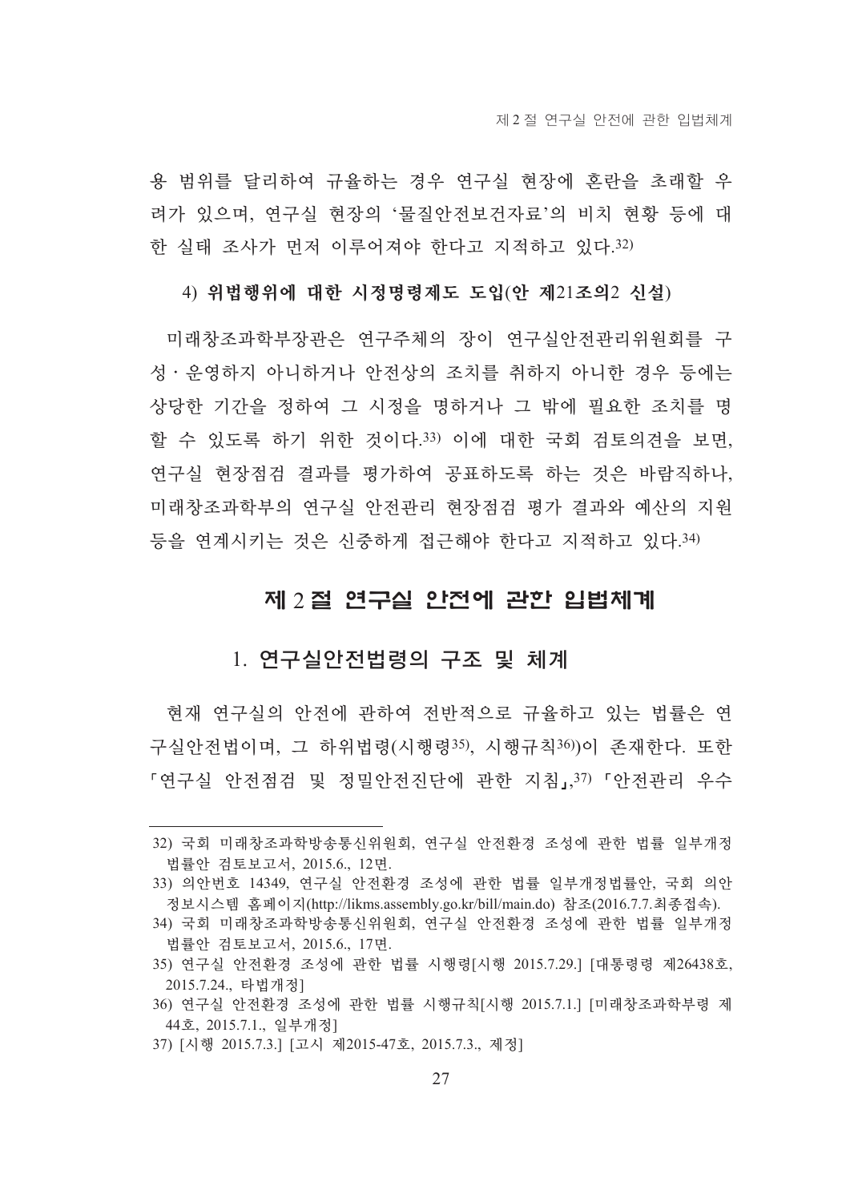용 범위를 달리하여 규율하는 경우 연구실 현장에 혼란을 초래할 우려가 있으며, 연구실 현장의 '물질안전보건자료'의 비치 현황 등에 대한 실태 조사가 먼저 이루어져야 한다고 지적하고 있다.[32)]

#### 4) **위법행위에 대한 시정명령제도 도입(안 제21조의2 신설)**

미래창조과학부장관은 연구주체의 장이 연구실안전관리위원회를 구성･운영하지 아니하거나 안전상의 조치를 취하지 아니한 경우 등에는 상당한 기간을 정하여 그 시정을 명하거나 그 밖에 필요한 조치를 명할 수 있도록 하기 위한 것이다.[33)] 이에 대한 국회 검토의견을 보면, 연구실 현장점검 결과를 평가하여 공표하도록 하는 것은 바람직하나, 미래창조과학부의 연구실 안전관리 현장점검 평가 결과와 예산의 지원 등을 연계시키는 것은 신중하게 접근해야 한다고 지적하고 있다.[34)]

## 제 2 절 연구실 안전에 관한 입법체계

### 1. 연구실안전법령의 구조 및 체계

현재 연구실의 안전에 관하여 전반적으로 규율하고 있는 법률은 연구실안전법이며, 그 하위법령(시행령[35)], 시행규칙[36)])이 존재한다. 또한 「연구실 안전점검 및 정밀안전진단에 관한 지침」,[37)] 「안전관리 우수

---

32) 국회 미래창조과학방송통신위원회, 연구실 안전환경 조성에 관한 법률 일부개정법률안 검토보고서, 2015.6., 12면.

33) 의안번호 14349, 연구실 안전환경 조성에 관한 법률 일부개정법률안, 국회 의안정보시스템 홈페이지(http://likms.assembly.go.kr/bill/main.do) 참조(2016.7.7.최종접속).

34) 국회 미래창조과학방송통신위원회, 연구실 안전환경 조성에 관한 법률 일부개정법률안 검토보고서, 2015.6., 17면.

35) 연구실 안전환경 조성에 관한 법률 시행령[시행 2015.7.29.] [대통령령 제26438호, 2015.7.24., 타법개정]

36) 연구실 안전환경 조성에 관한 법률 시행규칙[시행 2015.7.1.] [미래창조과학부령 제44호, 2015.7.1., 일부개정]

37) [시행 2015.7.3.] [고시 제2015-47호, 2015.7.3., 제정]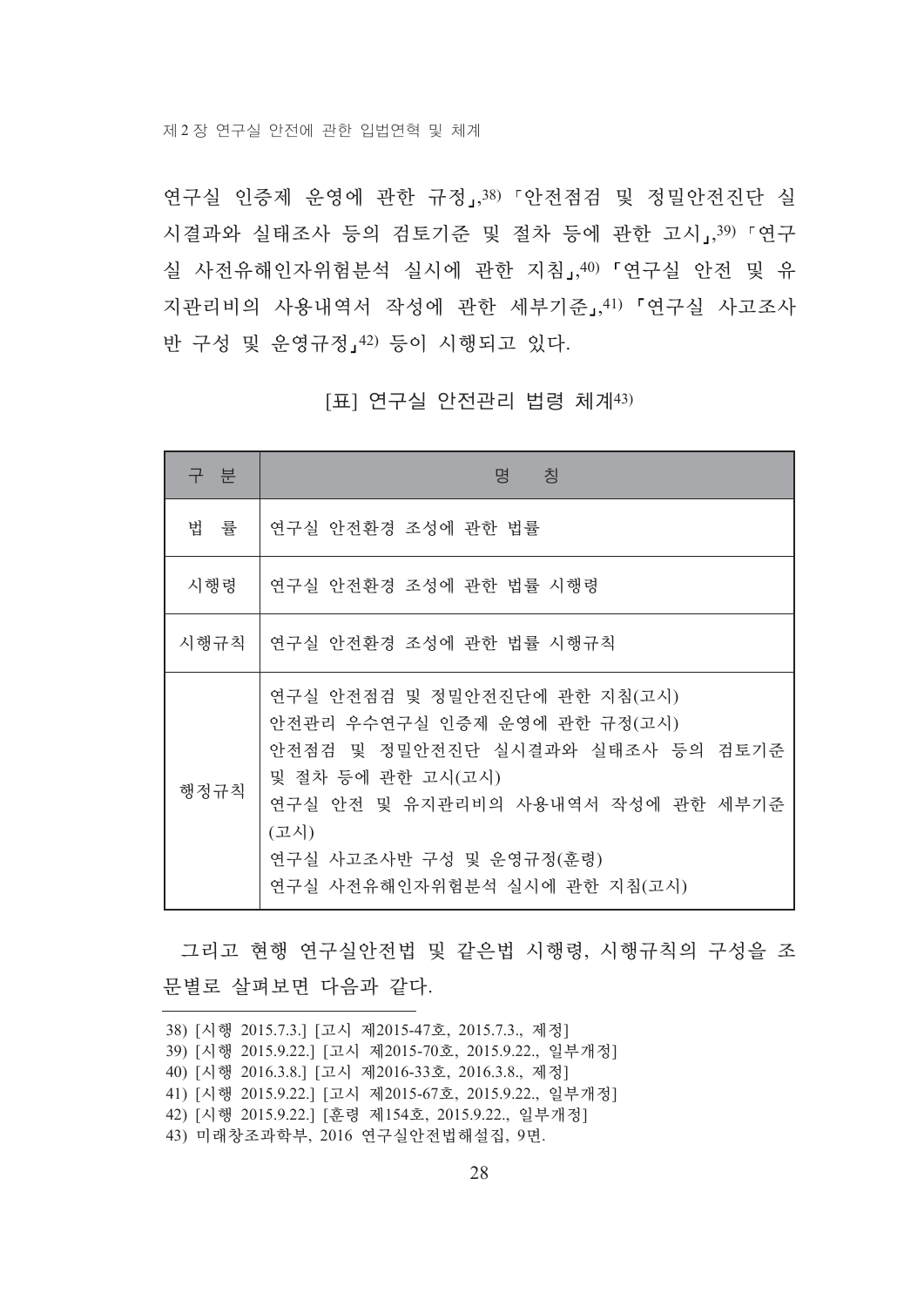연구실 인증제 운영에 관한 규정」,[38] 「안전점검 및 정밀안전진단 실시결과와 실태조사 등의 검토기준 및 절차 등에 관한 고시」,[39] 「연구실 사전유해인자위험분석 실시에 관한 지침」,[40] 「연구실 안전 및 유지관리비의 사용내역서 작성에 관한 세부기준」,[41] 「연구실 사고조사반 구성 및 운영규정」[42] 등이 시행되고 있다.

[표] 연구실 안전관리 법령 체계[43]

| 구 분 | 명 칭 |
|---|---|
| 법 률 | 연구실 안전환경 조성에 관한 법률 |
| 시행령 | 연구실 안전환경 조성에 관한 법률 시행령 |
| 시행규칙 | 연구실 안전환경 조성에 관한 법률 시행규칙 |
| 행정규칙 | 연구실 안전점검 및 정밀안전진단에 관한 지침(고시)<br>안전관리 우수연구실 인증제 운영에 관한 규정(고시)<br>안전점검 및 정밀안전진단 실시결과와 실태조사 등의 검토기준 및 절차 등에 관한 고시(고시)<br>연구실 안전 및 유지관리비의 사용내역서 작성에 관한 세부기준(고시)<br>연구실 사고조사반 구성 및 운영규정(훈령)<br>연구실 사전유해인자위험분석 실시에 관한 지침(고시) |

그리고 현행 연구실안전법 및 같은법 시행령, 시행규칙의 구성을 조문별로 살펴보면 다음과 같다.

---

38) [시행 2015.7.3.] [고시 제2015-47호, 2015.7.3., 제정]

39) [시행 2015.9.22.] [고시 제2015-70호, 2015.9.22., 일부개정]

40) [시행 2016.3.8.] [고시 제2016-33호, 2016.3.8., 제정]

41) [시행 2015.9.22.] [고시 제2015-67호, 2015.9.22., 일부개정]

42) [시행 2015.9.22.] [훈령 제154호, 2015.9.22., 일부개정]

43) 미래창조과학부, 2016 연구실안전법해설집, 9면.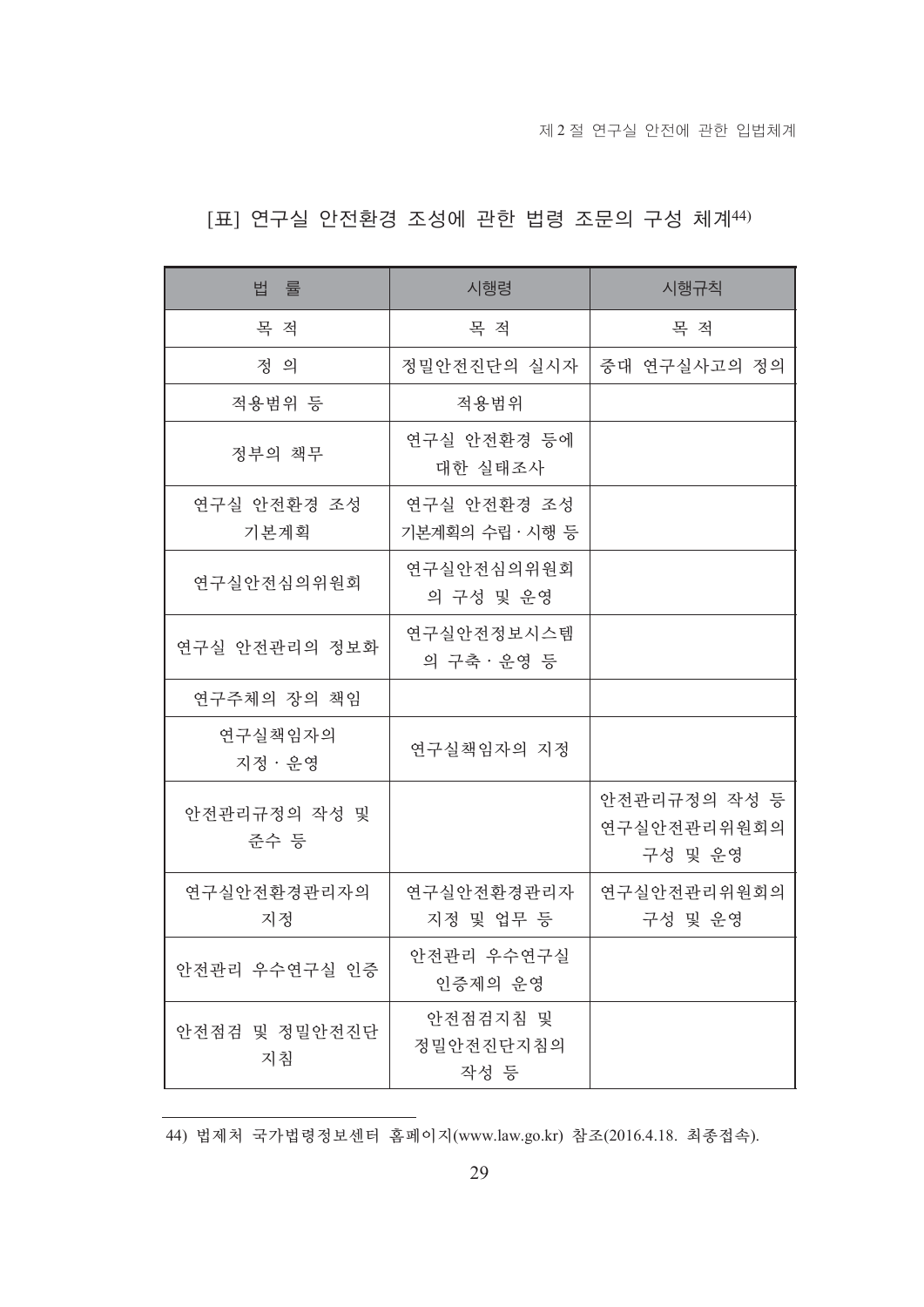[표] 연구실 안전환경 조성에 관한 법령 조문의 구성 체계[44]

| 법 률 | 시행령 | 시행규칙 |
|---|---|---|
| 목 적 | 목 적 | 목 적 |
| 정 의 | 정밀안전진단의 실시자 | 중대 연구실사고의 정의 |
| 적용범위 등 | 적용범위 | |
| 정부의 책무 | 연구실 안전환경 등에 대한 실태조사 | |
| 연구실 안전환경 조성 기본계획 | 연구실 안전환경 조성 기본계획의 수립·시행 등 | |
| 연구실안전심의위원회 | 연구실안전심의위원회의 구성 및 운영 | |
| 연구실 안전관리의 정보화 | 연구실안전정보시스템의 구축·운영 등 | |
| 연구주체의 장의 책임 | | |
| 연구실책임자의 지정·운영 | 연구실책임자의 지정 | |
| 안전관리규정의 작성 및 준수 등 | | 안전관리규정의 작성 등 연구실안전관리위원회의 구성 및 운영 |
| 연구실안전환경관리자의 지정 | 연구실안전환경관리자 지정 및 업무 등 | 연구실안전관리위원회의 구성 및 운영 |
| 안전관리 우수연구실 인증 | 안전관리 우수연구실 인증제의 운영 | |
| 안전점검 및 정밀안전진단 지침 | 안전점검지침 및 정밀안전진단지침의 작성 등 | |

44) 법제처 국가법령정보센터 홈페이지(www.law.go.kr) 참조(2016.4.18. 최종접속).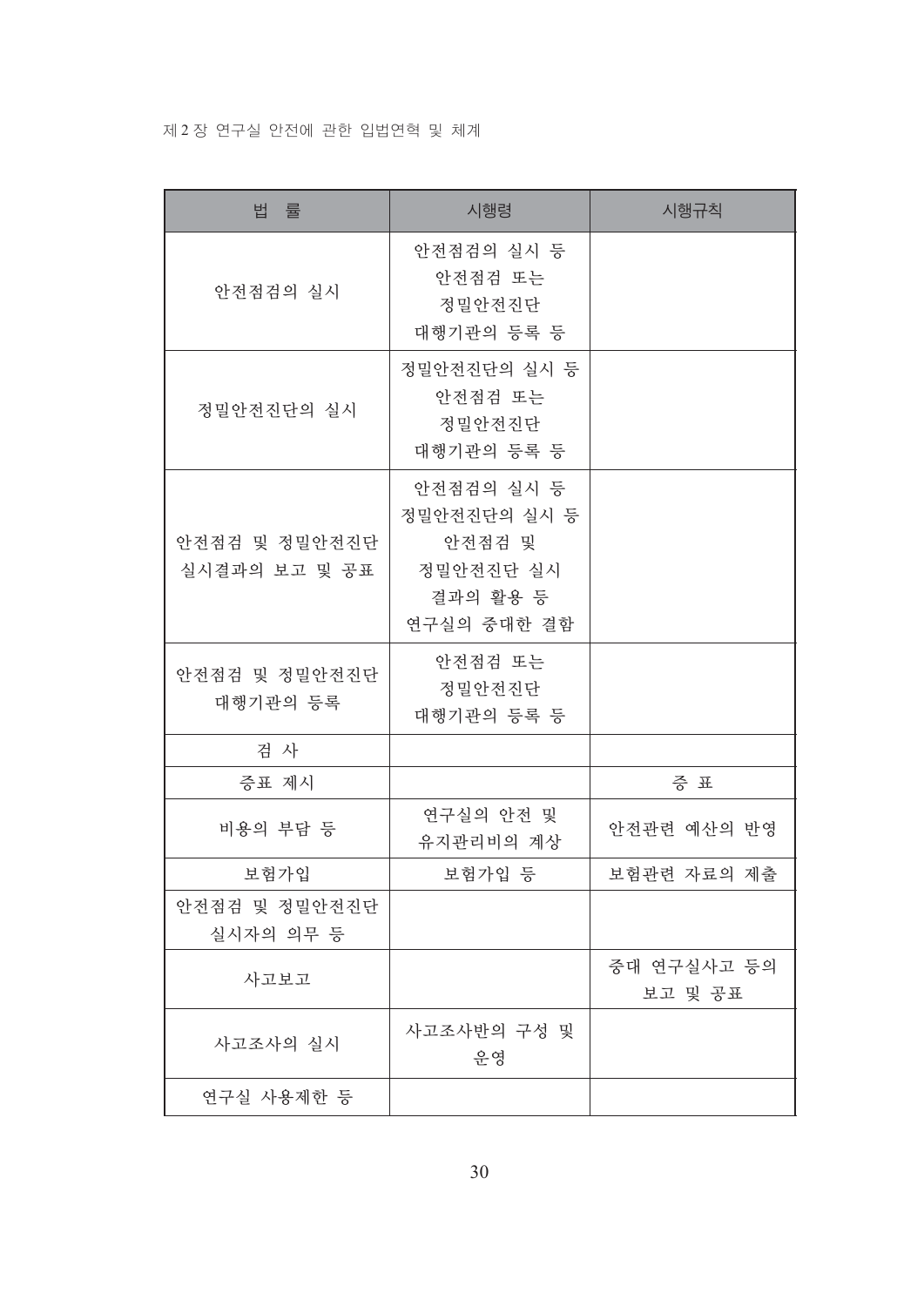| 법 률 | 시행령 | 시행규칙 |
|---|---|---|
| 안전점검의 실시 | 안전점검의 실시 등<br>안전점검 또는 정밀안전진단 대행기관의 등록 등 | |
| 정밀안전진단의 실시 | 정밀안전진단의 실시 등<br>안전점검 또는 정밀안전진단 대행기관의 등록 등 | |
| 안전점검 및 정밀안전진단 실시결과의 보고 및 공표 | 안전점검의 실시 등<br>정밀안전진단의 실시 등<br>안전점검 및 정밀안전진단 실시 결과의 활용 등<br>연구실의 중대한 결함 | |
| 안전점검 및 정밀안전진단 대행기관의 등록 | 안전점검 또는 정밀안전진단 대행기관의 등록 등 | |
| 검 사 | | |
| 증표 제시 | | 증 표 |
| 비용의 부담 등 | 연구실의 안전 및 유지관리비의 계상 | 안전관련 예산의 반영 |
| 보험가입 | 보험가입 등 | 보험관련 자료의 제출 |
| 안전점검 및 정밀안전진단 실시자의 의무 등 | | |
| 사고보고 | | 중대 연구실사고 등의 보고 및 공표 |
| 사고조사의 실시 | 사고조사반의 구성 및 운영 | |
| 연구실 사용제한 등 | | |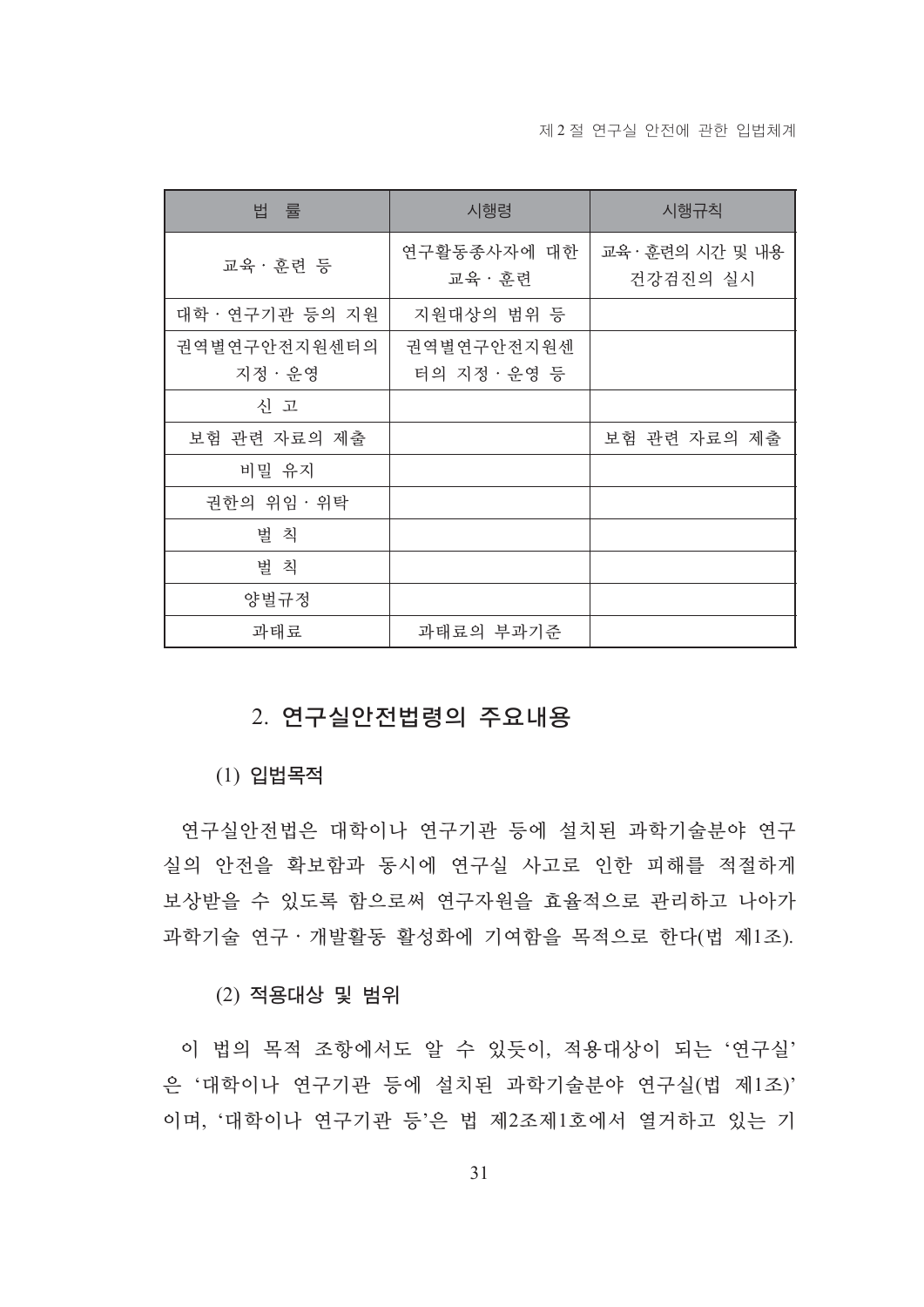| 법 률 | 시행령 | 시행규칙 |
|---|---|---|
| 교육 · 훈련 등 | 연구활동종사자에 대한 교육 · 훈련 | 교육 · 훈련의 시간 및 내용 건강검진의 실시 |
| 대학 · 연구기관 등의 지원 | 지원대상의 범위 등 | |
| 권역별연구안전지원센터의 지정 · 운영 | 권역별연구안전지원센터의 지정 · 운영 등 | |
| 신 고 | | |
| 보험 관련 자료의 제출 | | 보험 관련 자료의 제출 |
| 비밀 유지 | | |
| 권한의 위임 · 위탁 | | |
| 벌 칙 | | |
| 벌 칙 | | |
| 양벌규정 | | |
| 과태료 | 과태료의 부과기준 | |

## 2. 연구실안전법령의 주요내용

### (1) 입법목적

연구실안전법은 대학이나 연구기관 등에 설치된 과학기술분야 연구실의 안전을 확보함과 동시에 연구실 사고로 인한 피해를 적절하게 보상받을 수 있도록 함으로써 연구자원을 효율적으로 관리하고 나아가 과학기술 연구 · 개발활동 활성화에 기여함을 목적으로 한다(법 제1조).

### (2) 적용대상 및 범위

이 법의 목적 조항에서도 알 수 있듯이, 적용대상이 되는 '연구실'은 '대학이나 연구기관 등에 설치된 과학기술분야 연구실(법 제1조)'이며, '대학이나 연구기관 등'은 법 제2조제1호에서 열거하고 있는 기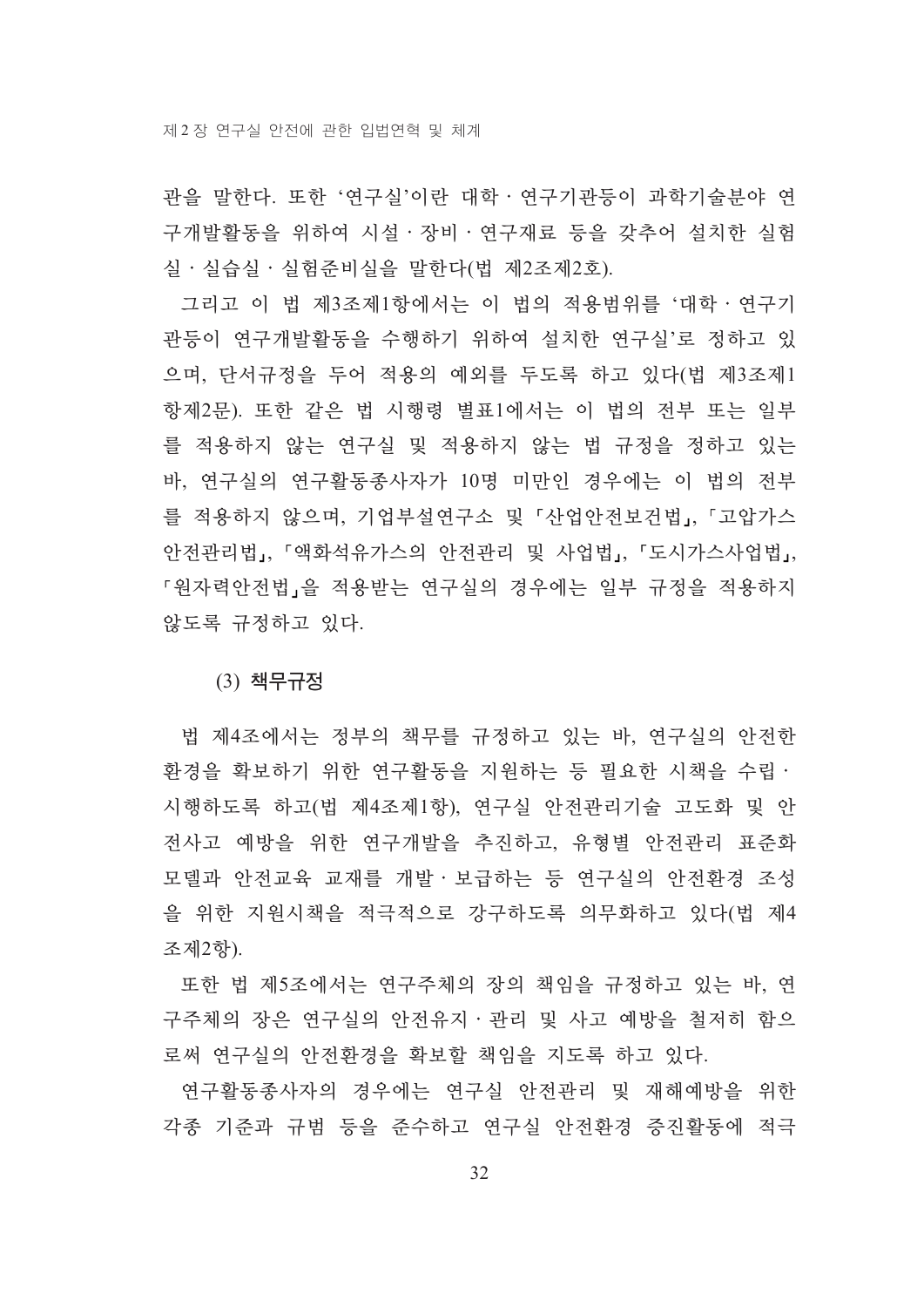관을 말한다. 또한 '연구실'이란 대학 · 연구기관등이 과학기술분야 연구개발활동을 위하여 시설 · 장비 · 연구재료 등을 갖추어 설치한 실험실 · 실습실 · 실험준비실을 말한다(법 제2조제2호).

그리고 이 법 제3조제1항에서는 이 법의 적용범위를 '대학 · 연구기관등이 연구개발활동을 수행하기 위하여 설치한 연구실'로 정하고 있으며, 단서규정을 두어 적용의 예외를 두도록 하고 있다(법 제3조제1항제2문). 또한 같은 법 시행령 별표1에서는 이 법의 전부 또는 일부를 적용하지 않는 연구실 및 적용하지 않는 법 규정을 정하고 있는 바, 연구실의 연구활동종사자가 10명 미만인 경우에는 이 법의 전부를 적용하지 않으며, 기업부설연구소 및 「산업안전보건법」, 「고압가스안전관리법」, 「액화석유가스의 안전관리 및 사업법」, 「도시가스사업법」, 「원자력안전법」을 적용받는 연구실의 경우에는 일부 규정을 적용하지 않도록 규정하고 있다.

### (3) 책무규정

법 제4조에서는 정부의 책무를 규정하고 있는 바, 연구실의 안전한 환경을 확보하기 위한 연구활동을 지원하는 등 필요한 시책을 수립 · 시행하도록 하고(법 제4조제1항), 연구실 안전관리기술 고도화 및 안전사고 예방을 위한 연구개발을 추진하고, 유형별 안전관리 표준화 모델과 안전교육 교재를 개발 · 보급하는 등 연구실의 안전환경 조성을 위한 지원시책을 적극적으로 강구하도록 의무화하고 있다(법 제4조제2항).

또한 법 제5조에서는 연구주체의 장의 책임을 규정하고 있는 바, 연구주체의 장은 연구실의 안전유지 · 관리 및 사고 예방을 철저히 함으로써 연구실의 안전환경을 확보할 책임을 지도록 하고 있다.

연구활동종사자의 경우에는 연구실 안전관리 및 재해예방을 위한 각종 기준과 규범 등을 준수하고 연구실 안전환경 증진활동에 적극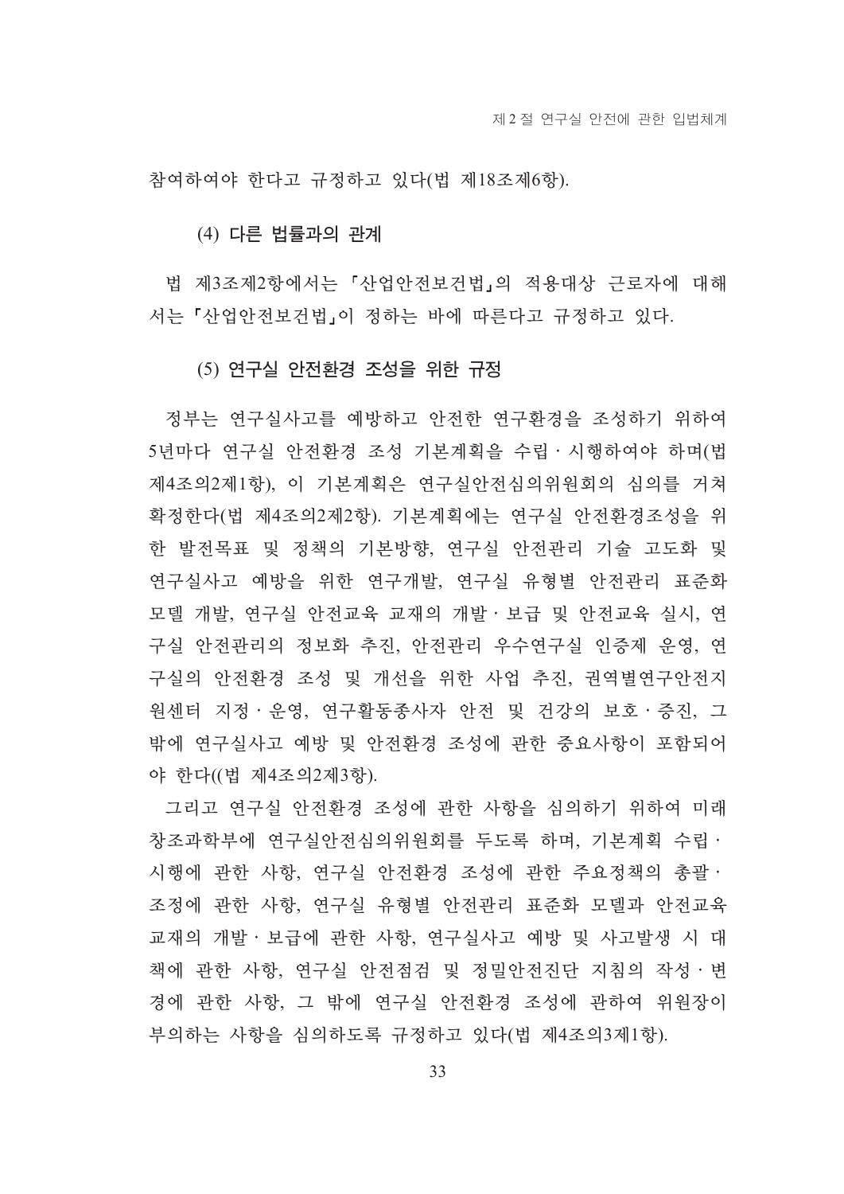참여하여야 한다고 규정하고 있다(법 제18조제6항).

#### (4) 다른 법률과의 관계

법 제3조제2항에서는 「산업안전보건법」의 적용대상 근로자에 대해서는 「산업안전보건법」이 정하는 바에 따른다고 규정하고 있다.

#### (5) 연구실 안전환경 조성을 위한 규정

정부는 연구실사고를 예방하고 안전한 연구환경을 조성하기 위하여 5년마다 연구실 안전환경 조성 기본계획을 수립·시행하여야 하며(법 제4조의2제1항), 이 기본계획은 연구실안전심의위원회의 심의를 거쳐 확정한다(법 제4조의2제2항). 기본계획에는 연구실 안전환경조성을 위한 발전목표 및 정책의 기본방향, 연구실 안전관리 기술 고도화 및 연구실사고 예방을 위한 연구개발, 연구실 유형별 안전관리 표준화 모델 개발, 연구실 안전교육 교재의 개발·보급 및 안전교육 실시, 연구실 안전관리의 정보화 추진, 안전관리 우수연구실 인증제 운영, 연구실의 안전환경 조성 및 개선을 위한 사업 추진, 권역별연구안전지원센터 지정·운영, 연구활동종사자 안전 및 건강의 보호·증진, 그 밖에 연구실사고 예방 및 안전환경 조성에 관한 중요사항이 포함되어야 한다((법 제4조의2제3항).

그리고 연구실 안전환경 조성에 관한 사항을 심의하기 위하여 미래창조과학부에 연구실안전심의위원회를 두도록 하며, 기본계획 수립·시행에 관한 사항, 연구실 안전환경 조성에 관한 주요정책의 총괄·조정에 관한 사항, 연구실 유형별 안전관리 표준화 모델과 안전교육 교재의 개발·보급에 관한 사항, 연구실사고 예방 및 사고발생 시 대책에 관한 사항, 연구실 안전점검 및 정밀안전진단 지침의 작성·변경에 관한 사항, 그 밖에 연구실 안전환경 조성에 관하여 위원장이 부의하는 사항을 심의하도록 규정하고 있다(법 제4조의3제1항).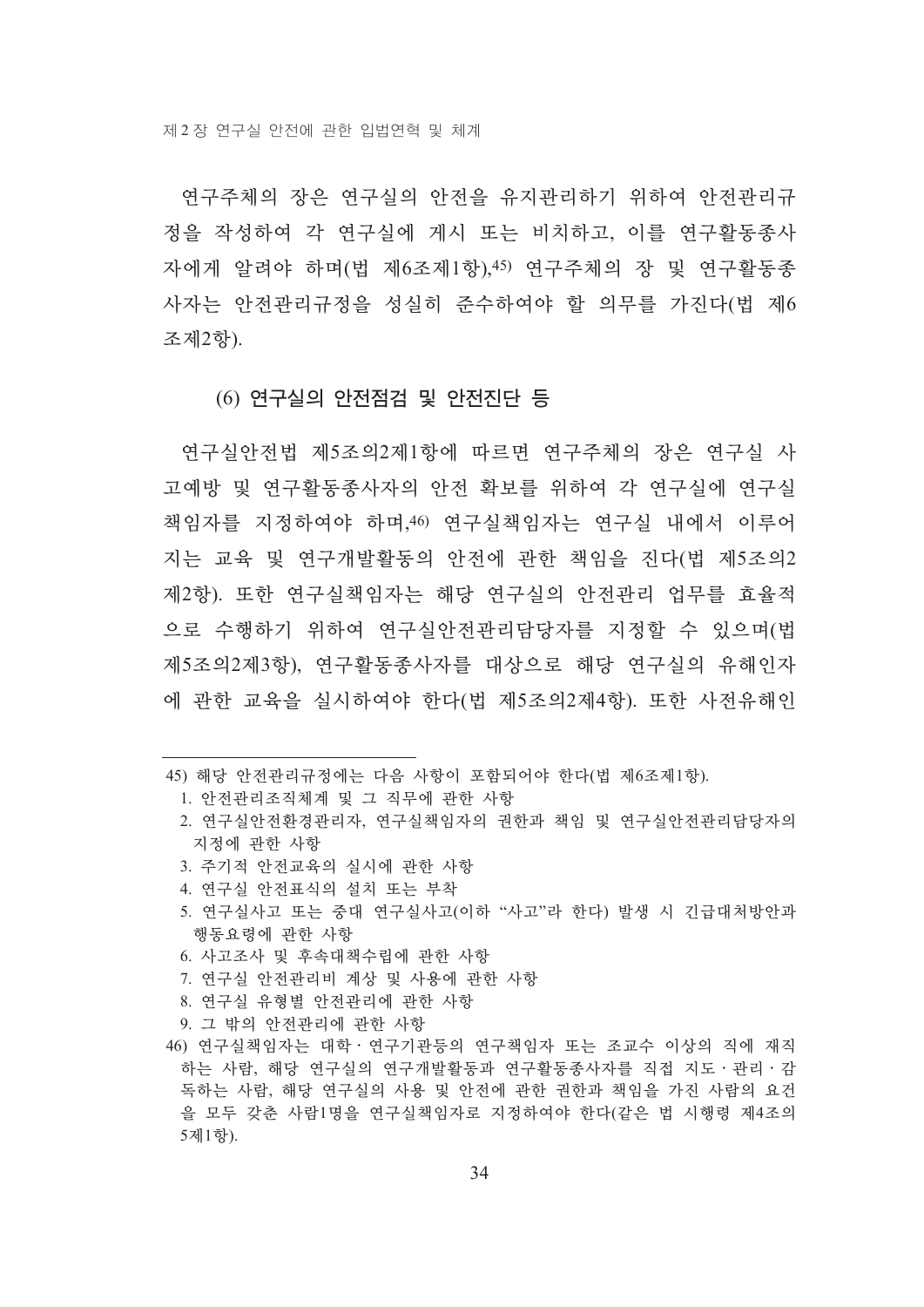연구주체의 장은 연구실의 안전을 유지관리하기 위하여 안전관리규정을 작성하여 각 연구실에 게시 또는 비치하고, 이를 연구활동종사자에게 알려야 하며(법 제6조제1항),[45] 연구주체의 장 및 연구활동종사자는 안전관리규정을 성실히 준수하여야 할 의무를 가진다(법 제6조제2항).

### (6) 연구실의 안전점검 및 안전진단 등

연구실안전법 제5조의2제1항에 따르면 연구주체의 장은 연구실 사고예방 및 연구활동종사자의 안전 확보를 위하여 각 연구실에 연구실책임자를 지정하여야 하며,[46] 연구실책임자는 연구실 내에서 이루어지는 교육 및 연구개발활동의 안전에 관한 책임을 진다(법 제5조의2제2항). 또한 연구실책임자는 해당 연구실의 안전관리 업무를 효율적으로 수행하기 위하여 연구실안전관리담당자를 지정할 수 있으며(법 제5조의2제3항), 연구활동종사자를 대상으로 해당 연구실의 유해인자에 관한 교육을 실시하여야 한다(법 제5조의2제4항). 또한 사전유해인

---

45) 해당 안전관리규정에는 다음 사항이 포함되어야 한다(법 제6조제1항).
1. 안전관리조직체계 및 그 직무에 관한 사항
2. 연구실안전환경관리자, 연구실책임자의 권한과 책임 및 연구실안전관리담당자의 지정에 관한 사항
3. 주기적 안전교육의 실시에 관한 사항
4. 연구실 안전표식의 설치 또는 부착
5. 연구실사고 또는 중대 연구실사고(이하 "사고"라 한다) 발생 시 긴급대처방안과 행동요령에 관한 사항
6. 사고조사 및 후속대책수립에 관한 사항
7. 연구실 안전관리비 계상 및 사용에 관한 사항
8. 연구실 유형별 안전관리에 관한 사항
9. 그 밖의 안전관리에 관한 사항

46) 연구실책임자는 대학·연구기관등의 연구책임자 또는 조교수 이상의 직에 재직하는 사람, 해당 연구실의 연구개발활동과 연구활동종사자를 직접 지도·관리·감독하는 사람, 해당 연구실의 사용 및 안전에 관한 권한과 책임을 가진 사람의 요건을 모두 갖춘 사람1명을 연구실책임자로 지정하여야 한다(같은 법 시행령 제4조의5제1항).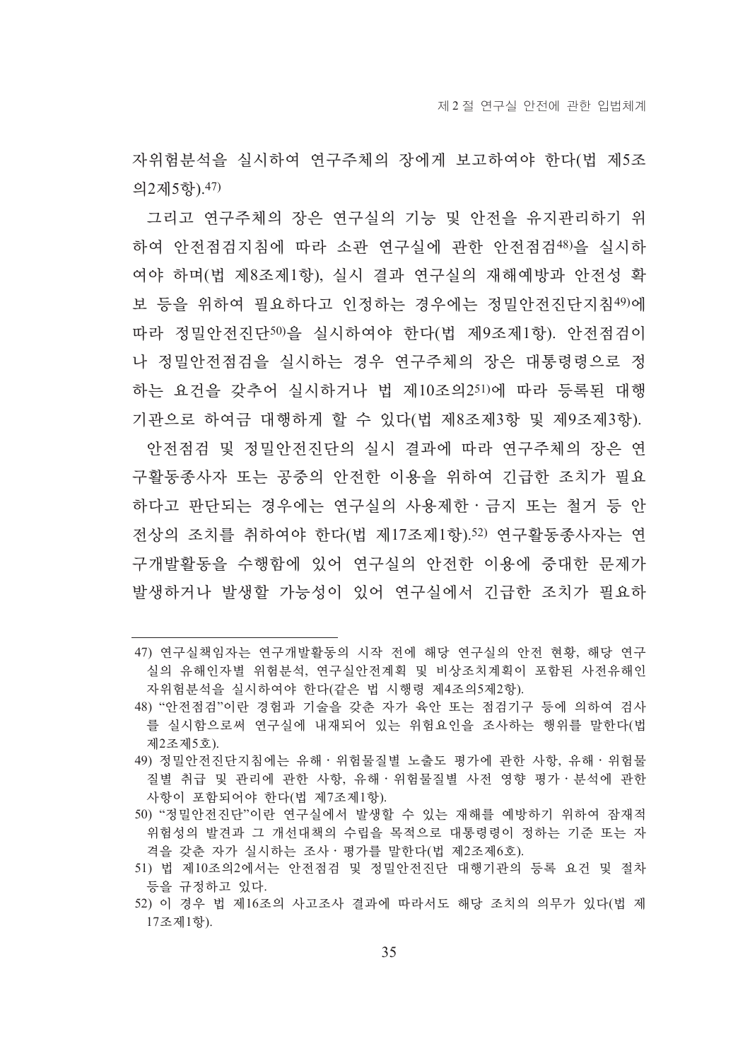자위험분석을 실시하여 연구주체의 장에게 보고하여야 한다(법 제5조의2제5항).[47]

그리고 연구주체의 장은 연구실의 기능 및 안전을 유지관리하기 위하여 안전점검지침에 따라 소관 연구실에 관한 안전점검[48]을 실시하여야 하며(법 제8조제1항), 실시 결과 연구실의 재해예방과 안전성 확보 등을 위하여 필요하다고 인정하는 경우에는 정밀안전진단지침[49]에 따라 정밀안전진단[50]을 실시하여야 한다(법 제9조제1항). 안전점검이나 정밀안전점검을 실시하는 경우 연구주체의 장은 대통령령으로 정하는 요건을 갖추어 실시하거나 법 제10조의2[51]에 따라 등록된 대행기관으로 하여금 대행하게 할 수 있다(법 제8조제3항 및 제9조제3항).

안전점검 및 정밀안전진단의 실시 결과에 따라 연구주체의 장은 연구활동종사자 또는 공중의 안전한 이용을 위하여 긴급한 조치가 필요하다고 판단되는 경우에는 연구실의 사용제한 · 금지 또는 철거 등 안전상의 조치를 취하여야 한다(법 제17조제1항).[52] 연구활동종사자는 연구개발활동을 수행함에 있어 연구실의 안전한 이용에 중대한 문제가 발생하거나 발생할 가능성이 있어 연구실에서 긴급한 조치가 필요하

---

47) 연구실책임자는 연구개발활동의 시작 전에 해당 연구실의 안전 현황, 해당 연구실의 유해인자별 위험분석, 연구실안전계획 및 비상조치계획이 포함된 사전유해인자위험분석을 실시하여야 한다(같은 법 시행령 제4조의5제2항).

48) "안전점검"이란 경험과 기술을 갖춘 자가 육안 또는 점검기구 등에 의하여 검사를 실시함으로써 연구실에 내재되어 있는 위험요인을 조사하는 행위를 말한다(법 제2조제5호).

49) 정밀안전진단지침에는 유해 · 위험물질별 노출도 평가에 관한 사항, 유해 · 위험물질별 취급 및 관리에 관한 사항, 유해 · 위험물질별 사전 영향 평가 · 분석에 관한 사항이 포함되어야 한다(법 제7조제1항).

50) "정밀안전진단"이란 연구실에서 발생할 수 있는 재해를 예방하기 위하여 잠재적 위험성의 발견과 그 개선대책의 수립을 목적으로 대통령령이 정하는 기준 또는 자격을 갖춘 자가 실시하는 조사 · 평가를 말한다(법 제2조제6호).

51) 법 제10조의2에서는 안전점검 및 정밀안전진단 대행기관의 등록 요건 및 절차 등을 규정하고 있다.

52) 이 경우 법 제16조의 사고조사 결과에 따라서도 해당 조치의 의무가 있다(법 제17조제1항).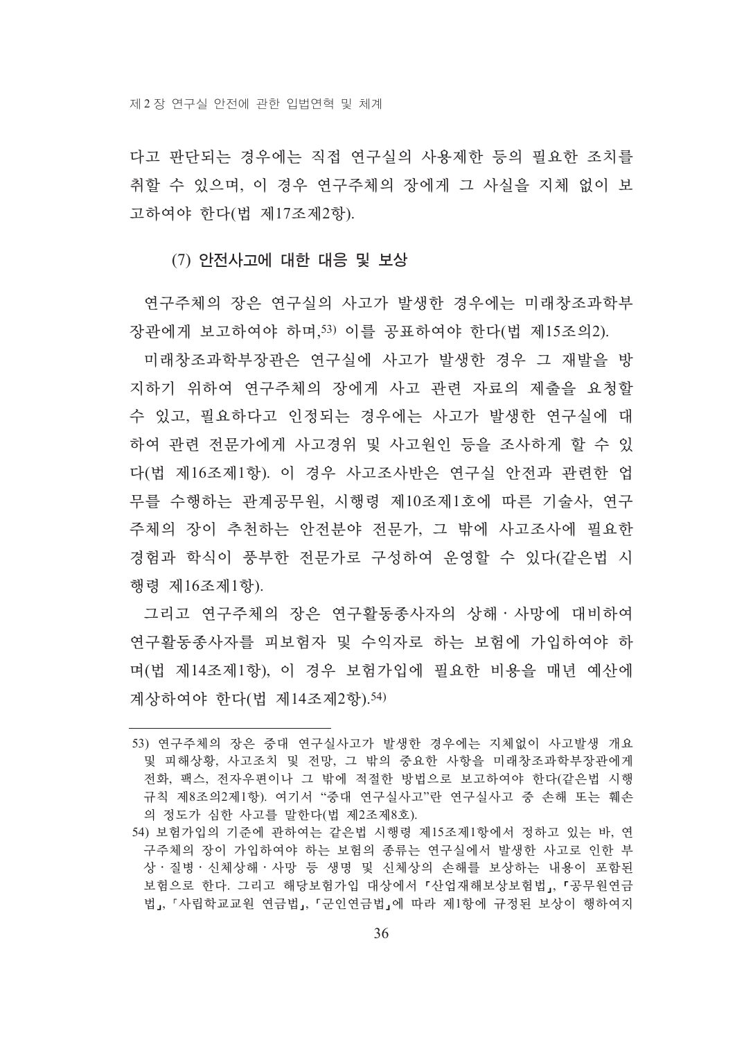다고 판단되는 경우에는 직접 연구실의 사용제한 등의 필요한 조치를 취할 수 있으며, 이 경우 연구주체의 장에게 그 사실을 지체 없이 보고하여야 한다(법 제17조제2항).

### (7) 안전사고에 대한 대응 및 보상

연구주체의 장은 연구실의 사고가 발생한 경우에는 미래창조과학부장관에게 보고하여야 하며,[53] 이를 공표하여야 한다(법 제15조의2).

미래창조과학부장관은 연구실에 사고가 발생한 경우 그 재발을 방지하기 위하여 연구주체의 장에게 사고 관련 자료의 제출을 요청할 수 있고, 필요하다고 인정되는 경우에는 사고가 발생한 연구실에 대하여 관련 전문가에게 사고경위 및 사고원인 등을 조사하게 할 수 있다(법 제16조제1항). 이 경우 사고조사반은 연구실 안전과 관련한 업무를 수행하는 관계공무원, 시행령 제10조제1호에 따른 기술사, 연구주체의 장이 추천하는 안전분야 전문가, 그 밖에 사고조사에 필요한 경험과 학식이 풍부한 전문가로 구성하여 운영할 수 있다(같은법 시행령 제16조제1항).

그리고 연구주체의 장은 연구활동종사자의 상해 · 사망에 대비하여 연구활동종사자를 피보험자 및 수익자로 하는 보험에 가입하여야 하며(법 제14조제1항), 이 경우 보험가입에 필요한 비용을 매년 예산에 계상하여야 한다(법 제14조제2항).[54]

---

53) 연구주체의 장은 중대 연구실사고가 발생한 경우에는 지체없이 사고발생 개요 및 피해상황, 사고조치 및 전망, 그 밖의 중요한 사항을 미래창조과학부장관에게 전화, 팩스, 전자우편이나 그 밖에 적절한 방법으로 보고하여야 한다(같은법 시행규칙 제8조의2제1항). 여기서 "중대 연구실사고"란 연구실사고 중 손해 또는 훼손의 정도가 심한 사고를 말한다(법 제2조제8호).

54) 보험가입의 기준에 관하여는 같은법 시행령 제15조제1항에서 정하고 있는 바, 연구주체의 장이 가입하여야 하는 보험의 종류는 연구실에서 발생한 사고로 인한 부상 · 질병 · 신체상해 · 사망 등 생명 및 신체상의 손해를 보상하는 내용이 포함된 보험으로 한다. 그리고 해당보험가입 대상에서 「산업재해보상보험법」, 「공무원연금법」, 「사립학교교원 연금법」, 「군인연금법」에 따라 제1항에 규정된 보상이 행하여지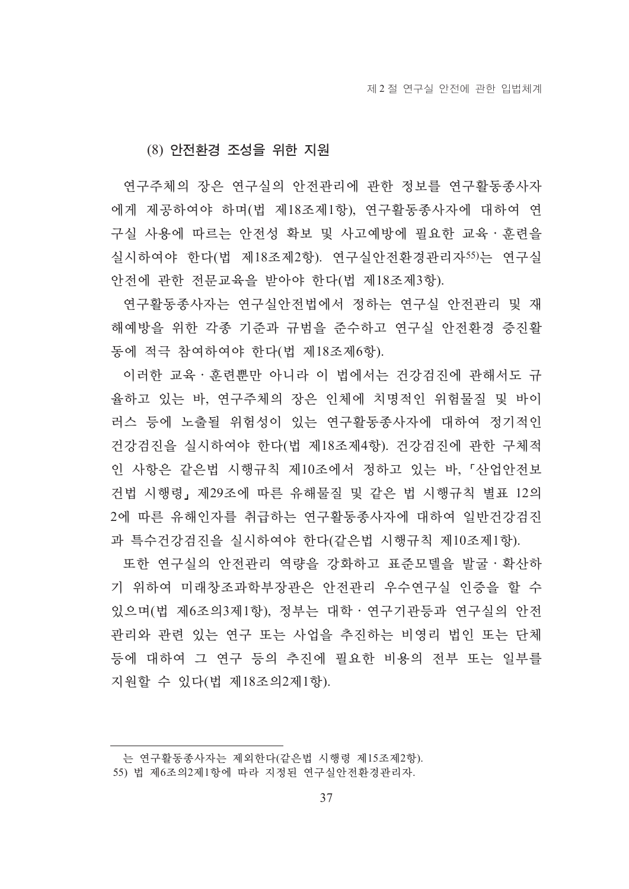### (8) 안전환경 조성을 위한 지원

연구주체의 장은 연구실의 안전관리에 관한 정보를 연구활동종사자에게 제공하여야 하며(법 제18조제1항), 연구활동종사자에 대하여 연구실 사용에 따르는 안전성 확보 및 사고예방에 필요한 교육 · 훈련을 실시하여야 한다(법 제18조제2항). 연구실안전환경관리자[55]는 연구실 안전에 관한 전문교육을 받아야 한다(법 제18조제3항).

연구활동종사자는 연구실안전법에서 정하는 연구실 안전관리 및 재해예방을 위한 각종 기준과 규범을 준수하고 연구실 안전환경 증진활동에 적극 참여하여야 한다(법 제18조제6항).

이러한 교육 · 훈련뿐만 아니라 이 법에서는 건강검진에 관해서도 규율하고 있는 바, 연구주체의 장은 인체에 치명적인 위험물질 및 바이러스 등에 노출될 위험성이 있는 연구활동종사자에 대하여 정기적인 건강검진을 실시하여야 한다(법 제18조제4항). 건강검진에 관한 구체적인 사항은 같은법 시행규칙 제10조에서 정하고 있는 바, 「산업안전보건법 시행령」 제29조에 따른 유해물질 및 같은 법 시행규칙 별표 12의 2에 따른 유해인자를 취급하는 연구활동종사자에 대하여 일반건강검진과 특수건강검진을 실시하여야 한다(같은법 시행규칙 제10조제1항).

또한 연구실의 안전관리 역량을 강화하고 표준모델을 발굴 · 확산하기 위하여 미래창조과학부장관은 안전관리 우수연구실 인증을 할 수 있으며(법 제6조의3제1항), 정부는 대학 · 연구기관등과 연구실의 안전관리와 관련 있는 연구 또는 사업을 추진하는 비영리 법인 또는 단체 등에 대하여 그 연구 등의 추진에 필요한 비용의 전부 또는 일부를 지원할 수 있다(법 제18조의2제1항).

---

는 연구활동종사자는 제외한다(같은법 시행령 제15조제2항).

55) 법 제6조의2제1항에 따라 지정된 연구실안전환경관리자.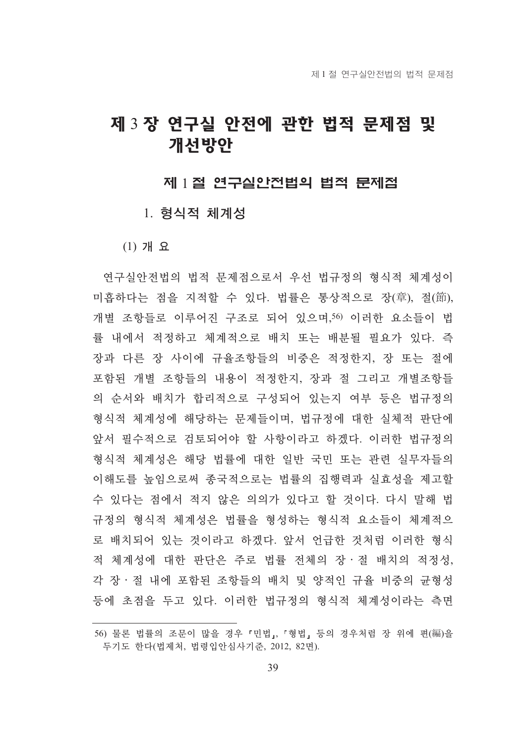# 제 3 장 연구실 안전에 관한 법적 문제점 및 개선방안

## 제 1 절 연구실안전법의 법적 문제점

### 1. 형식적 체계성

#### (1) 개 요

연구실안전법의 법적 문제점으로서 우선 법규정의 형식적 체계성이 미흡하다는 점을 지적할 수 있다. 법률은 통상적으로 장(章), 절(節), 개별 조항들로 이루어진 구조로 되어 있으며,[56] 이러한 요소들이 법률 내에서 적정하고 체계적으로 배치 또는 배분될 필요가 있다. 즉 장과 다른 장 사이에 규율조항들의 비중은 적정한지, 장 또는 절에 포함된 개별 조항들의 내용이 적정한지, 장과 절 그리고 개별조항들의 순서와 배치가 합리적으로 구성되어 있는지 여부 등은 법규정의 형식적 체계성에 해당하는 문제들이며, 법규정에 대한 실체적 판단에 앞서 필수적으로 검토되어야 할 사항이라고 하겠다. 이러한 법규정의 형식적 체계성은 해당 법률에 대한 일반 국민 또는 관련 실무자들의 이해도를 높임으로써 종국적으로는 법률의 집행력과 실효성을 제고할 수 있다는 점에서 적지 않은 의의가 있다고 할 것이다. 다시 말해 법규정의 형식적 체계성은 법률을 형성하는 형식적 요소들이 체계적으로 배치되어 있는 것이라고 하겠다. 앞서 언급한 것처럼 이러한 형식적 체계성에 대한 판단은 주로 법률 전체의 장·절 배치의 적정성, 각 장·절 내에 포함된 조항들의 배치 및 양적인 규율 비중의 균형성 등에 초점을 두고 있다. 이러한 법규정의 형식적 체계성이라는 측면

---

56) 물론 법률의 조문이 많을 경우 「민법」, 「형법」 등의 경우처럼 장 위에 편(編)을 두기도 한다(법제처, 법령입안심사기준, 2012, 82면).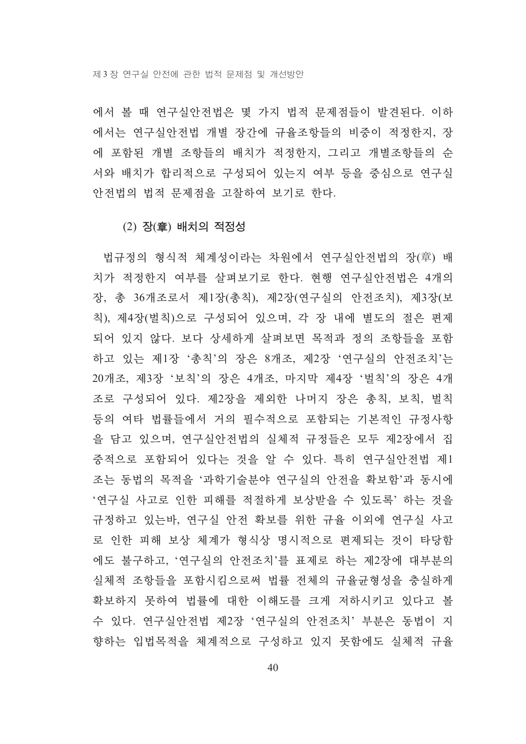에서 볼 때 연구실안전법은 몇 가지 법적 문제점들이 발견된다. 이하에서는 연구실안전법 개별 장간에 규율조항들의 비중이 적정한지, 장에 포함된 개별 조항들의 배치가 적정한지, 그리고 개별조항들의 순서와 배치가 합리적으로 구성되어 있는지 여부 등을 중심으로 연구실안전법의 법적 문제점을 고찰하여 보기로 한다.

### (2) 장(章) 배치의 적정성

법규정의 형식적 체계성이라는 차원에서 연구실안전법의 장(章) 배치가 적정한지 여부를 살펴보기로 한다. 현행 연구실안전법은 4개의 장, 총 36개조로서 제1장(총칙), 제2장(연구실의 안전조치), 제3장(보칙), 제4장(벌칙)으로 구성되어 있으며, 각 장 내에 별도의 절은 편제되어 있지 않다. 보다 상세하게 살펴보면 목적과 정의 조항들을 포함하고 있는 제1장 '총칙'의 장은 8개조, 제2장 '연구실의 안전조치'는 20개조, 제3장 '보칙'의 장은 4개조, 마지막 제4장 '벌칙'의 장은 4개조로 구성되어 있다. 제2장을 제외한 나머지 장은 총칙, 보칙, 벌칙 등의 여타 법률들에서 거의 필수적으로 포함되는 기본적인 규정사항을 담고 있으며, 연구실안전법의 실체적 규정들은 모두 제2장에서 집중적으로 포함되어 있다는 것을 알 수 있다. 특히 연구실안전법 제1조는 동법의 목적을 '과학기술분야 연구실의 안전을 확보함'과 동시에 '연구실 사고로 인한 피해를 적절하게 보상받을 수 있도록' 하는 것을 규정하고 있는바, 연구실 안전 확보를 위한 규율 이외에 연구실 사고로 인한 피해 보상 체계가 형식상 명시적으로 편제되는 것이 타당함에도 불구하고, '연구실의 안전조치'를 표제로 하는 제2장에 대부분의 실체적 조항들을 포함시킴으로써 법률 전체의 규율균형성을 충실하게 확보하지 못하여 법률에 대한 이해도를 크게 저하시키고 있다고 볼 수 있다. 연구실안전법 제2장 '연구실의 안전조치' 부분은 동법이 지향하는 입법목적을 체계적으로 구성하고 있지 못함에도 실체적 규율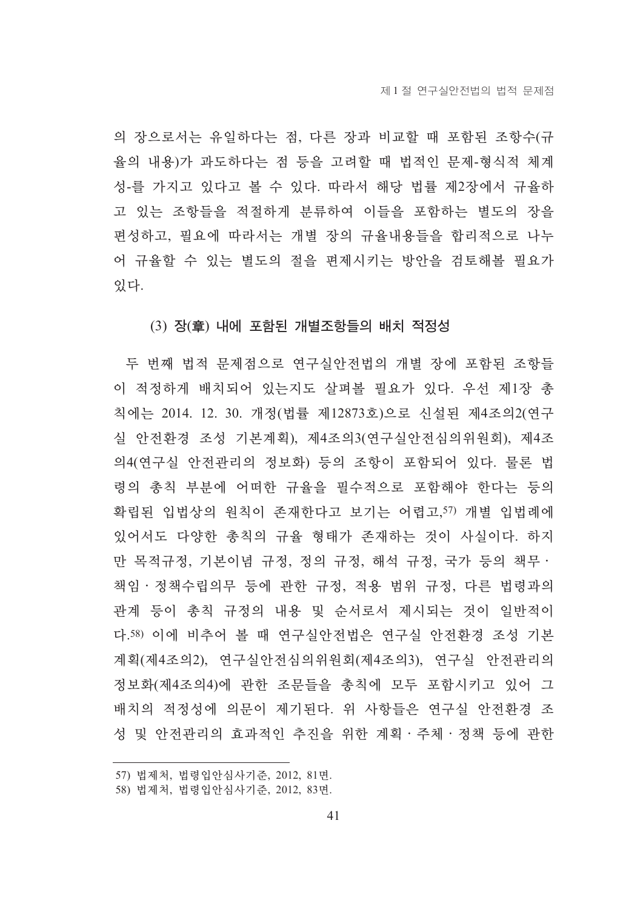의 장으로서는 유일하다는 점, 다른 장과 비교할 때 포함된 조항수(규율의 내용)가 과도하다는 점 등을 고려할 때 법적인 문제-형식적 체계성-를 가지고 있다고 볼 수 있다. 따라서 해당 법률 제2장에서 규율하고 있는 조항들을 적절하게 분류하여 이들을 포함하는 별도의 장을 편성하고, 필요에 따라서는 개별 장의 규율내용들을 합리적으로 나누어 규율할 수 있는 별도의 절을 편제시키는 방안을 검토해볼 필요가 있다.

#### (3) 장(章) 내에 포함된 개별조항들의 배치 적정성

두 번째 법적 문제점으로 연구실안전법의 개별 장에 포함된 조항들이 적정하게 배치되어 있는지도 살펴볼 필요가 있다. 우선 제1장 총칙에는 2014. 12. 30. 개정(법률 제12873호)으로 신설된 제4조의2(연구실 안전환경 조성 기본계획), 제4조의3(연구실안전심의위원회), 제4조의4(연구실 안전관리의 정보화) 등의 조항이 포함되어 있다. 물론 법령의 총칙 부분에 어떠한 규율을 필수적으로 포함해야 한다는 등의 확립된 입법상의 원칙이 존재한다고 보기는 어렵고,[57] 개별 입법례에 있어서도 다양한 총칙의 규율 형태가 존재하는 것이 사실이다. 하지만 목적규정, 기본이념 규정, 정의 규정, 해석 규정, 국가 등의 책무 · 책임 · 정책수립의무 등에 관한 규정, 적용 범위 규정, 다른 법령과의 관계 등이 총칙 규정의 내용 및 순서로서 제시되는 것이 일반적이다.[58] 이에 비추어 볼 때 연구실안전법은 연구실 안전환경 조성 기본계획(제4조의2), 연구실안전심의위원회(제4조의3), 연구실 안전관리의 정보화(제4조의4)에 관한 조문들을 총칙에 모두 포함시키고 있어 그 배치의 적정성에 의문이 제기된다. 위 사항들은 연구실 안전환경 조성 및 안전관리의 효과적인 추진을 위한 계획 · 주체 · 정책 등에 관한

---

57) 법제처, 법령입안심사기준, 2012, 81면.

58) 법제처, 법령입안심사기준, 2012, 83면.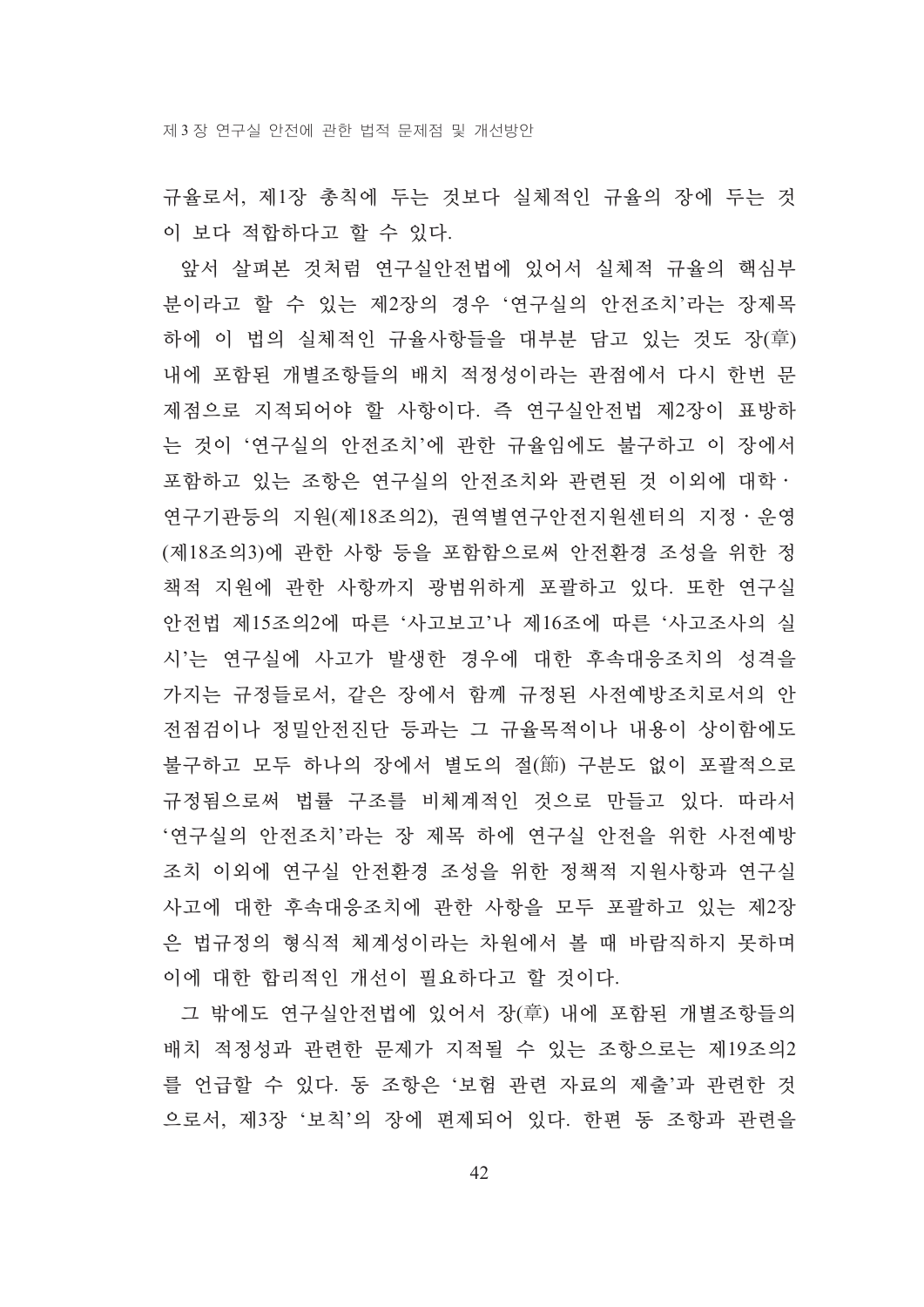규율로서, 제1장 총칙에 두는 것보다 실체적인 규율의 장에 두는 것이 보다 적합하다고 할 수 있다.

앞서 살펴본 것처럼 연구실안전법에 있어서 실체적 규율의 핵심부분이라고 할 수 있는 제2장의 경우 '연구실의 안전조치'라는 장제목 하에 이 법의 실체적인 규율사항들을 대부분 담고 있는 것도 장(章) 내에 포함된 개별조항들의 배치 적정성이라는 관점에서 다시 한번 문제점으로 지적되어야 할 사항이다. 즉 연구실안전법 제2장이 표방하는 것이 '연구실의 안전조치'에 관한 규율임에도 불구하고 이 장에서 포함하고 있는 조항은 연구실의 안전조치와 관련된 것 이외에 대학·연구기관등의 지원(제18조의2), 권역별연구안전지원센터의 지정·운영(제18조의3)에 관한 사항 등을 포함함으로써 안전환경 조성을 위한 정책적 지원에 관한 사항까지 광범위하게 포괄하고 있다. 또한 연구실안전법 제15조의2에 따른 '사고보고'나 제16조에 따른 '사고조사의 실시'는 연구실에 사고가 발생한 경우에 대한 후속대응조치의 성격을 가지는 규정들로서, 같은 장에서 함께 규정된 사전예방조치로서의 안전점검이나 정밀안전진단 등과는 그 규율목적이나 내용이 상이함에도 불구하고 모두 하나의 장에서 별도의 절(節) 구분도 없이 포괄적으로 규정됨으로써 법률 구조를 비체계적인 것으로 만들고 있다. 따라서 '연구실의 안전조치'라는 장 제목 하에 연구실 안전을 위한 사전예방조치 이외에 연구실 안전환경 조성을 위한 정책적 지원사항과 연구실 사고에 대한 후속대응조치에 관한 사항을 모두 포괄하고 있는 제2장은 법규정의 형식적 체계성이라는 차원에서 볼 때 바람직하지 못하며 이에 대한 합리적인 개선이 필요하다고 할 것이다.

그 밖에도 연구실안전법에 있어서 장(章) 내에 포함된 개별조항들의 배치 적정성과 관련한 문제가 지적될 수 있는 조항으로는 제19조의2를 언급할 수 있다. 동 조항은 '보험 관련 자료의 제출'과 관련한 것으로서, 제3장 '보칙'의 장에 편제되어 있다. 한편 동 조항과 관련을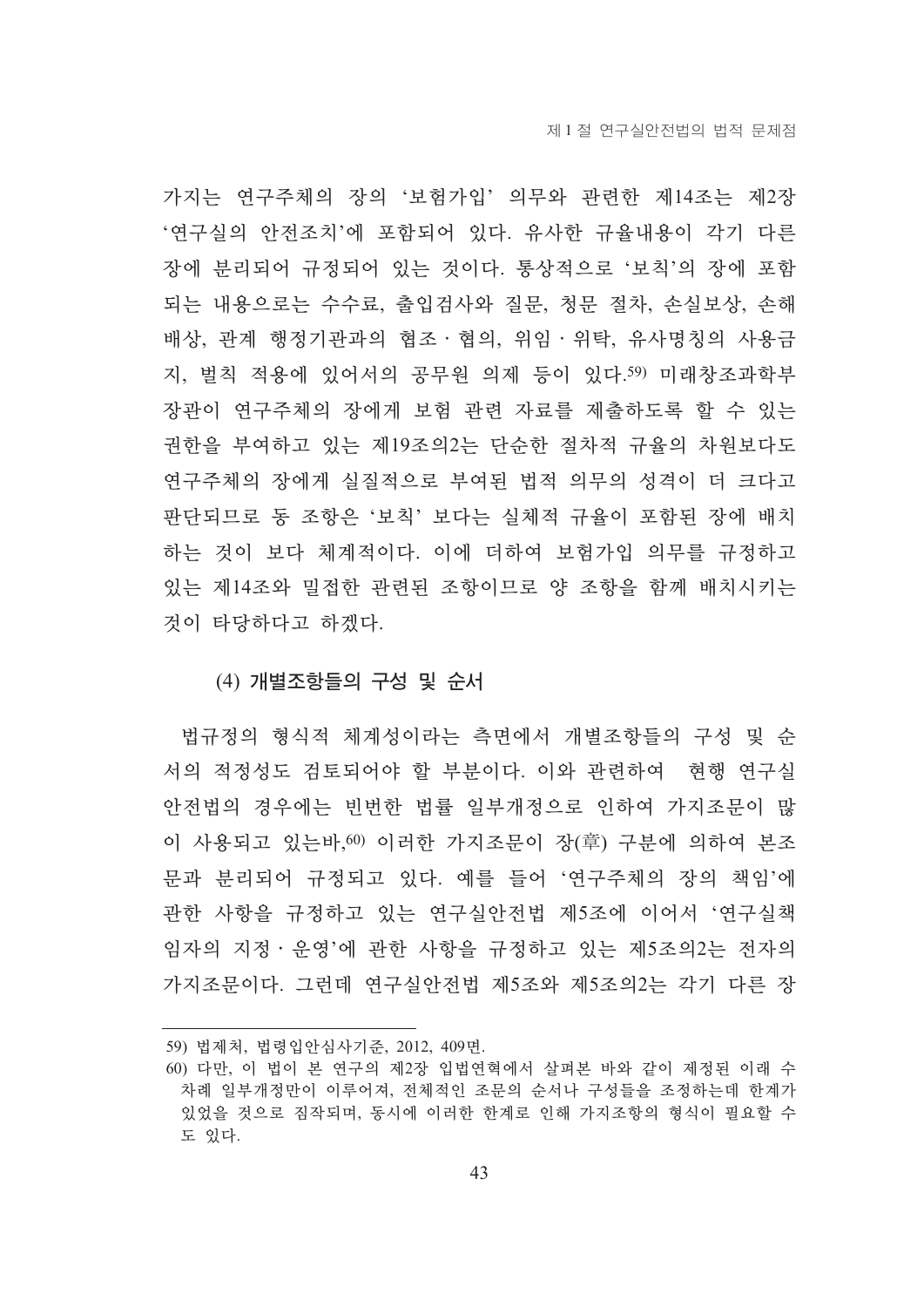가지는 연구주체의 장의 '보험가입' 의무와 관련한 제14조는 제2장 '연구실의 안전조치'에 포함되어 있다. 유사한 규율내용이 각기 다른 장에 분리되어 규정되어 있는 것이다. 통상적으로 '보칙'의 장에 포함되는 내용으로는 수수료, 출입검사와 질문, 청문 절차, 손실보상, 손해배상, 관계 행정기관과의 협조 · 협의, 위임 · 위탁, 유사명칭의 사용금지, 벌칙 적용에 있어서의 공무원 의제 등이 있다.[59] 미래창조과학부 장관이 연구주체의 장에게 보험 관련 자료를 제출하도록 할 수 있는 권한을 부여하고 있는 제19조의2는 단순한 절차적 규율의 차원보다도 연구주체의 장에게 실질적으로 부여된 법적 의무의 성격이 더 크다고 판단되므로 동 조항은 '보칙' 보다는 실체적 규율이 포함된 장에 배치하는 것이 보다 체계적이다. 이에 더하여 보험가입 의무를 규정하고 있는 제14조와 밀접한 관련된 조항이므로 양 조항을 함께 배치시키는 것이 타당하다고 하겠다.

#### (4) 개별조항들의 구성 및 순서

법규정의 형식적 체계성이라는 측면에서 개별조항들의 구성 및 순서의 적정성도 검토되어야 할 부분이다. 이와 관련하여 현행 연구실안전법의 경우에는 빈번한 법률 일부개정으로 인하여 가지조문이 많이 사용되고 있는바,[60] 이러한 가지조문이 장(章) 구분에 의하여 본조문과 분리되어 규정되고 있다. 예를 들어 '연구주체의 장의 책임'에 관한 사항을 규정하고 있는 연구실안전법 제5조에 이어서 '연구실책임자의 지정 · 운영'에 관한 사항을 규정하고 있는 제5조의2는 전자의 가지조문이다. 그런데 연구실안전법 제5조와 제5조의2는 각기 다른 장

---

59) 법제처, 법령입안심사기준, 2012, 409면.

60) 다만, 이 법이 본 연구의 제2장 입법연혁에서 살펴본 바와 같이 제정된 이래 수차례 일부개정만이 이루어져, 전체적인 조문의 순서나 구성들을 조정하는데 한계가 있었을 것으로 짐작되며, 동시에 이러한 한계로 인해 가지조항의 형식이 필요할 수도 있다.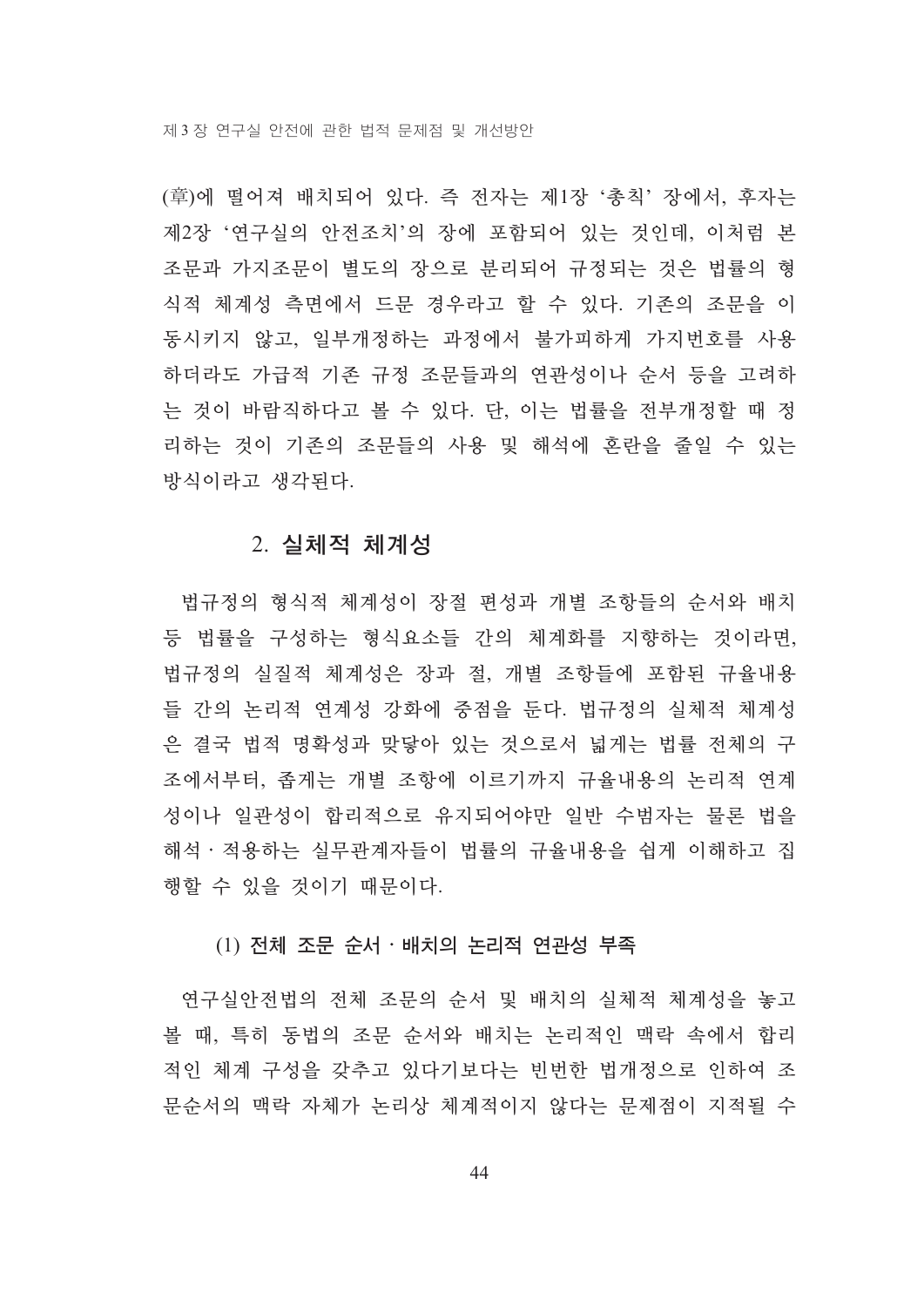(章)에 떨어져 배치되어 있다. 즉 전자는 제1장 ‘총칙’ 장에서, 후자는 제2장 ‘연구실의 안전조치’의 장에 포함되어 있는 것인데, 이처럼 본 조문과 가지조문이 별도의 장으로 분리되어 규정되는 것은 법률의 형식적 체계성 측면에서 드문 경우라고 할 수 있다. 기존의 조문을 이동시키지 않고, 일부개정하는 과정에서 불가피하게 가지번호를 사용하더라도 가급적 기존 규정 조문들과의 연관성이나 순서 등을 고려하는 것이 바람직하다고 볼 수 있다. 단, 이는 법률을 전부개정할 때 정리하는 것이 기존의 조문들의 사용 및 해석에 혼란을 줄일 수 있는 방식이라고 생각된다.

## 2. 실체적 체계성

법규정의 형식적 체계성이 장절 편성과 개별 조항들의 순서와 배치 등 법률을 구성하는 형식요소들 간의 체계화를 지향하는 것이라면, 법규정의 실질적 체계성은 장과 절, 개별 조항들에 포함된 규율내용들 간의 논리적 연계성 강화에 중점을 둔다. 법규정의 실체적 체계성은 결국 법적 명확성과 맞닿아 있는 것으로서 넓게는 법률 전체의 구조에서부터, 좁게는 개별 조항에 이르기까지 규율내용의 논리적 연계성이나 일관성이 합리적으로 유지되어야만 일반 수범자는 물론 법을 해석 · 적용하는 실무관계자들이 법률의 규율내용을 쉽게 이해하고 집행할 수 있을 것이기 때문이다.

### (1) 전체 조문 순서 · 배치의 논리적 연관성 부족

연구실안전법의 전체 조문의 순서 및 배치의 실체적 체계성을 놓고 볼 때, 특히 동법의 조문 순서와 배치는 논리적인 맥락 속에서 합리적인 체계 구성을 갖추고 있다기보다는 빈번한 법개정으로 인하여 조문순서의 맥락 자체가 논리상 체계적이지 않다는 문제점이 지적될 수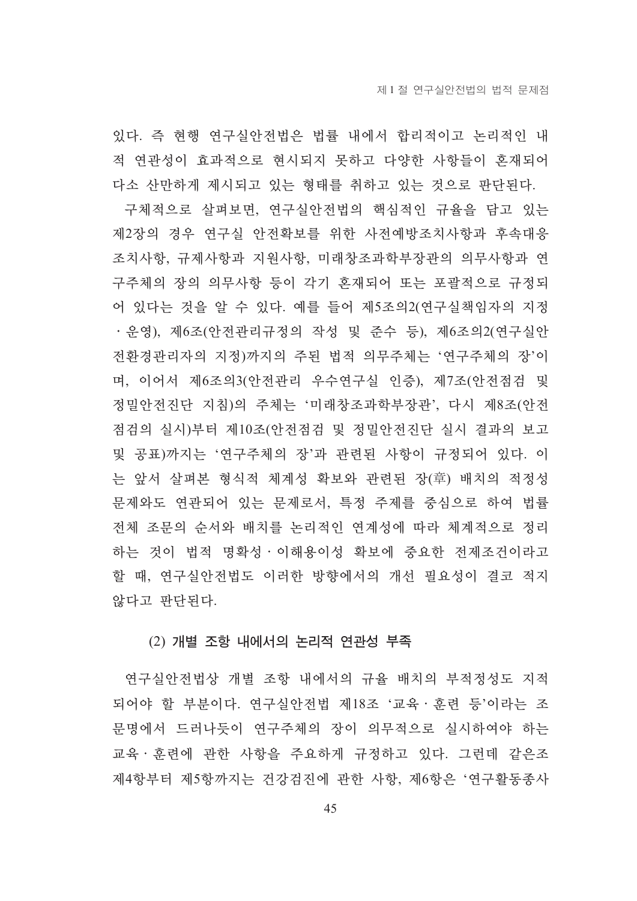있다. 즉 현행 연구실안전법은 법률 내에서 합리적이고 논리적인 내적 연관성이 효과적으로 현시되지 못하고 다양한 사항들이 혼재되어 다소 산만하게 제시되고 있는 형태를 취하고 있는 것으로 판단된다.

구체적으로 살펴보면, 연구실안전법의 핵심적인 규율을 담고 있는 제2장의 경우 연구실 안전확보를 위한 사전예방조치사항과 후속대응조치사항, 규제사항과 지원사항, 미래창조과학부장관의 의무사항과 연구주체의 장의 의무사항 등이 각기 혼재되어 또는 포괄적으로 규정되어 있다는 것을 알 수 있다. 예를 들어 제5조의2(연구실책임자의 지정·운영), 제6조(안전관리규정의 작성 및 준수 등), 제6조의2(연구실안전환경관리자의 지정)까지의 주된 법적 의무주체는 '연구주체의 장'이며, 이어서 제6조의3(안전관리 우수연구실 인증), 제7조(안전점검 및 정밀안전진단 지침)의 주체는 '미래창조과학부장관', 다시 제8조(안전점검의 실시)부터 제10조(안전점검 및 정밀안전진단 실시 결과의 보고 및 공표)까지는 '연구주체의 장'과 관련된 사항이 규정되어 있다. 이는 앞서 살펴본 형식적 체계성 확보와 관련된 장(章) 배치의 적정성 문제와도 연관되어 있는 문제로서, 특정 주제를 중심으로 하여 법률 전체 조문의 순서와 배치를 논리적인 연계성에 따라 체계적으로 정리하는 것이 법적 명확성·이해용이성 확보에 중요한 전제조건이라고 할 때, 연구실안전법도 이러한 방향에서의 개선 필요성이 결코 적지 않다고 판단된다.

### (2) 개별 조항 내에서의 논리적 연관성 부족

연구실안전법상 개별 조항 내에서의 규율 배치의 부적정성도 지적되어야 할 부분이다. 연구실안전법 제18조 '교육·훈련 등'이라는 조문명에서 드러나듯이 연구주체의 장이 의무적으로 실시하여야 하는 교육·훈련에 관한 사항을 주요하게 규정하고 있다. 그런데 같은조 제4항부터 제5항까지는 건강검진에 관한 사항, 제6항은 '연구활동종사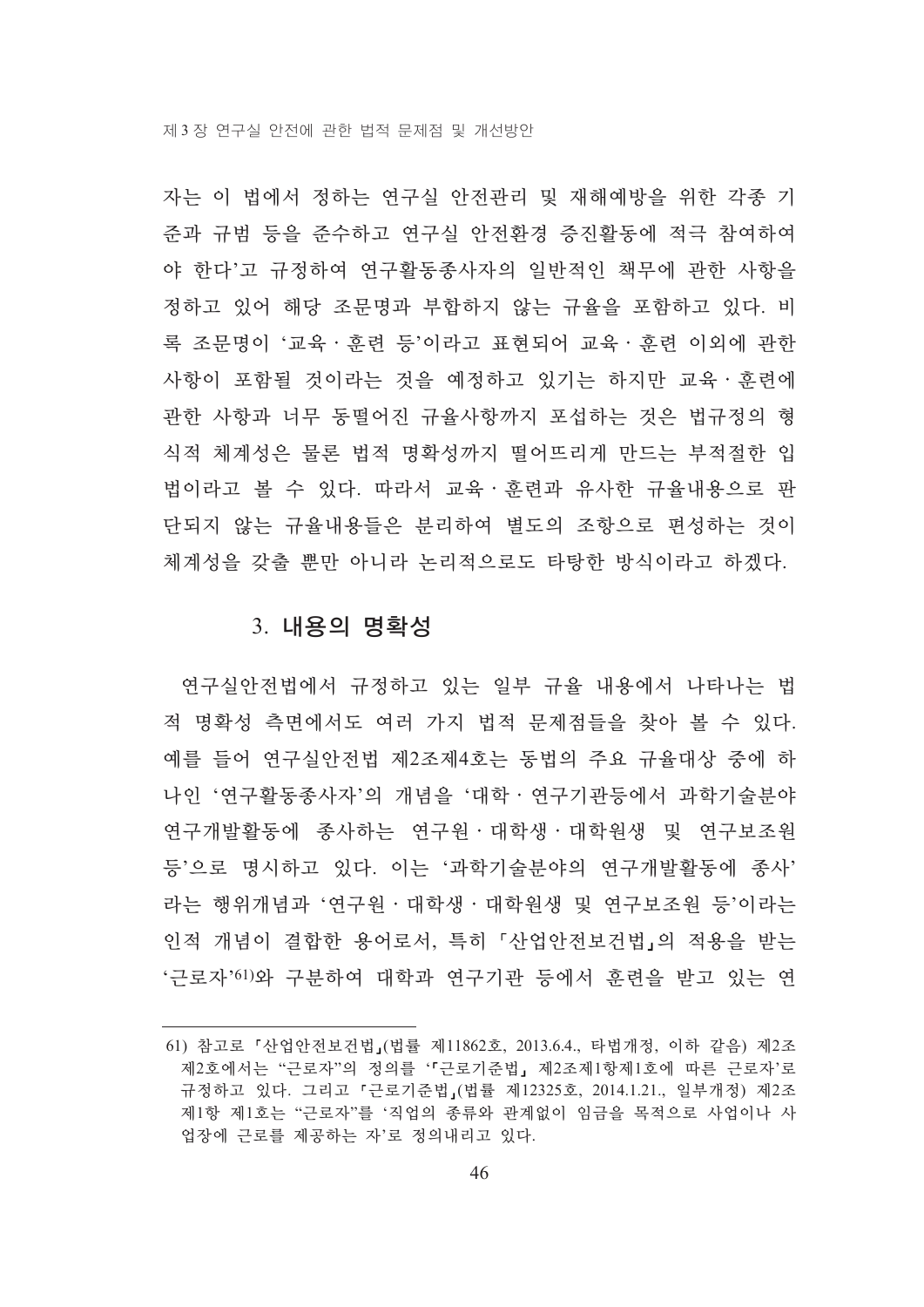자는 이 법에서 정하는 연구실 안전관리 및 재해예방을 위한 각종 기준과 규범 등을 준수하고 연구실 안전환경 증진활동에 적극 참여하여야 한다'고 규정하여 연구활동종사자의 일반적인 책무에 관한 사항을 정하고 있어 해당 조문명과 부합하지 않는 규율을 포함하고 있다. 비록 조문명이 '교육 · 훈련 등'이라고 표현되어 교육 · 훈련 이외에 관한 사항이 포함될 것이라는 것을 예정하고 있기는 하지만 교육 · 훈련에 관한 사항과 너무 동떨어진 규율사항까지 포섭하는 것은 법규정의 형식적 체계성은 물론 법적 명확성까지 떨어뜨리게 만드는 부적절한 입법이라고 볼 수 있다. 따라서 교육 · 훈련과 유사한 규율내용으로 판단되지 않는 규율내용들은 분리하여 별도의 조항으로 편성하는 것이 체계성을 갖출 뿐만 아니라 논리적으로도 타당한 방식이라고 하겠다.

### 3. 내용의 명확성

연구실안전법에서 규정하고 있는 일부 규율 내용에서 나타나는 법적 명확성 측면에서도 여러 가지 법적 문제점들을 찾아 볼 수 있다. 예를 들어 연구실안전법 제2조제4호는 동법의 주요 규율대상 중에 하나인 '연구활동종사자'의 개념을 '대학 · 연구기관등에서 과학기술분야 연구개발활동에 종사하는 연구원 · 대학생 · 대학원생 및 연구보조원 등'으로 명시하고 있다. 이는 '과학기술분야의 연구개발활동에 종사'라는 행위개념과 '연구원 · 대학생 · 대학원생 및 연구보조원 등'이라는 인적 개념이 결합한 용어로서, 특히 「산업안전보건법」의 적용을 받는 '근로자'[61]와 구분하여 대학과 연구기관 등에서 훈련을 받고 있는 연

---

61) 참고로 「산업안전보건법」(법률 제11862호, 2013.6.4., 타법개정, 이하 같음) 제2조제2호에서는 "근로자"의 정의를 '「근로기준법」 제2조제1항제1호에 따른 근로자'로 규정하고 있다. 그리고 「근로기준법」(법률 제12325호, 2014.1.21., 일부개정) 제2조제1항 제1호는 "근로자"를 '직업의 종류와 관계없이 임금을 목적으로 사업이나 사업장에 근로를 제공하는 자'로 정의내리고 있다.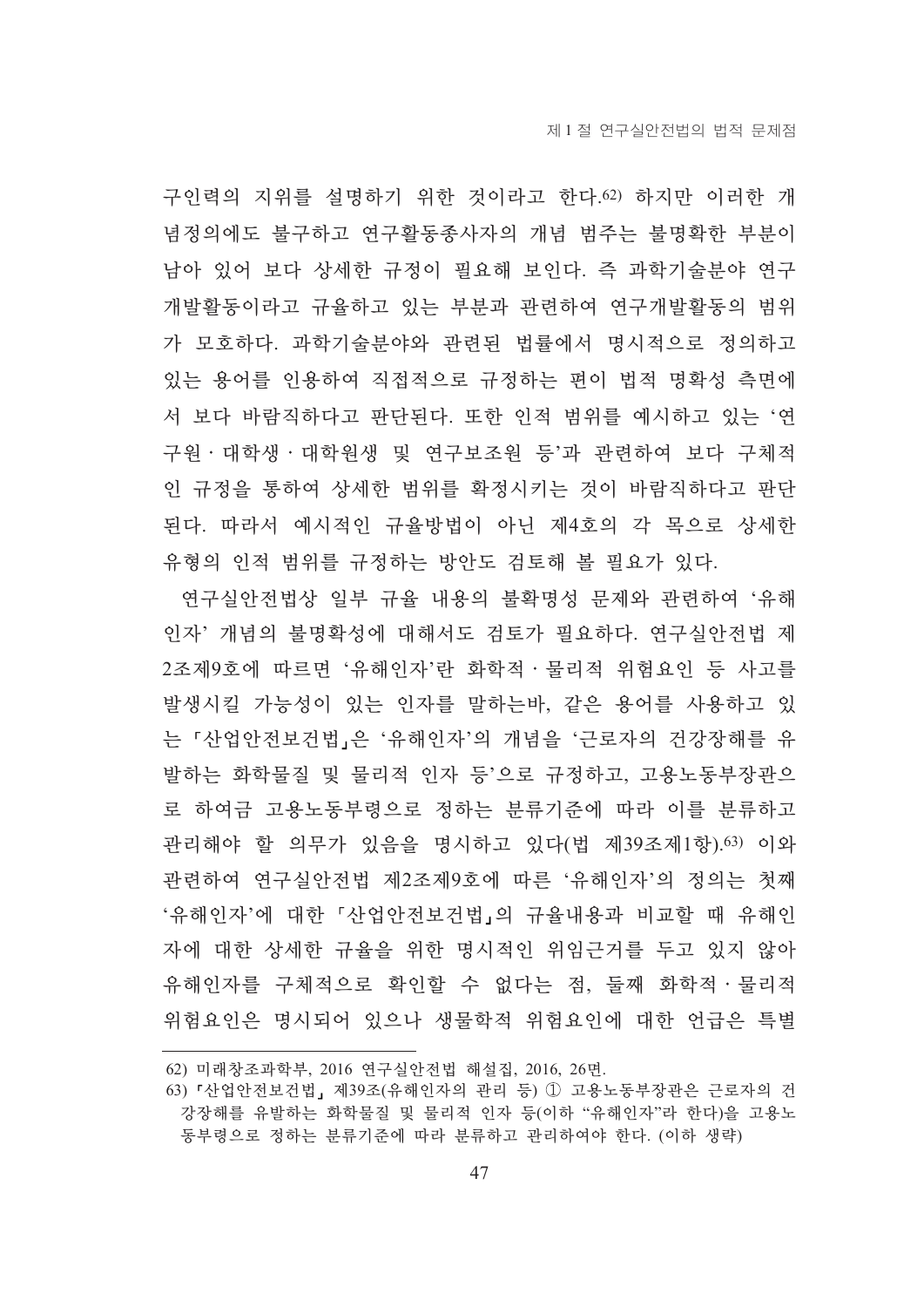구인력의 지위를 설명하기 위한 것이라고 한다.[62] 하지만 이러한 개념정의에도 불구하고 연구활동종사자의 개념 범주는 불명확한 부분이 남아 있어 보다 상세한 규정이 필요해 보인다. 즉 과학기술분야 연구개발활동이라고 규율하고 있는 부분과 관련하여 연구개발활동의 범위가 모호하다. 과학기술분야와 관련된 법률에서 명시적으로 정의하고 있는 용어를 인용하여 직접적으로 규정하는 편이 법적 명확성 측면에서 보다 바람직하다고 판단된다. 또한 인적 범위를 예시하고 있는 '연구원 · 대학생 · 대학원생 및 연구보조원 등'과 관련하여 보다 구체적인 규정을 통하여 상세한 범위를 확정시키는 것이 바람직하다고 판단된다. 따라서 예시적인 규율방법이 아닌 제4호의 각 목으로 상세한 유형의 인적 범위를 규정하는 방안도 검토해 볼 필요가 있다.

연구실안전법상 일부 규율 내용의 불확명성 문제와 관련하여 '유해인자' 개념의 불명확성에 대해서도 검토가 필요하다. 연구실안전법 제2조제9호에 따르면 '유해인자'란 화학적 · 물리적 위험요인 등 사고를 발생시킬 가능성이 있는 인자를 말하는바, 같은 용어를 사용하고 있는 「산업안전보건법」은 '유해인자'의 개념을 '근로자의 건강장해를 유발하는 화학물질 및 물리적 인자 등'으로 규정하고, 고용노동부장관으로 하여금 고용노동부령으로 정하는 분류기준에 따라 이를 분류하고 관리해야 할 의무가 있음을 명시하고 있다(법 제39조제1항).[63] 이와 관련하여 연구실안전법 제2조제9호에 따른 '유해인자'의 정의는 첫째 '유해인자'에 대한 「산업안전보건법」의 규율내용과 비교할 때 유해인자에 대한 상세한 규율을 위한 명시적인 위임근거를 두고 있지 않아 유해인자를 구체적으로 확인할 수 없다는 점, 둘째 화학적 · 물리적 위험요인은 명시되어 있으나 생물학적 위험요인에 대한 언급은 특별

---

62) 미래창조과학부, 2016 연구실안전법 해설집, 2016, 26면.

63) 「산업안전보건법」 제39조(유해인자의 관리 등) ① 고용노동부장관은 근로자의 건강장해를 유발하는 화학물질 및 물리적 인자 등(이하 "유해인자"라 한다)을 고용노동부령으로 정하는 분류기준에 따라 분류하고 관리하여야 한다. (이하 생략)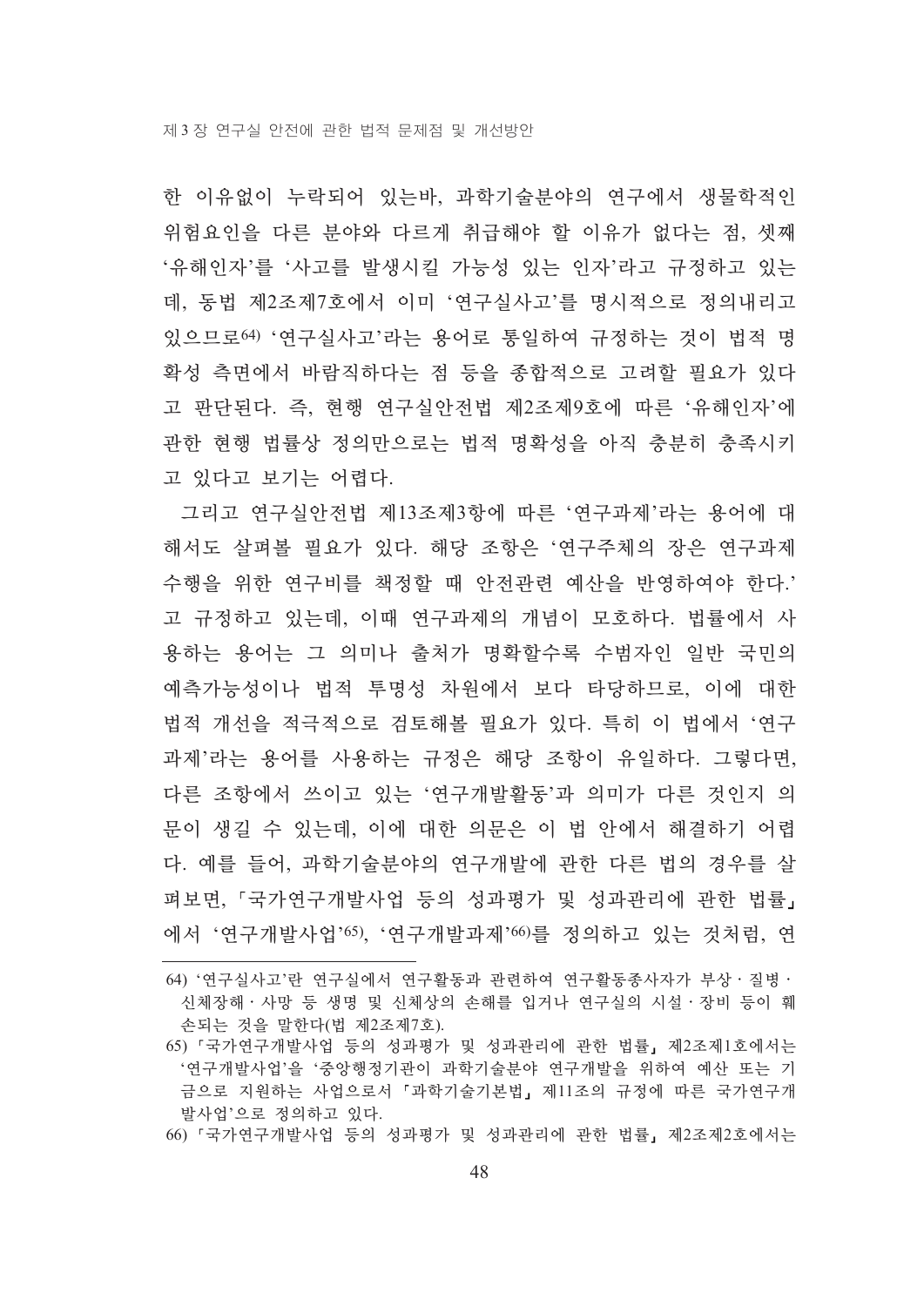한 이유없이 누락되어 있는바, 과학기술분야의 연구에서 생물학적인 위험요인을 다른 분야와 다르게 취급해야 할 이유가 없다는 점, 셋째 '유해인자'를 '사고를 발생시킬 가능성 있는 인자'라고 규정하고 있는데, 동법 제2조제7호에서 이미 '연구실사고'를 명시적으로 정의내리고 있으므로[64] '연구실사고'라는 용어로 통일하여 규정하는 것이 법적 명확성 측면에서 바람직하다는 점 등을 종합적으로 고려할 필요가 있다고 판단된다. 즉, 현행 연구실안전법 제2조제9호에 따른 '유해인자'에 관한 현행 법률상 정의만으로는 법적 명확성을 아직 충분히 충족시키고 있다고 보기는 어렵다.

그리고 연구실안전법 제13조제3항에 따른 '연구과제'라는 용어에 대해서도 살펴볼 필요가 있다. 해당 조항은 '연구주체의 장은 연구과제 수행을 위한 연구비를 책정할 때 안전관련 예산을 반영하여야 한다.'고 규정하고 있는데, 이때 연구과제의 개념이 모호하다. 법률에서 사용하는 용어는 그 의미나 출처가 명확할수록 수범자인 일반 국민의 예측가능성이나 법적 투명성 차원에서 보다 타당하므로, 이에 대한 법적 개선을 적극적으로 검토해볼 필요가 있다. 특히 이 법에서 '연구과제'라는 용어를 사용하는 규정은 해당 조항이 유일하다. 그렇다면, 다른 조항에서 쓰이고 있는 '연구개발활동'과 의미가 다른 것인지 의문이 생길 수 있는데, 이에 대한 의문은 이 법 안에서 해결하기 어렵다. 예를 들어, 과학기술분야의 연구개발에 관한 다른 법의 경우를 살펴보면, 「국가연구개발사업 등의 성과평가 및 성과관리에 관한 법률」에서 '연구개발사업'[65], '연구개발과제'[66]를 정의하고 있는 것처럼, 연

---

64) '연구실사고'란 연구실에서 연구활동과 관련하여 연구활동종사자가 부상·질병·신체장해·사망 등 생명 및 신체상의 손해를 입거나 연구실의 시설·장비 등이 훼손되는 것을 말한다(법 제2조제7호).

65) 「국가연구개발사업 등의 성과평가 및 성과관리에 관한 법률」 제2조제1호에서는 '연구개발사업'을 '중앙행정기관이 과학기술분야 연구개발을 위하여 예산 또는 기금으로 지원하는 사업으로서 「과학기술기본법」 제11조의 규정에 따른 국가연구개발사업'으로 정의하고 있다.

66) 「국가연구개발사업 등의 성과평가 및 성과관리에 관한 법률」 제2조제2호에서는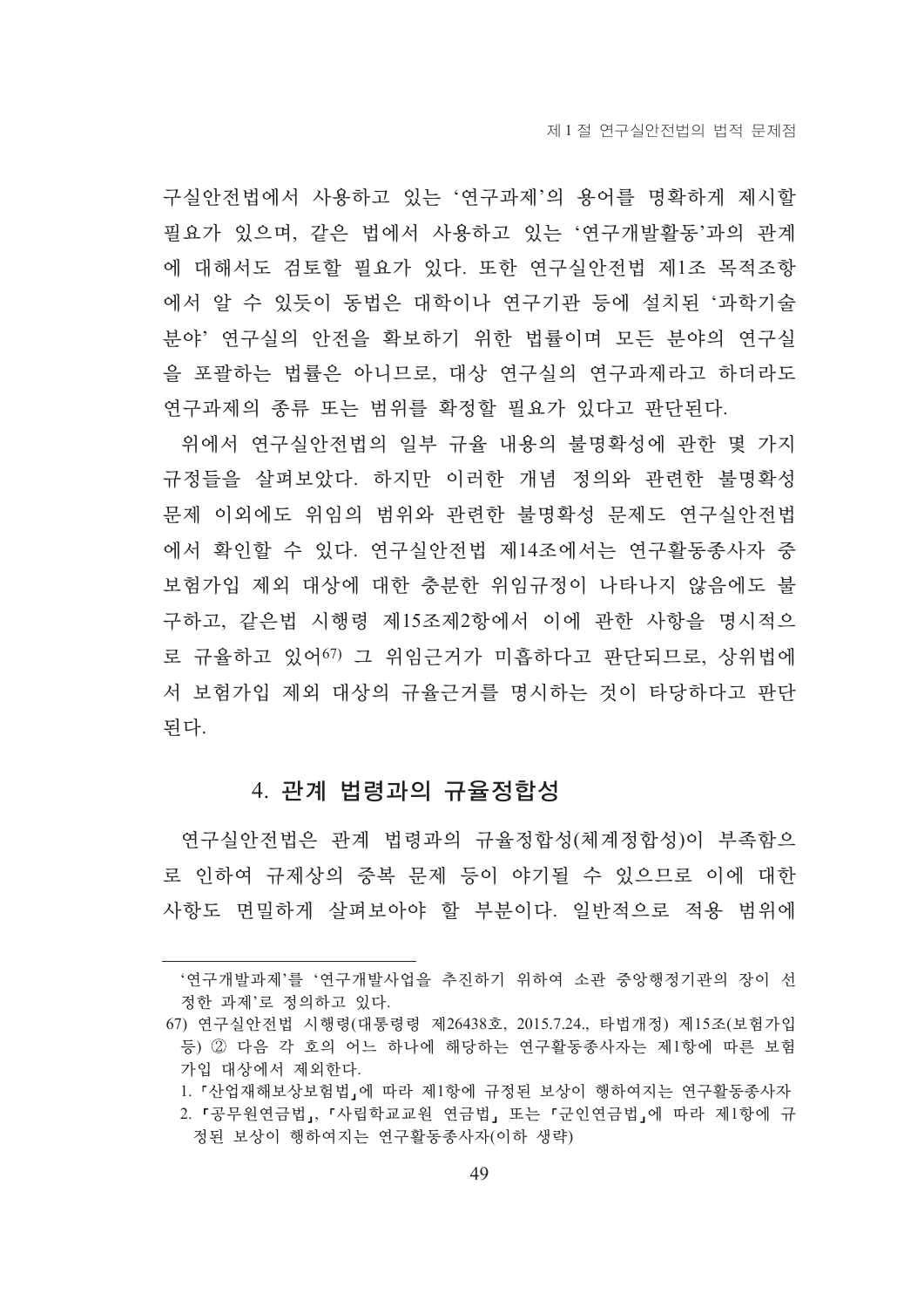구실안전법에서 사용하고 있는 '연구과제'의 용어를 명확하게 제시할 필요가 있으며, 같은 법에서 사용하고 있는 '연구개발활동'과의 관계에 대해서도 검토할 필요가 있다. 또한 연구실안전법 제1조 목적조항에서 알 수 있듯이 동법은 대학이나 연구기관 등에 설치된 '과학기술분야' 연구실의 안전을 확보하기 위한 법률이며 모든 분야의 연구실을 포괄하는 법률은 아니므로, 대상 연구실의 연구과제라고 하더라도 연구과제의 종류 또는 범위를 확정할 필요가 있다고 판단된다.

위에서 연구실안전법의 일부 규율 내용의 불명확성에 관한 몇 가지 규정들을 살펴보았다. 하지만 이러한 개념 정의와 관련한 불명확성 문제 이외에도 위임의 범위와 관련한 불명확성 문제도 연구실안전법에서 확인할 수 있다. 연구실안전법 제14조에서는 연구활동종사자 중 보험가입 제외 대상에 대한 충분한 위임규정이 나타나지 않음에도 불구하고, 같은법 시행령 제15조제2항에서 이에 관한 사항을 명시적으로 규율하고 있어[67] 그 위임근거가 미흡하다고 판단되므로, 상위법에서 보험가입 제외 대상의 규율근거를 명시하는 것이 타당하다고 판단된다.

## 4. 관계 법령과의 규율정합성

연구실안전법은 관계 법령과의 규율정합성(체계정합성)이 부족함으로 인하여 규제상의 중복 문제 등이 야기될 수 있으므로 이에 대한 사항도 면밀하게 살펴보아야 할 부분이다. 일반적으로 적용 범위에

---

'연구개발과제'를 '연구개발사업을 추진하기 위하여 소관 중앙행정기관의 장이 선정한 과제'로 정의하고 있다.

67) 연구실안전법 시행령(대통령령 제26438호, 2015.7.24., 타법개정) 제15조(보험가입 등) ② 다음 각 호의 어느 하나에 해당하는 연구활동종사자는 제1항에 따른 보험가입 대상에서 제외한다.

1. 「산업재해보상보험법」에 따라 제1항에 규정된 보상이 행하여지는 연구활동종사자
2. 「공무원연금법」, 「사립학교교원 연금법」 또는 「군인연금법」에 따라 제1항에 규정된 보상이 행하여지는 연구활동종사자(이하 생략)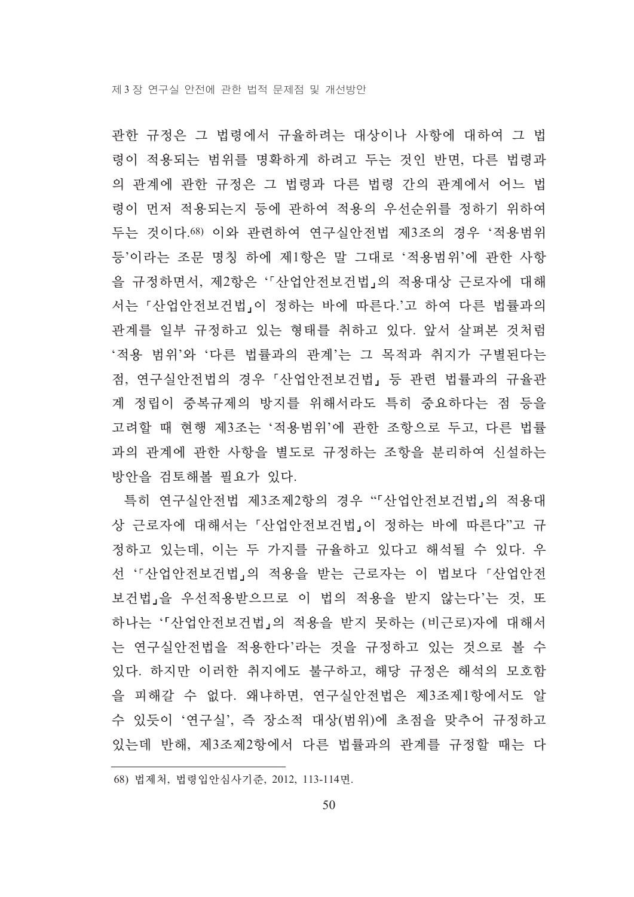관한 규정은 그 법령에서 규율하려는 대상이나 사항에 대하여 그 법령이 적용되는 범위를 명확하게 하려고 두는 것인 반면, 다른 법령과의 관계에 관한 규정은 그 법령과 다른 법령 간의 관계에서 어느 법령이 먼저 적용되는지 등에 관하여 적용의 우선순위를 정하기 위하여 두는 것이다.[68] 이와 관련하여 연구실안전법 제3조의 경우 '적용범위 등'이라는 조문 명칭 하에 제1항은 말 그대로 '적용범위'에 관한 사항을 규정하면서, 제2항은 '「산업안전보건법」의 적용대상 근로자에 대해서는 「산업안전보건법」이 정하는 바에 따른다.'고 하여 다른 법률과의 관계를 일부 규정하고 있는 형태를 취하고 있다. 앞서 살펴본 것처럼 '적용 범위'와 '다른 법률과의 관계'는 그 목적과 취지가 구별된다는 점, 연구실안전법의 경우 「산업안전보건법」 등 관련 법률과의 규율관계 정립이 중복규제의 방지를 위해서라도 특히 중요하다는 점 등을 고려할 때 현행 제3조는 '적용범위'에 관한 조항으로 두고, 다른 법률과의 관계에 관한 사항을 별도로 규정하는 조항을 분리하여 신설하는 방안을 검토해볼 필요가 있다.

특히 연구실안전법 제3조제2항의 경우 "「산업안전보건법」의 적용대상 근로자에 대해서는 「산업안전보건법」이 정하는 바에 따른다"고 규정하고 있는데, 이는 두 가지를 규율하고 있다고 해석될 수 있다. 우선 '「산업안전보건법」의 적용을 받는 근로자는 이 법보다 「산업안전보건법」을 우선적용받으므로 이 법의 적용을 받지 않는다'는 것, 또 하나는 '「산업안전보건법」의 적용을 받지 못하는 (비근로)자에 대해서는 연구실안전법을 적용한다'라는 것을 규정하고 있는 것으로 볼 수 있다. 하지만 이러한 취지에도 불구하고, 해당 규정은 해석의 모호함을 피해갈 수 없다. 왜냐하면, 연구실안전법은 제3조제1항에서도 알 수 있듯이 '연구실', 즉 장소적 대상(범위)에 초점을 맞추어 규정하고 있는데 반해, 제3조제2항에서 다른 법률과의 관계를 규정할 때는 다

68) 법제처, 법령입안심사기준, 2012, 113-114면.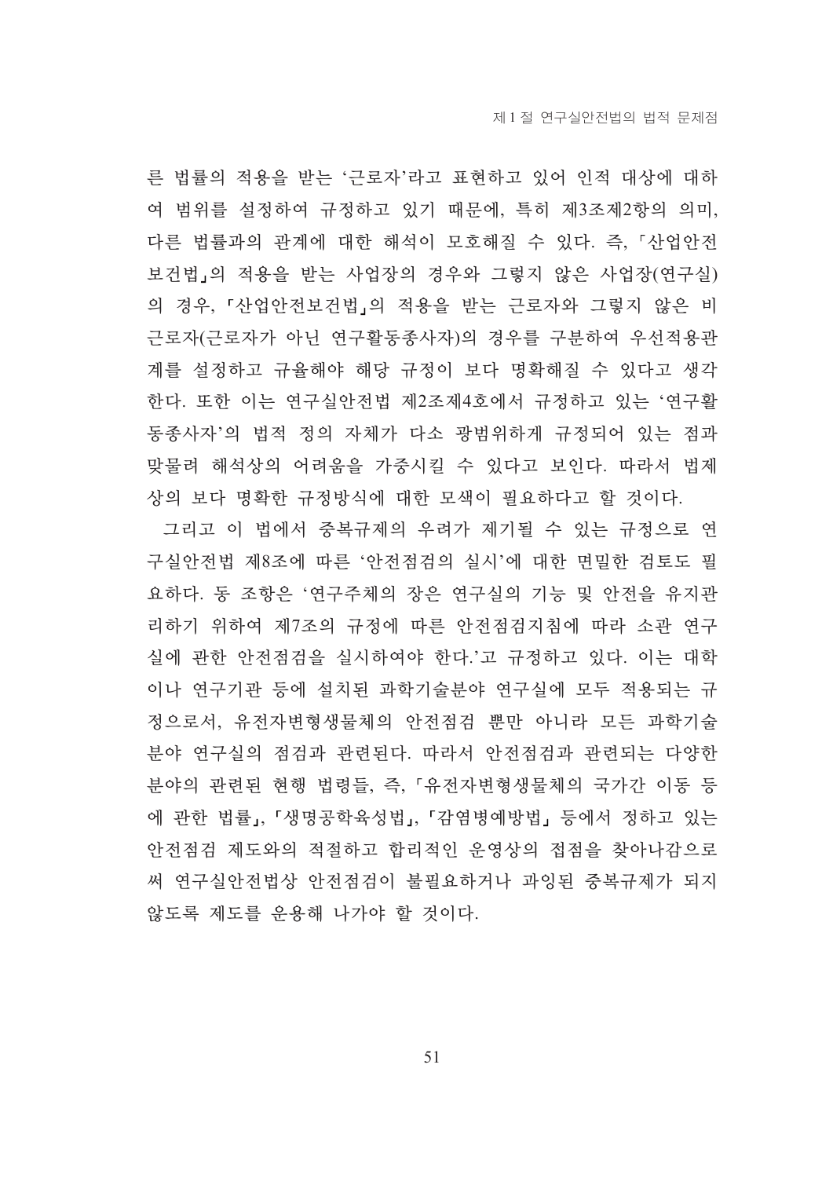른 법률의 적용을 받는 '근로자'라고 표현하고 있어 인적 대상에 대하여 범위를 설정하여 규정하고 있기 때문에, 특히 제3조제2항의 의미, 다른 법률과의 관계에 대한 해석이 모호해질 수 있다. 즉, 「산업안전보건법」의 적용을 받는 사업장의 경우와 그렇지 않은 사업장(연구실)의 경우, 「산업안전보건법」의 적용을 받는 근로자와 그렇지 않은 비근로자(근로자가 아닌 연구활동종사자)의 경우를 구분하여 우선적용관계를 설정하고 규율해야 해당 규정이 보다 명확해질 수 있다고 생각한다. 또한 이는 연구실안전법 제2조제4호에서 규정하고 있는 '연구활동종사자'의 법적 정의 자체가 다소 광범위하게 규정되어 있는 점과 맞물려 해석상의 어려움을 가중시킬 수 있다고 보인다. 따라서 법제상의 보다 명확한 규정방식에 대한 모색이 필요하다고 할 것이다.

그리고 이 법에서 중복규제의 우려가 제기될 수 있는 규정으로 연구실안전법 제8조에 따른 '안전점검의 실시'에 대한 면밀한 검토도 필요하다. 동 조항은 '연구주체의 장은 연구실의 기능 및 안전을 유지관리하기 위하여 제7조의 규정에 따른 안전점검지침에 따라 소관 연구실에 관한 안전점검을 실시하여야 한다.'고 규정하고 있다. 이는 대학이나 연구기관 등에 설치된 과학기술분야 연구실에 모두 적용되는 규정으로서, 유전자변형생물체의 안전점검 뿐만 아니라 모든 과학기술분야 연구실의 점검과 관련된다. 따라서 안전점검과 관련되는 다양한 분야의 관련된 현행 법령들, 즉, 「유전자변형생물체의 국가간 이동 등에 관한 법률」, 「생명공학육성법」, 「감염병예방법」 등에서 정하고 있는 안전점검 제도와의 적절하고 합리적인 운영상의 접점을 찾아나감으로써 연구실안전법상 안전점검이 불필요하거나 과잉된 중복규제가 되지 않도록 제도를 운용해 나가야 할 것이다.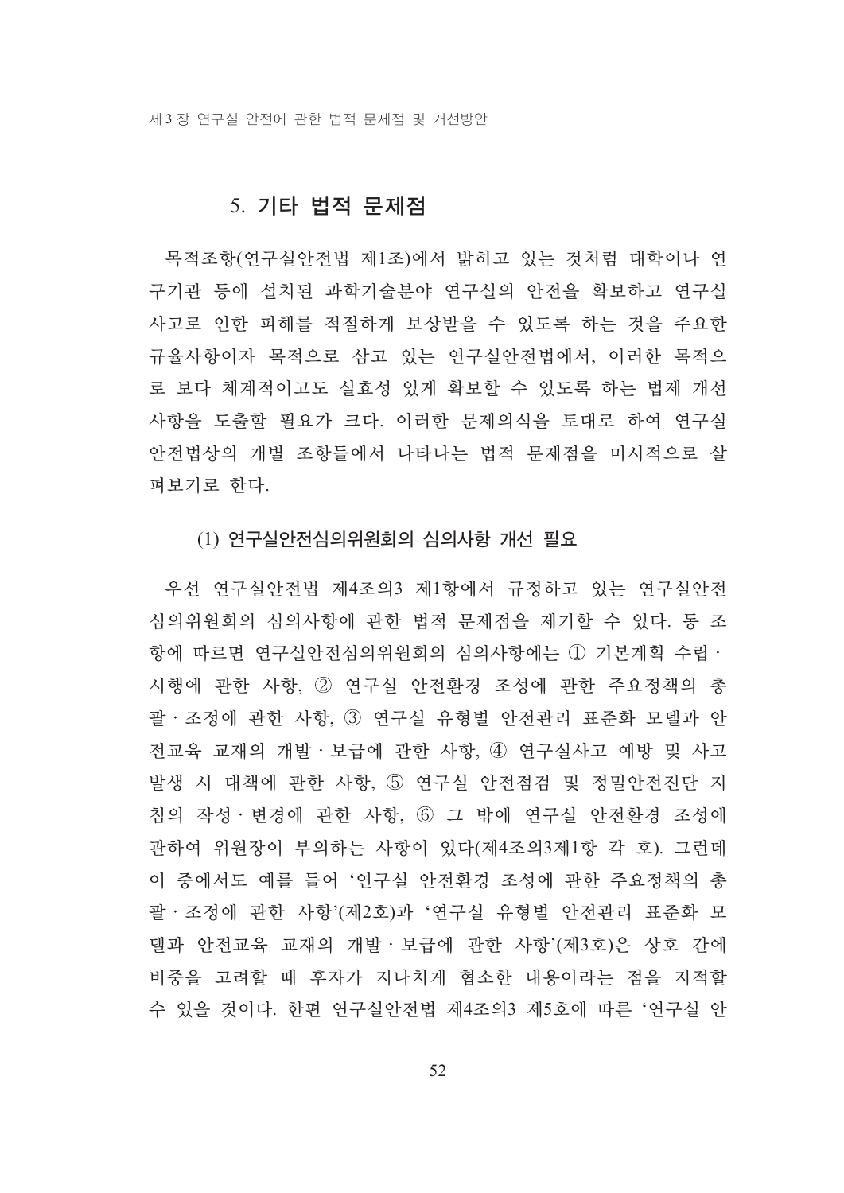## 5. 기타 법적 문제점

목적조항(연구실안전법 제1조)에서 밝히고 있는 것처럼 대학이나 연구기관 등에 설치된 과학기술분야 연구실의 안전을 확보하고 연구실 사고로 인한 피해를 적절하게 보상받을 수 있도록 하는 것을 주요한 규율사항이자 목적으로 삼고 있는 연구실안전법에서, 이러한 목적으로 보다 체계적이고도 실효성 있게 확보할 수 있도록 하는 법제 개선사항을 도출할 필요가 크다. 이러한 문제의식을 토대로 하여 연구실안전법상의 개별 조항들에서 나타나는 법적 문제점을 미시적으로 살펴보기로 한다.

### (1) 연구실안전심의위원회의 심의사항 개선 필요

우선 연구실안전법 제4조의3 제1항에서 규정하고 있는 연구실안전심의위원회의 심의사항에 관한 법적 문제점을 제기할 수 있다. 동 조항에 따르면 연구실안전심의위원회의 심의사항에는 ① 기본계획 수립 · 시행에 관한 사항, ② 연구실 안전환경 조성에 관한 주요정책의 총괄 · 조정에 관한 사항, ③ 연구실 유형별 안전관리 표준화 모델과 안전교육 교재의 개발 · 보급에 관한 사항, ④ 연구실사고 예방 및 사고 발생 시 대책에 관한 사항, ⑤ 연구실 안전점검 및 정밀안전진단 지침의 작성 · 변경에 관한 사항, ⑥ 그 밖에 연구실 안전환경 조성에 관하여 위원장이 부의하는 사항이 있다(제4조의3제1항 각 호). 그런데 이 중에서도 예를 들어 '연구실 안전환경 조성에 관한 주요정책의 총괄 · 조정에 관한 사항'(제2호)과 '연구실 유형별 안전관리 표준화 모델과 안전교육 교재의 개발 · 보급에 관한 사항'(제3호)은 상호 간에 비중을 고려할 때 후자가 지나치게 협소한 내용이라는 점을 지적할 수 있을 것이다. 한편 연구실안전법 제4조의3 제5호에 따른 '연구실 안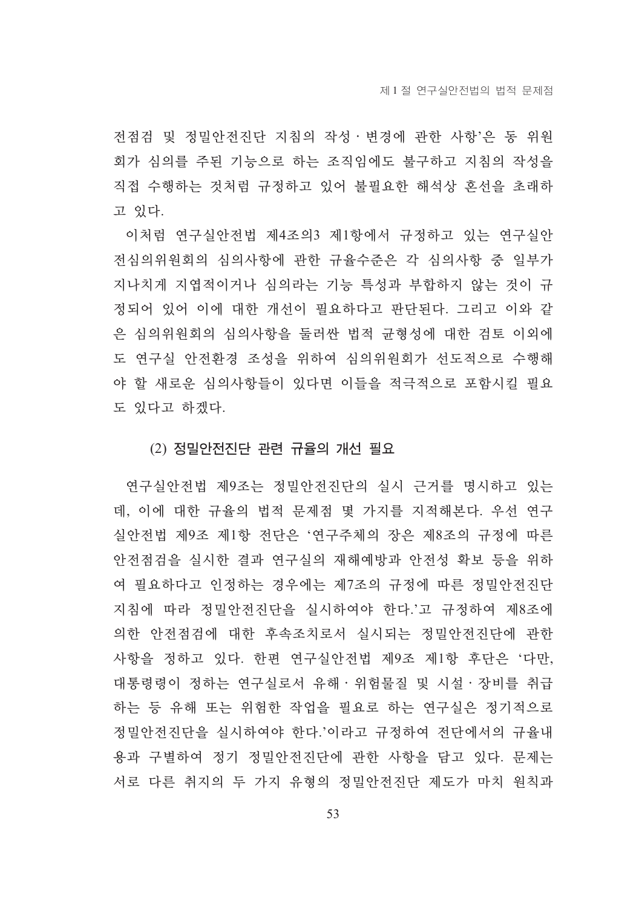전점검 및 정밀안전진단 지침의 작성·변경에 관한 사항'은 동 위원회가 심의를 주된 기능으로 하는 조직임에도 불구하고 지침의 작성을 직접 수행하는 것처럼 규정하고 있어 불필요한 해석상 혼선을 초래하고 있다.

이처럼 연구실안전법 제4조의3 제1항에서 규정하고 있는 연구실안전심의위원회의 심의사항에 관한 규율수준은 각 심의사항 중 일부가 지나치게 지엽적이거나 심의라는 기능 특성과 부합하지 않는 것이 규정되어 있어 이에 대한 개선이 필요하다고 판단된다. 그리고 이와 같은 심의위원회의 심의사항을 둘러싼 법적 균형성에 대한 검토 이외에도 연구실 안전환경 조성을 위하여 심의위원회가 선도적으로 수행해야 할 새로운 심의사항들이 있다면 이들을 적극적으로 포함시킬 필요도 있다고 하겠다.

#### (2) 정밀안전진단 관련 규율의 개선 필요

연구실안전법 제9조는 정밀안전진단의 실시 근거를 명시하고 있는데, 이에 대한 규율의 법적 문제점 몇 가지를 지적해본다. 우선 연구실안전법 제9조 제1항 전단은 '연구주체의 장은 제8조의 규정에 따른 안전점검을 실시한 결과 연구실의 재해예방과 안전성 확보 등을 위하여 필요하다고 인정하는 경우에는 제7조의 규정에 따른 정밀안전진단 지침에 따라 정밀안전진단을 실시하여야 한다.'고 규정하여 제8조에 의한 안전점검에 대한 후속조치로서 실시되는 정밀안전진단에 관한 사항을 정하고 있다. 한편 연구실안전법 제9조 제1항 후단은 '다만, 대통령령이 정하는 연구실로서 유해·위험물질 및 시설·장비를 취급하는 등 유해 또는 위험한 작업을 필요로 하는 연구실은 정기적으로 정밀안전진단을 실시하여야 한다.'이라고 규정하여 전단에서의 규율내용과 구별하여 정기 정밀안전진단에 관한 사항을 담고 있다. 문제는 서로 다른 취지의 두 가지 유형의 정밀안전진단 제도가 마치 원칙과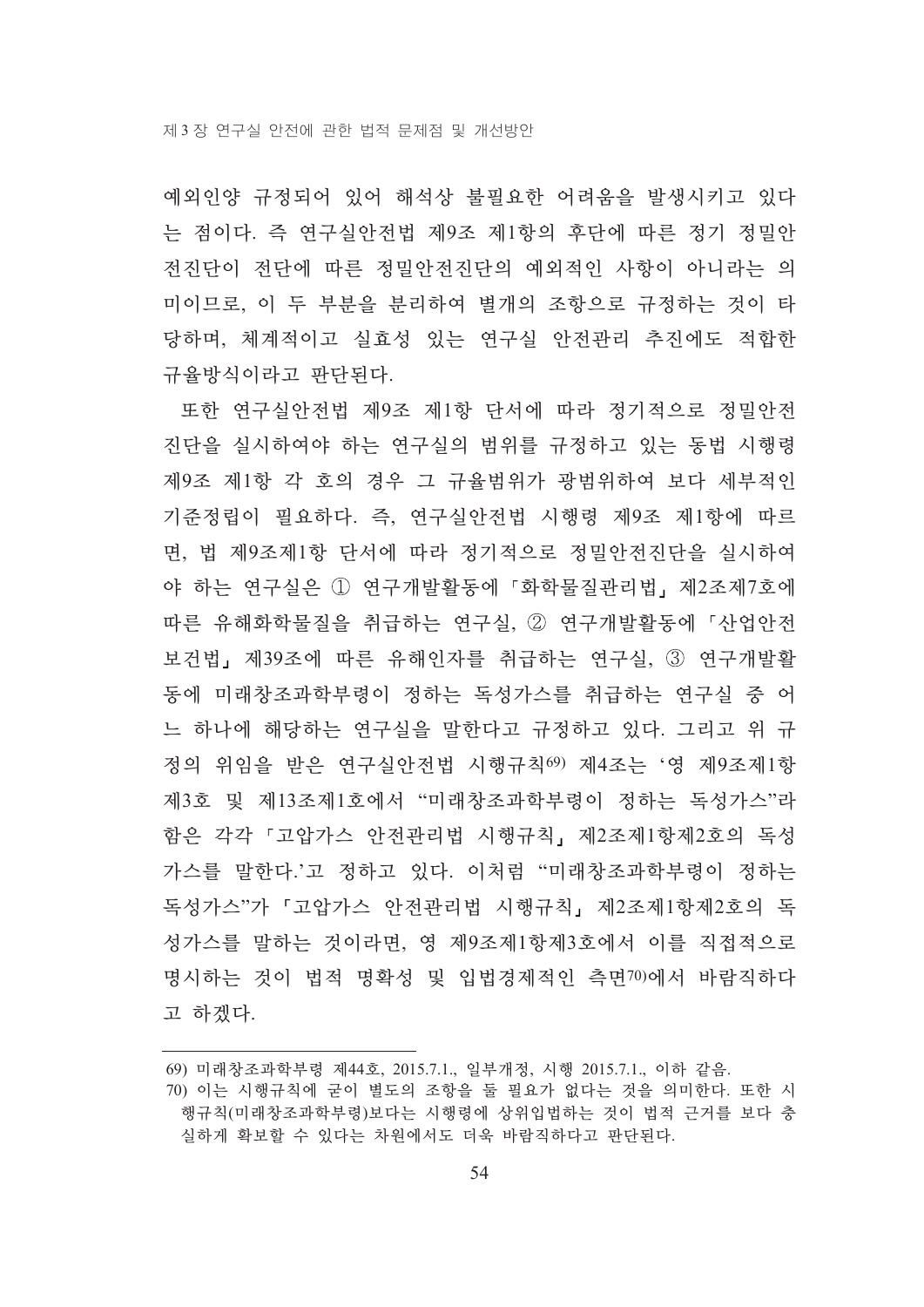예외인양 규정되어 있어 해석상 불필요한 어려움을 발생시키고 있다는 점이다. 즉 연구실안전법 제9조 제1항의 후단에 따른 정기 정밀안전진단이 전단에 따른 정밀안전진단의 예외적인 사항이 아니라는 의미이므로, 이 두 부분을 분리하여 별개의 조항으로 규정하는 것이 타당하며, 체계적이고 실효성 있는 연구실 안전관리 추진에도 적합한 규율방식이라고 판단된다.

또한 연구실안전법 제9조 제1항 단서에 따라 정기적으로 정밀안전진단을 실시하여야 하는 연구실의 범위를 규정하고 있는 동법 시행령 제9조 제1항 각 호의 경우 그 규율범위가 광범위하여 보다 세부적인 기준정립이 필요하다. 즉, 연구실안전법 시행령 제9조 제1항에 따르면, 법 제9조제1항 단서에 따라 정기적으로 정밀안전진단을 실시하여야 하는 연구실은 ① 연구개발활동에 「화학물질관리법」 제2조제7호에 따른 유해화학물질을 취급하는 연구실, ② 연구개발활동에 「산업안전보건법」 제39조에 따른 유해인자를 취급하는 연구실, ③ 연구개발활동에 미래창조과학부령이 정하는 독성가스를 취급하는 연구실 중 어느 하나에 해당하는 연구실을 말한다고 규정하고 있다. 그리고 위 규정의 위임을 받은 연구실안전법 시행규칙[69] 제4조는 '영 제9조제1항 제3호 및 제13조제1호에서 "미래창조과학부령이 정하는 독성가스"라 함은 각각 「고압가스 안전관리법 시행규칙」 제2조제1항제2호의 독성가스를 말한다.'고 정하고 있다. 이처럼 "미래창조과학부령이 정하는 독성가스"가 「고압가스 안전관리법 시행규칙」 제2조제1항제2호의 독성가스를 말하는 것이라면, 영 제9조제1항제3호에서 이를 직접적으로 명시하는 것이 법적 명확성 및 입법경제적인 측면[70]에서 바람직하다고 하겠다.

---

69) 미래창조과학부령 제44호, 2015.7.1., 일부개정, 시행 2015.7.1., 이하 같음.

70) 이는 시행규칙에 굳이 별도의 조항을 둘 필요가 없다는 것을 의미한다. 또한 시행규칙(미래창조과학부령)보다는 시행령에 상위입법하는 것이 법적 근거를 보다 충실하게 확보할 수 있다는 차원에서도 더욱 바람직하다고 판단된다.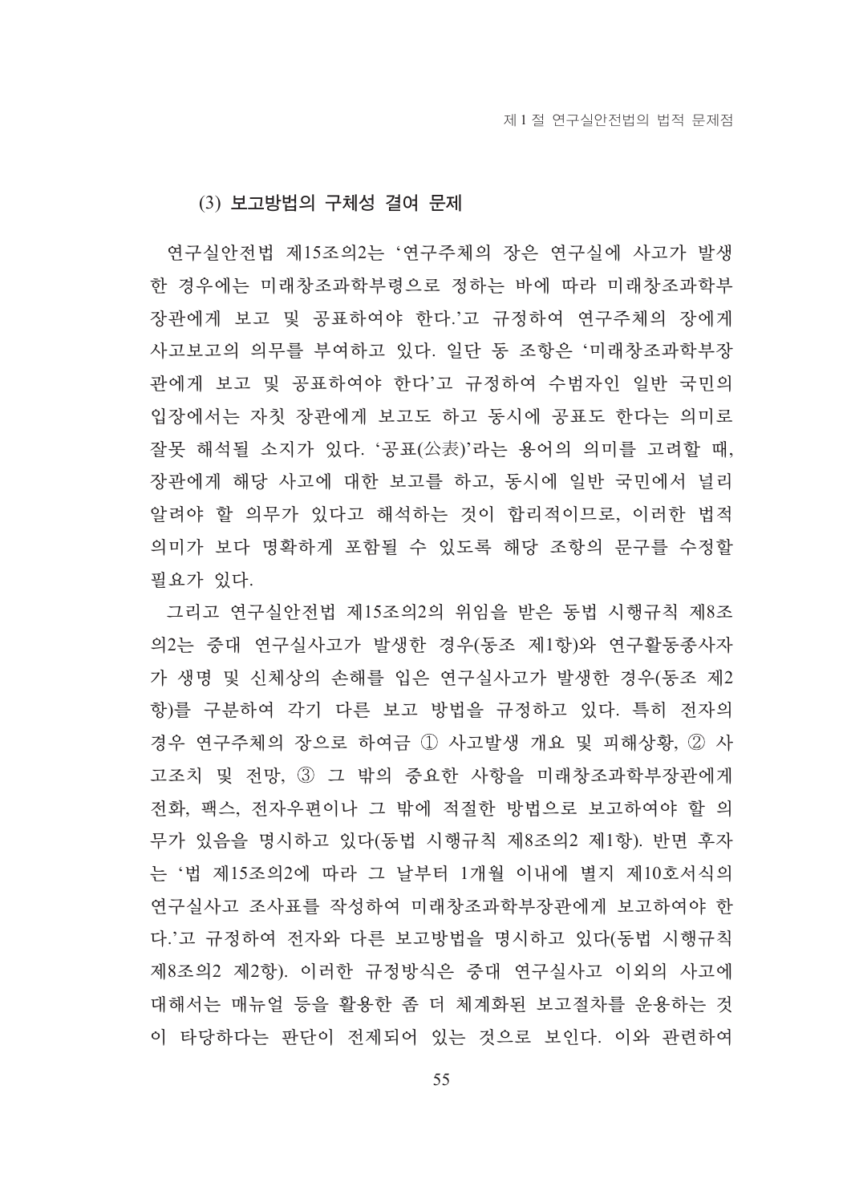### (3) 보고방법의 구체성 결여 문제

연구실안전법 제15조의2는 '연구주체의 장은 연구실에 사고가 발생한 경우에는 미래창조과학부령으로 정하는 바에 따라 미래창조과학부장관에게 보고 및 공표하여야 한다.'고 규정하여 연구주체의 장에게 사고보고의 의무를 부여하고 있다. 일단 동 조항은 '미래창조과학부장관에게 보고 및 공표하여야 한다'고 규정하여 수범자인 일반 국민의 입장에서는 자칫 장관에게 보고도 하고 동시에 공표도 한다는 의미로 잘못 해석될 소지가 있다. '공표(公表)'라는 용어의 의미를 고려할 때, 장관에게 해당 사고에 대한 보고를 하고, 동시에 일반 국민에서 널리 알려야 할 의무가 있다고 해석하는 것이 합리적이므로, 이러한 법적 의미가 보다 명확하게 포함될 수 있도록 해당 조항의 문구를 수정할 필요가 있다.

그리고 연구실안전법 제15조의2의 위임을 받은 동법 시행규칙 제8조의2는 중대 연구실사고가 발생한 경우(동조 제1항)와 연구활동종사자가 생명 및 신체상의 손해를 입은 연구실사고가 발생한 경우(동조 제2항)를 구분하여 각기 다른 보고 방법을 규정하고 있다. 특히 전자의 경우 연구주체의 장으로 하여금 ① 사고발생 개요 및 피해상황, ② 사고조치 및 전망, ③ 그 밖의 중요한 사항을 미래창조과학부장관에게 전화, 팩스, 전자우편이나 그 밖에 적절한 방법으로 보고하여야 할 의무가 있음을 명시하고 있다(동법 시행규칙 제8조의2 제1항). 반면 후자는 '법 제15조의2에 따라 그 날부터 1개월 이내에 별지 제10호서식의 연구실사고 조사표를 작성하여 미래창조과학부장관에게 보고하여야 한다.'고 규정하여 전자와 다른 보고방법을 명시하고 있다(동법 시행규칙 제8조의2 제2항). 이러한 규정방식은 중대 연구실사고 이외의 사고에 대해서는 매뉴얼 등을 활용한 좀 더 체계화된 보고절차를 운용하는 것이 타당하다는 판단이 전제되어 있는 것으로 보인다. 이와 관련하여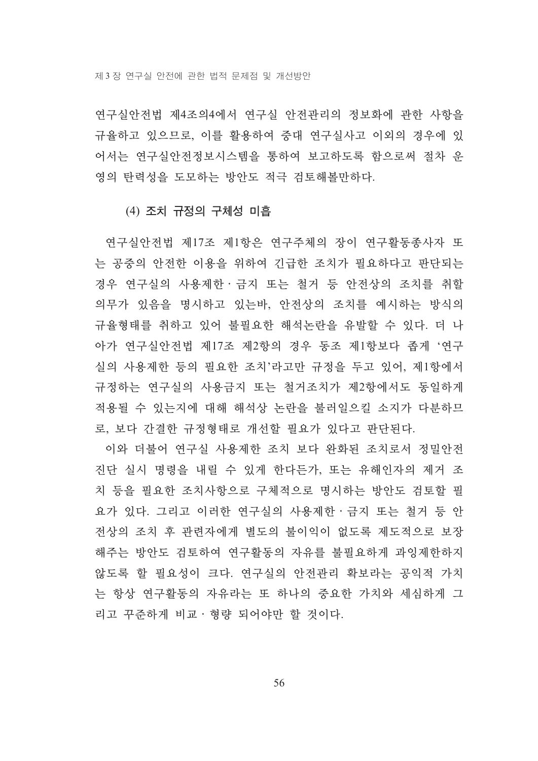연구실안전법 제4조의4에서 연구실 안전관리의 정보화에 관한 사항을 규율하고 있으므로, 이를 활용하여 중대 연구실사고 이외의 경우에 있어서는 연구실안전정보시스템을 통하여 보고하도록 함으로써 절차 운영의 탄력성을 도모하는 방안도 적극 검토해볼만하다.

#### (4) 조치 규정의 구체성 미흡

연구실안전법 제17조 제1항은 연구주체의 장이 연구활동종사자 또는 공중의 안전한 이용을 위하여 긴급한 조치가 필요하다고 판단되는 경우 연구실의 사용제한·금지 또는 철거 등 안전상의 조치를 취할 의무가 있음을 명시하고 있는바, 안전상의 조치를 예시하는 방식의 규율형태를 취하고 있어 불필요한 해석논란을 유발할 수 있다. 더 나아가 연구실안전법 제17조 제2항의 경우 동조 제1항보다 좁게 '연구실의 사용제한 등의 필요한 조치'라고만 규정을 두고 있어, 제1항에서 규정하는 연구실의 사용금지 또는 철거조치가 제2항에서도 동일하게 적용될 수 있는지에 대해 해석상 논란을 불러일으킬 소지가 다분하므로, 보다 간결한 규정형태로 개선할 필요가 있다고 판단된다.

이와 더불어 연구실 사용제한 조치 보다 완화된 조치로서 정밀안전진단 실시 명령을 내릴 수 있게 한다든가, 또는 유해인자의 제거 조치 등을 필요한 조치사항으로 구체적으로 명시하는 방안도 검토할 필요가 있다. 그리고 이러한 연구실의 사용제한·금지 또는 철거 등 안전상의 조치 후 관련자에게 별도의 불이익이 없도록 제도적으로 보장해주는 방안도 검토하여 연구활동의 자유를 불필요하게 과잉제한하지 않도록 할 필요성이 크다. 연구실의 안전관리 확보라는 공익적 가치는 항상 연구활동의 자유라는 또 하나의 중요한 가치와 세심하게 그리고 꾸준하게 비교·형량 되어야만 할 것이다.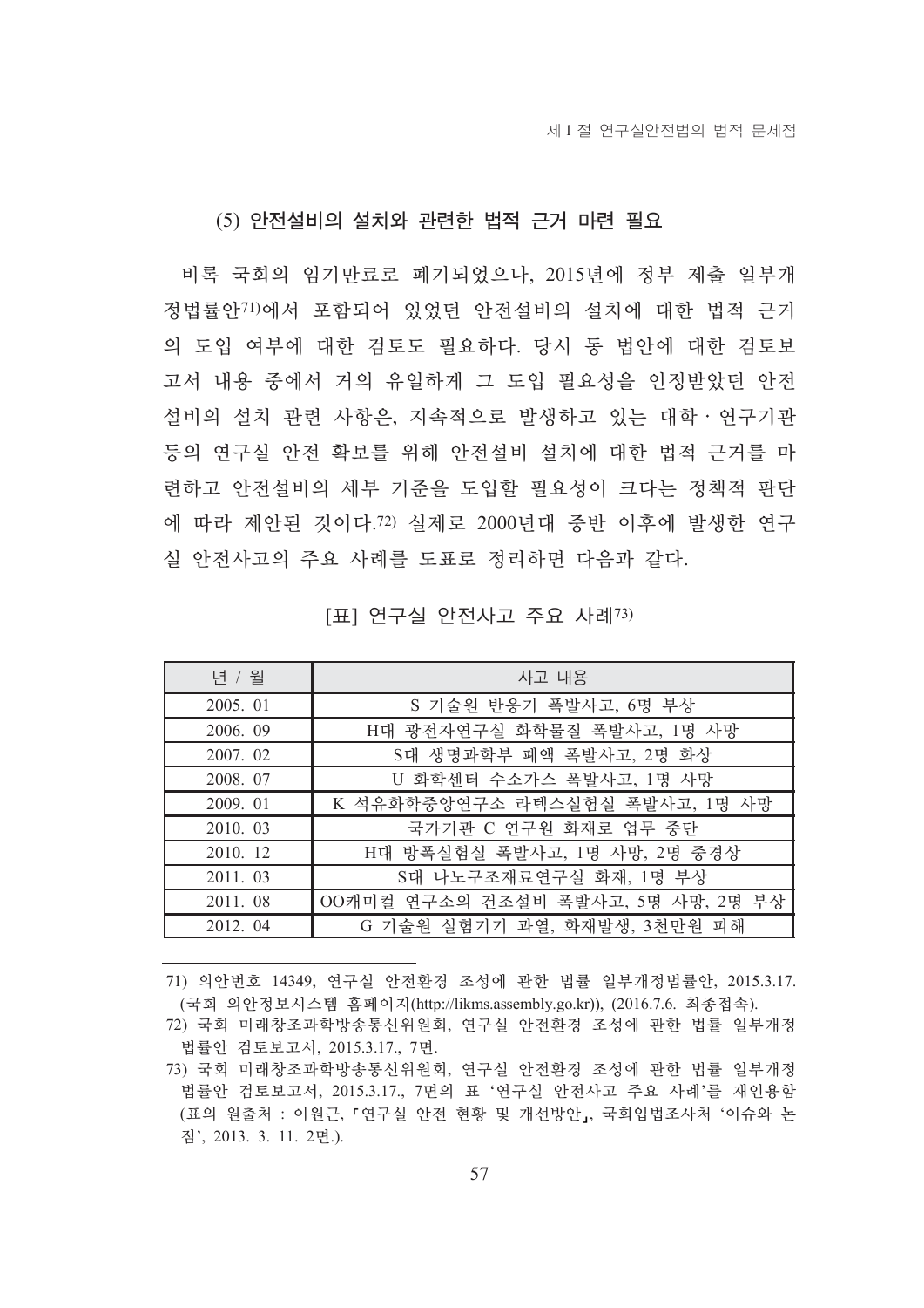### (5) 안전설비의 설치와 관련한 법적 근거 마련 필요

비록 국회의 임기만료로 폐기되었으나, 2015년에 정부 제출 일부개정법률안[71]에서 포함되어 있었던 안전설비의 설치에 대한 법적 근거의 도입 여부에 대한 검토도 필요하다. 당시 동 법안에 대한 검토보고서 내용 중에서 거의 유일하게 그 도입 필요성을 인정받았던 안전설비의 설치 관련 사항은, 지속적으로 발생하고 있는 대학 · 연구기관 등의 연구실 안전 확보를 위해 안전설비 설치에 대한 법적 근거를 마련하고 안전설비의 세부 기준을 도입할 필요성이 크다는 정책적 판단에 따라 제안된 것이다.[72] 실제로 2000년대 중반 이후에 발생한 연구실 안전사고의 주요 사례를 도표로 정리하면 다음과 같다.

[표] 연구실 안전사고 주요 사례[73]

| 년 / 월 | 사고 내용 |
|---|---|
| 2005. 01 | S 기술원 반응기 폭발사고, 6명 부상 |
| 2006. 09 | H대 광전자연구실 화학물질 폭발사고, 1명 사망 |
| 2007. 02 | S대 생명과학부 폐액 폭발사고, 2명 화상 |
| 2008. 07 | U 화학센터 수소가스 폭발사고, 1명 사망 |
| 2009. 01 | K 석유화학중앙연구소 라텍스실험실 폭발사고, 1명 사망 |
| 2010. 03 | 국가기관 C 연구원 화재로 업무 중단 |
| 2010. 12 | H대 방폭실험실 폭발사고, 1명 사망, 2명 중경상 |
| 2011. 03 | S대 나노구조재료연구실 화재, 1명 부상 |
| 2011. 08 | OO캐미컬 연구소의 건조설비 폭발사고, 5명 사망, 2명 부상 |
| 2012. 04 | G 기술원 실험기기 과열, 화재발생, 3천만원 피해 |

71) 의안번호 14349, 연구실 안전환경 조성에 관한 법률 일부개정법률안, 2015.3.17. (국회 의안정보시스템 홈페이지(http://likms.assembly.go.kr)), (2016.7.6. 최종접속).

72) 국회 미래창조과학방송통신위원회, 연구실 안전환경 조성에 관한 법률 일부개정법률안 검토보고서, 2015.3.17., 7면.

73) 국회 미래창조과학방송통신위원회, 연구실 안전환경 조성에 관한 법률 일부개정법률안 검토보고서, 2015.3.17., 7면의 표 '연구실 안전사고 주요 사례'를 재인용함 (표의 원출처 : 이원근, 「연구실 안전 현황 및 개선방안」, 국회입법조사처 '이슈와 논점', 2013. 3. 11. 2면.).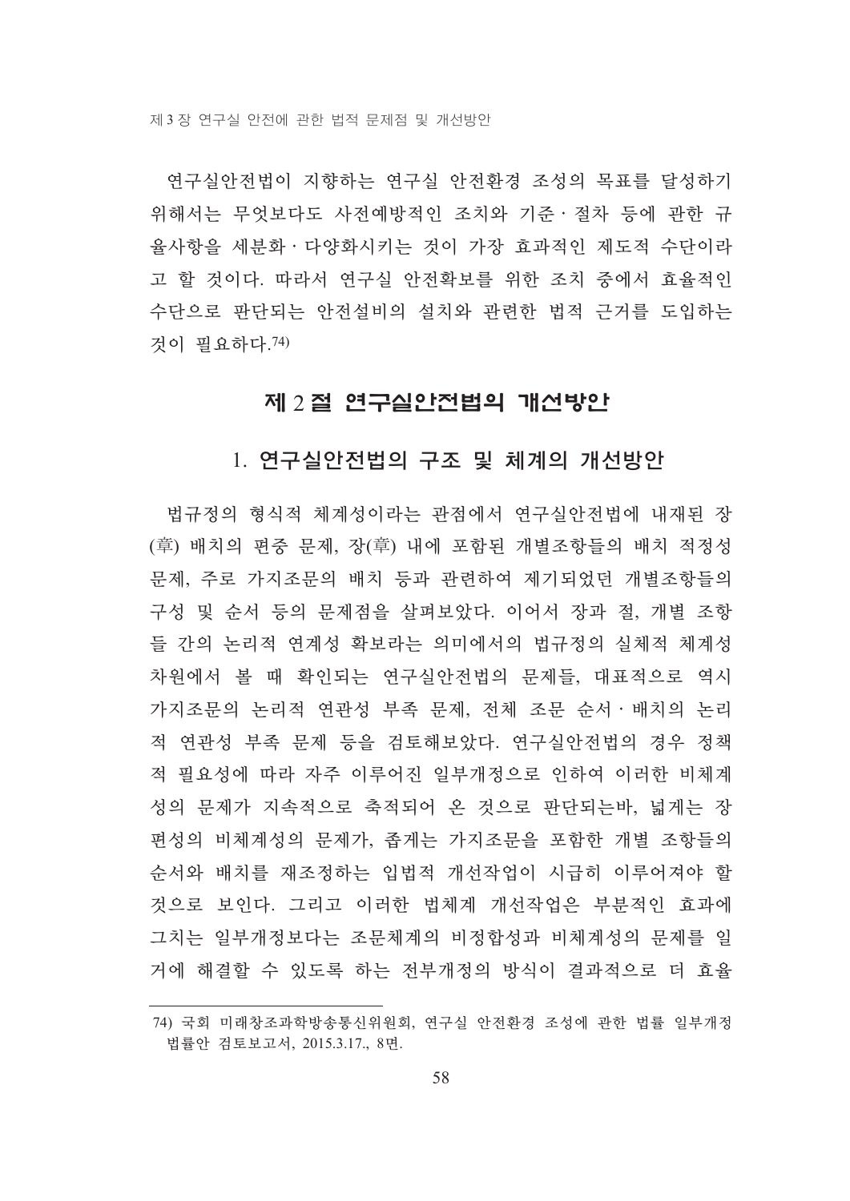연구실안전법이 지향하는 연구실 안전환경 조성의 목표를 달성하기 위해서는 무엇보다도 사전예방적인 조치와 기준 · 절차 등에 관한 규율사항을 세분화 · 다양화시키는 것이 가장 효과적인 제도적 수단이라고 할 것이다. 따라서 연구실 안전확보를 위한 조치 중에서 효율적인 수단으로 판단되는 안전설비의 설치와 관련한 법적 근거를 도입하는 것이 필요하다.[74)]

## 제 2 절 연구실안전법의 개선방안

### 1. 연구실안전법의 구조 및 체계의 개선방안

법규정의 형식적 체계성이라는 관점에서 연구실안전법에 내재된 장(章) 배치의 편중 문제, 장(章) 내에 포함된 개별조항들의 배치 적정성 문제, 주로 가지조문의 배치 등과 관련하여 제기되었던 개별조항들의 구성 및 순서 등의 문제점을 살펴보았다. 이어서 장과 절, 개별 조항들 간의 논리적 연계성 확보라는 의미에서의 법규정의 실체적 체계성 차원에서 볼 때 확인되는 연구실안전법의 문제들, 대표적으로 역시 가지조문의 논리적 연관성 부족 문제, 전체 조문 순서 · 배치의 논리적 연관성 부족 문제 등을 검토해보았다. 연구실안전법의 경우 정책적 필요성에 따라 자주 이루어진 일부개정으로 인하여 이러한 비체계성의 문제가 지속적으로 축적되어 온 것으로 판단되는바, 넓게는 장 편성의 비체계성의 문제가, 좁게는 가지조문을 포함한 개별 조항들의 순서와 배치를 재조정하는 입법적 개선작업이 시급히 이루어져야 할 것으로 보인다. 그리고 이러한 법체계 개선작업은 부분적인 효과에 그치는 일부개정보다는 조문체계의 비정합성과 비체계성의 문제를 일거에 해결할 수 있도록 하는 전부개정의 방식이 결과적으로 더 효율

---

74) 국회 미래창조과학방송통신위원회, 연구실 안전환경 조성에 관한 법률 일부개정 법률안 검토보고서, 2015.3.17., 8면.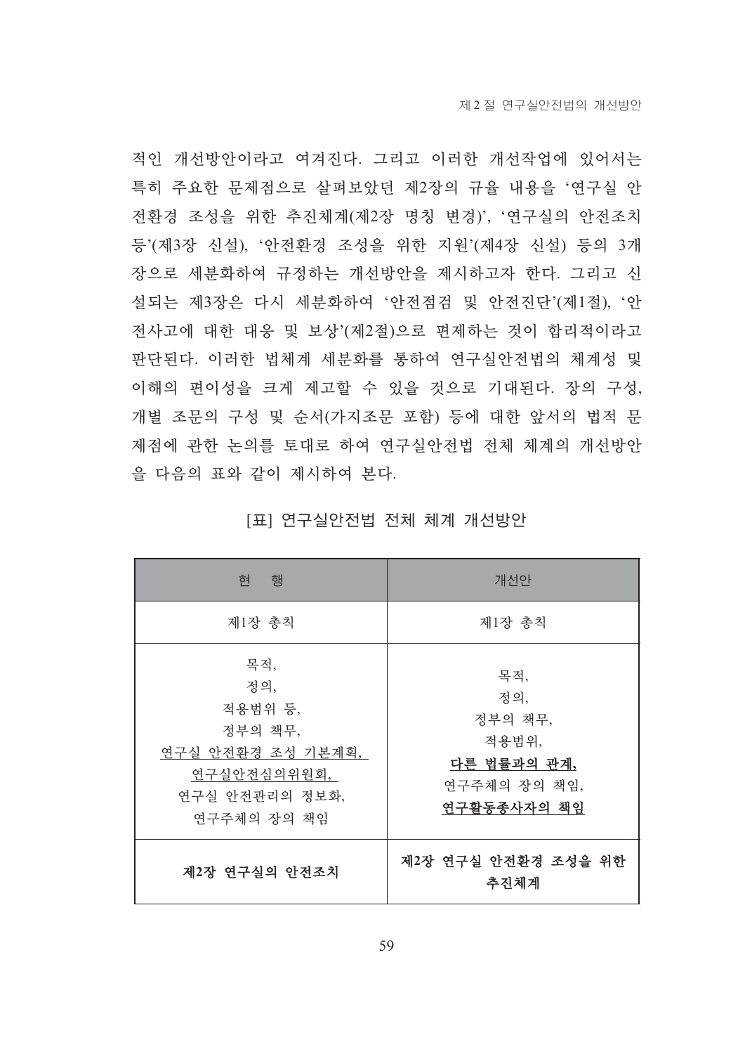적인 개선방안이라고 여겨진다. 그리고 이러한 개선작업에 있어서는 특히 주요한 문제점으로 살펴보았던 제2장의 규율 내용을 '연구실 안전환경 조성을 위한 추진체계(제2장 명칭 변경)', '연구실의 안전조치 등'(제3장 신설), '안전환경 조성을 위한 지원'(제4장 신설) 등의 3개 장으로 세분화하여 규정하는 개선방안을 제시하고자 한다. 그리고 신설되는 제3장은 다시 세분화하여 '안전점검 및 안전진단'(제1절), '안전사고에 대한 대응 및 보상'(제2절)으로 편제하는 것이 합리적이라고 판단된다. 이러한 법체계 세분화를 통하여 연구실안전법의 체계성 및 이해의 편이성을 크게 제고할 수 있을 것으로 기대된다. 장의 구성, 개별 조문의 구성 및 순서(가지조문 포함) 등에 대한 앞서의 법적 문제점에 관한 논의를 토대로 하여 연구실안전법 전체 체계의 개선방안을 다음의 표와 같이 제시하여 본다.

[표] 연구실안전법 전체 체계 개선방안

| 현 행 | 개선안 |
|---|---|
| 제1장 총칙 | 제1장 총칙 |
| 목적,<br>정의,<br>적용범위 등,<br>정부의 책무,<br><u>연구실 안전환경 조성 기본계획,</u><br><u>연구실안전심의위원회,</u><br>연구실 안전관리의 정보화,<br>연구주체의 장의 책임 | 목적,<br>정의,<br>정부의 책무,<br>적용범위,<br>**<u>다른 법률과의 관계,</u>**<br>연구주체의 장의 책임,<br>**<u>연구활동종사자의 책임</u>** |
| **제2장 연구실의 안전조치** | **제2장 연구실 안전환경 조성을 위한 추진체계** |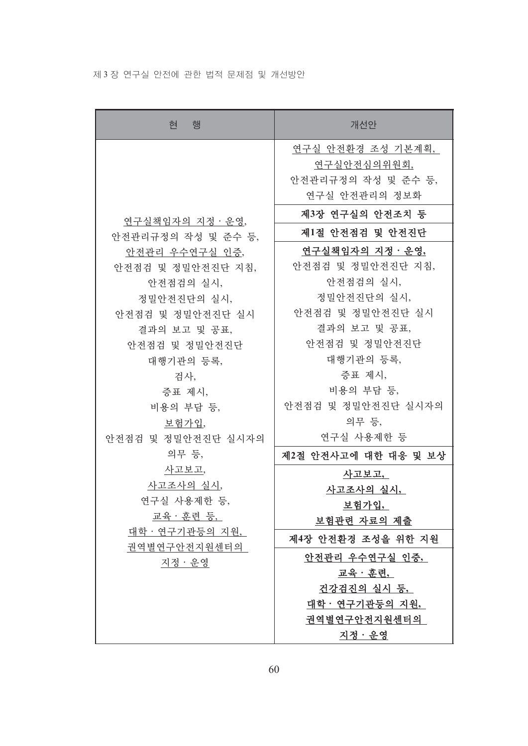| 현 행 | 개선안 |
|---|---|
| 연구실책임자의 지정ㆍ운영,<br>안전관리규정의 작성 및 준수 등,<br>안전관리 우수연구실 인증,<br>안전점검 및 정밀안전진단 지침,<br>안전점검의 실시,<br>정밀안전진단의 실시,<br>안전점검 및 정밀안전진단 실시 결과의 보고 및 공표,<br>안전점검 및 정밀안전진단 대행기관의 등록,<br>검사,<br>증표 제시,<br>비용의 부담 등,<br>보험가입,<br>안전점검 및 정밀안전진단 실시자의 의무 등,<br>사고보고,<br>사고조사의 실시,<br>연구실 사용제한 등,<br>교육ㆍ훈련 등,<br>대학ㆍ연구기관등의 지원,<br>권역별연구안전지원센터의 지정ㆍ운영 | 연구실 안전환경 조성 기본계획,<br>연구실안전심의위원회,<br>안전관리규정의 작성 및 준수 등,<br>연구실 안전관리의 정보화<br>**제3장 연구실의 안전조치 등**<br>**제1절 안전점검 및 안전진단**<br>**연구실책임자의 지정ㆍ운영,**<br>안전점검 및 정밀안전진단 지침,<br>안전점검의 실시,<br>정밀안전진단의 실시,<br>안전점검 및 정밀안전진단 실시 결과의 보고 및 공표,<br>안전점검 및 정밀안전진단 대행기관의 등록,<br>증표 제시,<br>비용의 부담 등,<br>안전점검 및 정밀안전진단 실시자의 의무 등,<br>연구실 사용제한 등<br>**제2절 안전사고에 대한 대응 및 보상**<br>**사고보고,**<br>**사고조사의 실시,**<br>**보험가입,**<br>**보험관련 자료의 제출**<br>**제4장 안전환경 조성을 위한 지원**<br>**안전관리 우수연구실 인증,**<br>**교육ㆍ훈련,**<br>**건강검진의 실시 등,**<br>**대학ㆍ연구기관등의 지원,**<br>**권역별연구안전지원센터의 지정ㆍ운영** |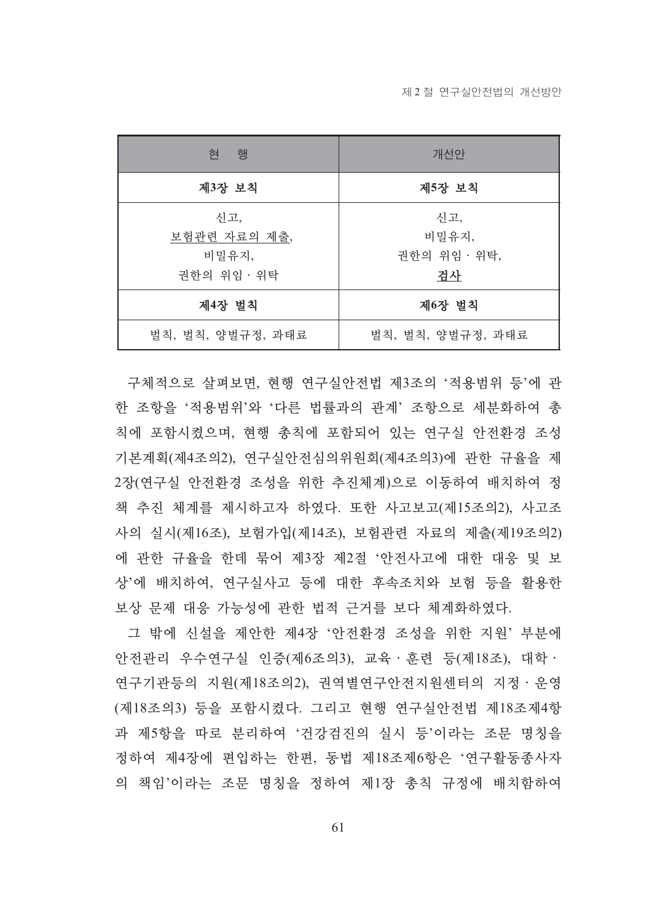| 현　행 | 개선안 |
|---|---|
| **제3장 보칙** | **제5장 보칙** |
| 신고,<br>보험관련 자료의 제출,<br>비밀유지,<br>권한의 위임 · 위탁 | 신고,<br>비밀유지,<br>권한의 위임 · 위탁,<br>**검사** |
| **제4장 벌칙** | **제6장 벌칙** |
| 벌칙, 벌칙, 양벌규정, 과태료 | 벌칙, 벌칙, 양벌규정, 과태료 |

구체적으로 살펴보면, 현행 연구실안전법 제3조의 '적용범위 등'에 관한 조항을 '적용범위'와 '다른 법률과의 관계' 조항으로 세분화하여 총칙에 포함시켰으며, 현행 총칙에 포함되어 있는 연구실 안전환경 조성 기본계획(제4조의2), 연구실안전심의위원회(제4조의3)에 관한 규율을 제2장(연구실 안전환경 조성을 위한 추진체계)으로 이동하여 배치하여 정책 추진 체계를 제시하고자 하였다. 또한 사고보고(제15조의2), 사고조사의 실시(제16조), 보험가입(제14조), 보험관련 자료의 제출(제19조의2)에 관한 규율을 한데 묶어 제3장 제2절 '안전사고에 대한 대응 및 보상'에 배치하여, 연구실사고 등에 대한 후속조치와 보험 등을 활용한 보상 문제 대응 가능성에 관한 법적 근거를 보다 체계화하였다.

그 밖에 신설을 제안한 제4장 '안전환경 조성을 위한 지원' 부분에 안전관리 우수연구실 인증(제6조의3), 교육 · 훈련 등(제18조), 대학 · 연구기관등의 지원(제18조의2), 권역별연구안전지원센터의 지정 · 운영(제18조의3) 등을 포함시켰다. 그리고 현행 연구실안전법 제18조제4항과 제5항을 따로 분리하여 '건강검진의 실시 등'이라는 조문 명칭을 정하여 제4장에 편입하는 한편, 동법 제18조제6항은 '연구활동종사자의 책임'이라는 조문 명칭을 정하여 제1장 총칙 규정에 배치함하여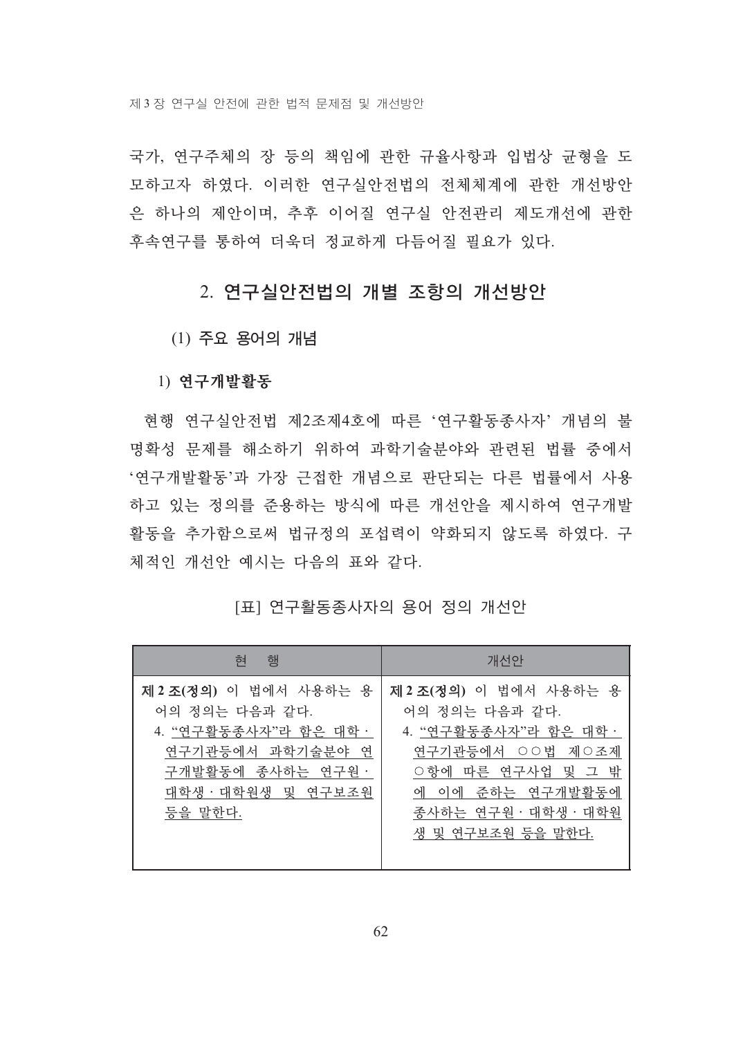국가, 연구주체의 장 등의 책임에 관한 규율사항과 입법상 균형을 도모하고자 하였다. 이러한 연구실안전법의 전체체계에 관한 개선방안은 하나의 제안이며, 추후 이어질 연구실 안전관리 제도개선에 관한 후속연구를 통하여 더욱더 정교하게 다듬어질 필요가 있다.

## 2. 연구실안전법의 개별 조항의 개선방안

### (1) 주요 용어의 개념

#### 1) 연구개발활동

현행 연구실안전법 제2조제4호에 따른 '연구활동종사자' 개념의 불명확성 문제를 해소하기 위하여 과학기술분야와 관련된 법률 중에서 '연구개발활동'과 가장 근접한 개념으로 판단되는 다른 법률에서 사용하고 있는 정의를 준용하는 방식에 따른 개선안을 제시하여 연구개발활동을 추가함으로써 법규정의 포섭력이 약화되지 않도록 하였다. 구체적인 개선안 예시는 다음의 표와 같다.

[표] 연구활동종사자의 용어 정의 개선안

| 현 행 | 개선안 |
| --- | --- |
| **제2조(정의)** 이 법에서 사용하는 용어의 정의는 다음과 같다.<br>4. "연구활동종사자"라 함은 대학·연구기관등에서 과학기술분야 연구개발활동에 종사하는 연구원·대학생·대학원생 및 연구보조원 등을 말한다. | **제2조(정의)** 이 법에서 사용하는 용어의 정의는 다음과 같다.<br>4. "연구활동종사자"라 함은 대학·연구기관등에서 ○○법 제○조제○항에 따른 연구사업 및 그 밖에 이에 준하는 연구개발활동에 종사하는 연구원·대학생·대학원생 및 연구보조원 등을 말한다. |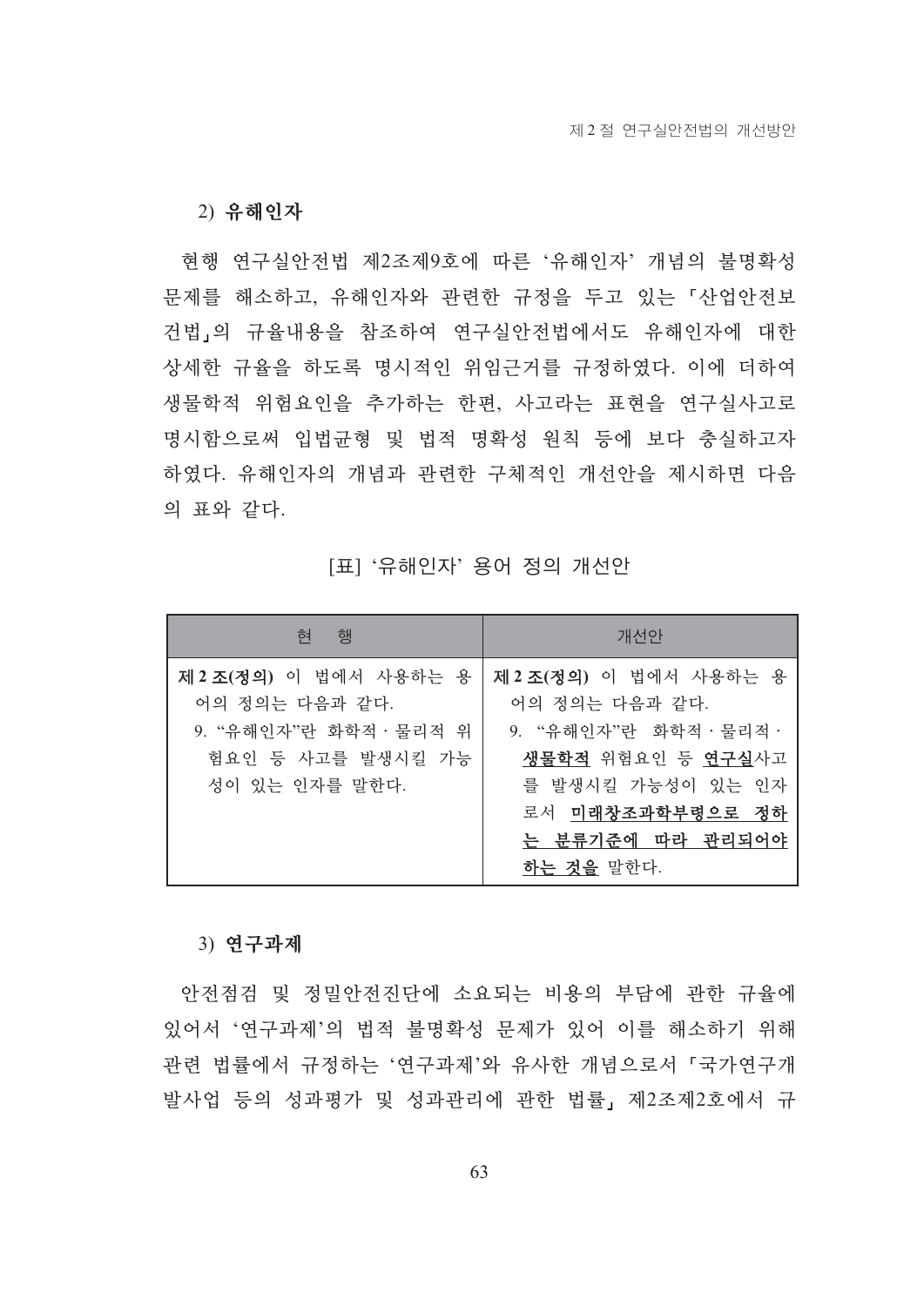### 2) **유해인자**

현행 연구실안전법 제2조제9호에 따른 '유해인자' 개념의 불명확성 문제를 해소하고, 유해인자와 관련한 규정을 두고 있는 「산업안전보건법」의 규율내용을 참조하여 연구실안전법에서도 유해인자에 대한 상세한 규율을 하도록 명시적인 위임근거를 규정하였다. 이에 더하여 생물학적 위험요인을 추가하는 한편, 사고라는 표현을 연구실사고로 명시함으로써 입법균형 및 법적 명확성 원칙 등에 보다 충실하고자 하였다. 유해인자의 개념과 관련한 구체적인 개선안을 제시하면 다음의 표와 같다.

[표] '유해인자' 용어 정의 개선안

| 현 행 | 개선안 |
| --- | --- |
| **제2조(정의)** 이 법에서 사용하는 용어의 정의는 다음과 같다.<br>9. "유해인자"란 화학적 · 물리적 위험요인 등 사고를 발생시킬 가능성이 있는 인자를 말한다. | **제2조(정의)** 이 법에서 사용하는 용어의 정의는 다음과 같다.<br>9. "유해인자"란 화학적 · 물리적 · **생물학적** 위험요인 등 **연구실**사고를 발생시킬 가능성이 있는 인자로서 **미래창조과학부령으로 정하는 분류기준에 따라 관리되어야 하는 것을** 말한다. |

### 3) **연구과제**

안전점검 및 정밀안전진단에 소요되는 비용의 부담에 관한 규율에 있어서 '연구과제'의 법적 불명확성 문제가 있어 이를 해소하기 위해 관련 법률에서 규정하는 '연구과제'와 유사한 개념으로서 「국가연구개발사업 등의 성과평가 및 성과관리에 관한 법률」 제2조제2호에서 규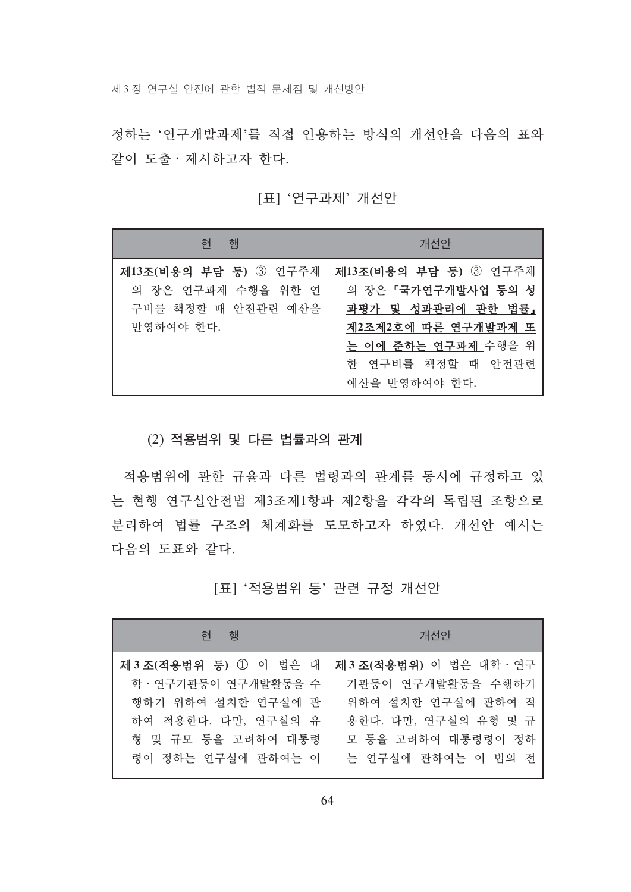정하는 '연구개발과제'를 직접 인용하는 방식의 개선안을 다음의 표와 같이 도출 · 제시하고자 한다.

[표] '연구과제' 개선안

| 현 행 | 개선안 |
|---|---|
| **제13조(비용의 부담 등)** ③ 연구주체의 장은 연구과제 수행을 위한 연구비를 책정할 때 안전관련 예산을 반영하여야 한다. | **제13조(비용의 부담 등)** ③ 연구주체의 장은 **「국가연구개발사업 등의 성과평가 및 성과관리에 관한 법률」 제2조제2호에 따른 연구개발과제 또는 이에 준하는 연구과제** 수행을 위한 연구비를 책정할 때 안전관련 예산을 반영하여야 한다. |

(2) 적용범위 및 다른 법률과의 관계

적용범위에 관한 규율과 다른 법령과의 관계를 동시에 규정하고 있는 현행 연구실안전법 제3조제1항과 제2항을 각각의 독립된 조항으로 분리하여 법률 구조의 체계화를 도모하고자 하였다. 개선안 예시는 다음의 도표와 같다.

[표] '적용범위 등' 관련 규정 개선안

| 현 행 | 개선안 |
|---|---|
| **제3조(적용범위 등)** ① 이 법은 대학 · 연구기관등이 연구개발활동을 수행하기 위하여 설치한 연구실에 관하여 적용한다. 다만, 연구실의 유형 및 규모 등을 고려하여 대통령령이 정하는 연구실에 관하여는 이 | **제3조(적용범위)** 이 법은 대학 · 연구기관등이 연구개발활동을 수행하기 위하여 설치한 연구실에 관하여 적용한다. 다만, 연구실의 유형 및 규모 등을 고려하여 대통령령이 정하는 연구실에 관하여는 이 법의 전 |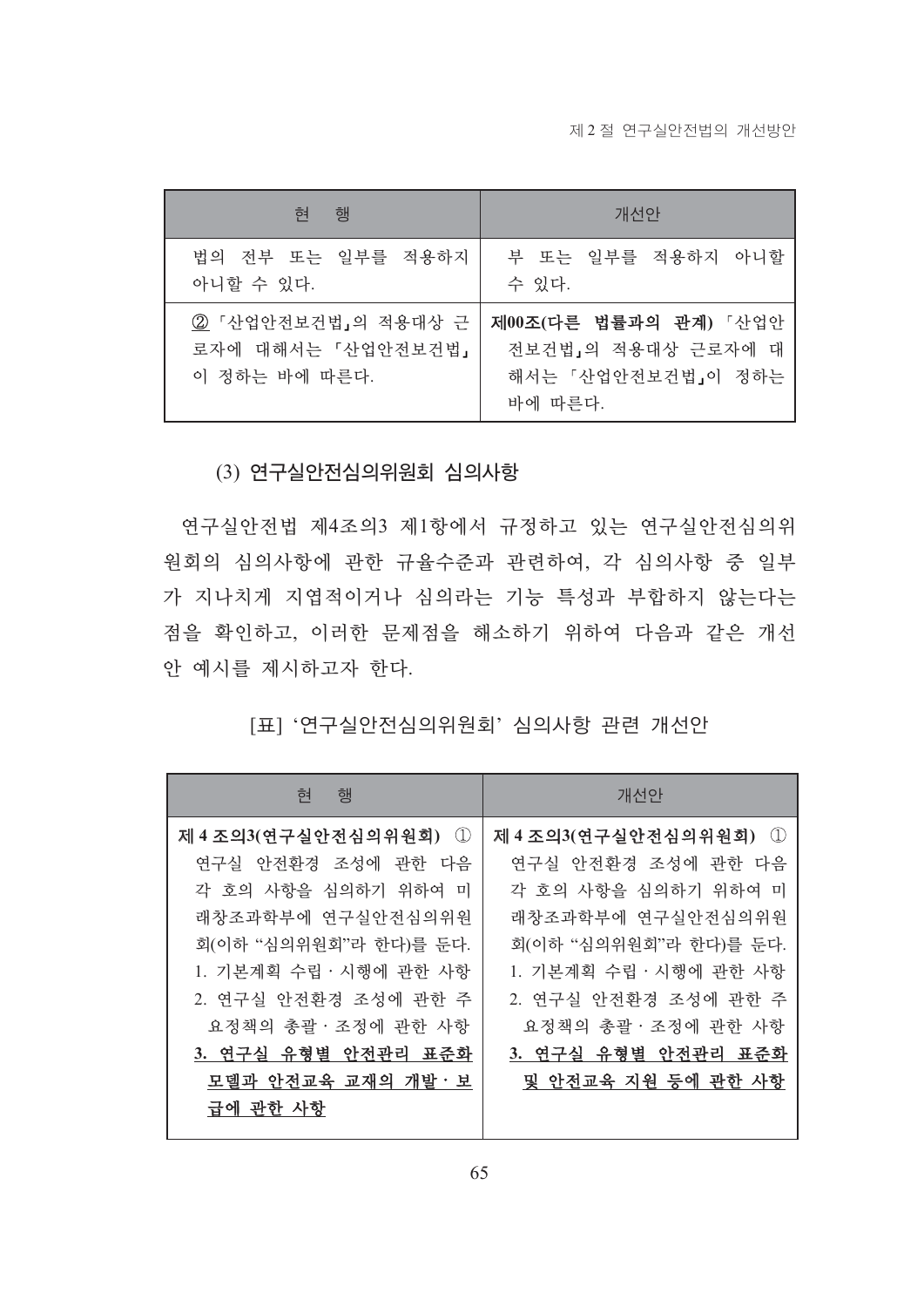| 현 행 | 개선안 |
|---|---|
| 법의 전부 또는 일부를 적용하지 아니할 수 있다. | 부 또는 일부를 적용하지 아니할 수 있다. |
| ② 「산업안전보건법」의 적용대상 근로자에 대해서는 「산업안전보건법」이 정하는 바에 따른다. | **제00조(다른 법률과의 관계)** 「산업안전보건법」의 적용대상 근로자에 대해서는 「산업안전보건법」이 정하는 바에 따른다. |

### (3) 연구실안전심의위원회 심의사항

연구실안전법 제4조의3 제1항에서 규정하고 있는 연구실안전심의위원회의 심의사항에 관한 규율수준과 관련하여, 각 심의사항 중 일부가 지나치게 지엽적이거나 심의라는 기능 특성과 부합하지 않는다는 점을 확인하고, 이러한 문제점을 해소하기 위하여 다음과 같은 개선안 예시를 제시하고자 한다.

[표] '연구실안전심의위원회' 심의사항 관련 개선안

| 현 행 | 개선안 |
|---|---|
| **제4조의3(연구실안전심의위원회)** ① 연구실 안전환경 조성에 관한 다음 각 호의 사항을 심의하기 위하여 미래창조과학부에 연구실안전심의위원회(이하 "심의위원회"라 한다)를 둔다.<br>1. 기본계획 수립·시행에 관한 사항<br>2. 연구실 안전환경 조성에 관한 주요정책의 총괄·조정에 관한 사항<br>**3. 연구실 유형별 안전관리 표준화 모델과 안전교육 교재의 개발·보급에 관한 사항** | **제4조의3(연구실안전심의위원회)** ① 연구실 안전환경 조성에 관한 다음 각 호의 사항을 심의하기 위하여 미래창조과학부에 연구실안전심의위원회(이하 "심의위원회"라 한다)를 둔다.<br>1. 기본계획 수립·시행에 관한 사항<br>2. 연구실 안전환경 조성에 관한 주요정책의 총괄·조정에 관한 사항<br>**3. 연구실 유형별 안전관리 표준화 및 안전교육 지원 등에 관한 사항** |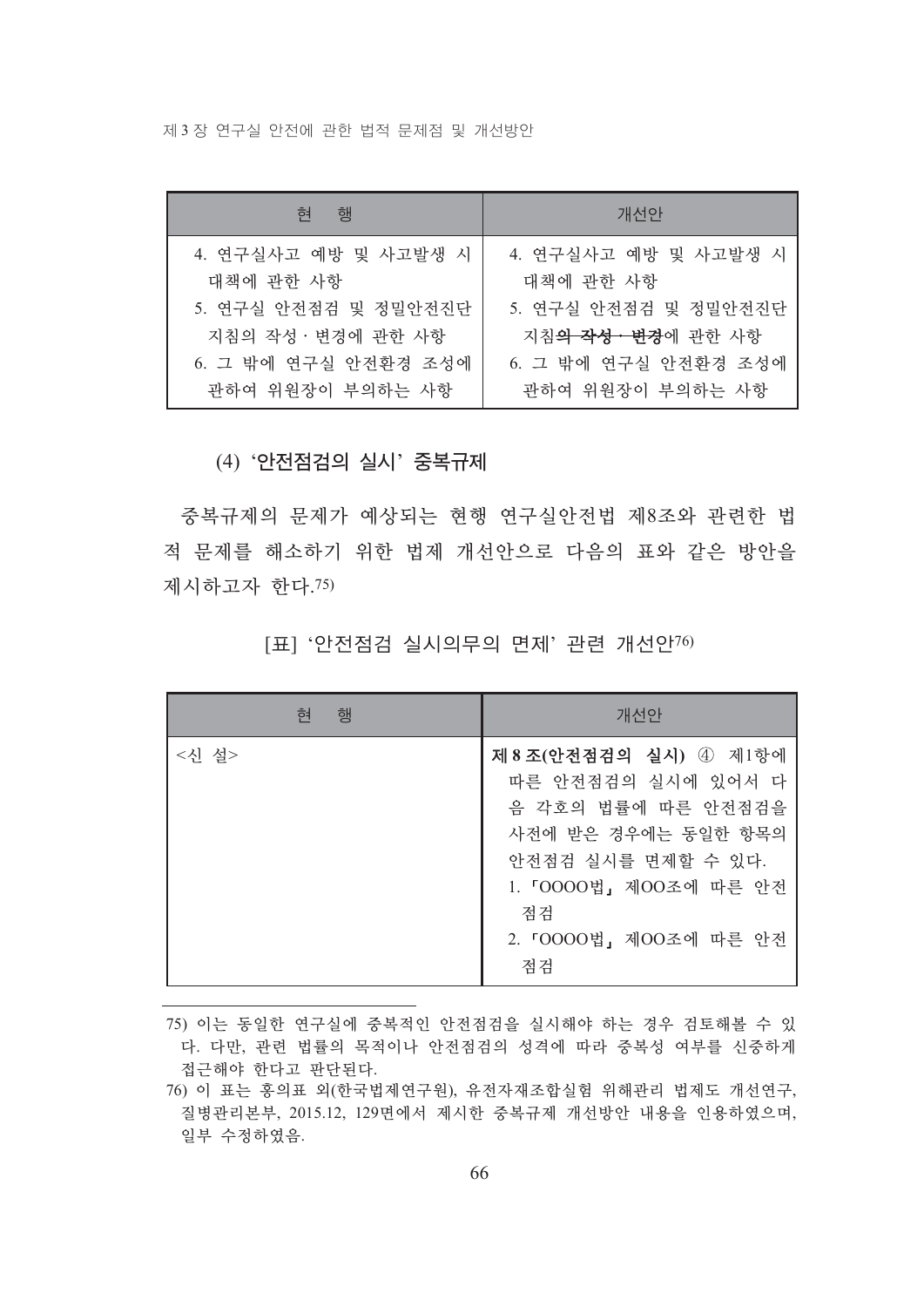| 현 행 | 개선안 |
| --- | --- |
| 4. 연구실사고 예방 및 사고발생 시 대책에 관한 사항<br>5. 연구실 안전점검 및 정밀안전진단 지침의 작성ㆍ변경에 관한 사항<br>6. 그 밖에 연구실 안전환경 조성에 관하여 위원장이 부의하는 사항 | 4. 연구실사고 예방 및 사고발생 시 대책에 관한 사항<br>5. 연구실 안전점검 및 정밀안전진단 지침~~의 작성ㆍ변경~~에 관한 사항<br>6. 그 밖에 연구실 안전환경 조성에 관하여 위원장이 부의하는 사항 |

#### (4) '안전점검의 실시' 중복규제

중복규제의 문제가 예상되는 현행 연구실안전법 제8조와 관련한 법적 문제를 해소하기 위한 법제 개선안으로 다음의 표와 같은 방안을 제시하고자 한다.[75]

[표] '안전점검 실시의무의 면제' 관련 개선안[76]

| 현 행 | 개선안 |
| --- | --- |
| <신 설> | **제8조(안전점검의 실시)** ④ 제1항에 따른 안전점검의 실시에 있어서 다음 각호의 법률에 따른 안전점검을 사전에 받은 경우에는 동일한 항목의 안전점검 실시를 면제할 수 있다.<br>1. 「OOOO법」 제OO조에 따른 안전점검<br>2. 「OOOO법」 제OO조에 따른 안전점검 |

---

75) 이는 동일한 연구실에 중복적인 안전점검을 실시해야 하는 경우 검토해볼 수 있다. 다만, 관련 법률의 목적이나 안전점검의 성격에 따라 중복성 여부를 신중하게 접근해야 한다고 판단된다.

76) 이 표는 홍의표 외(한국법제연구원), 유전자재조합실험 위해관리 법제도 개선연구, 질병관리본부, 2015.12, 129면에서 제시한 중복규제 개선방안 내용을 인용하였으며, 일부 수정하였음.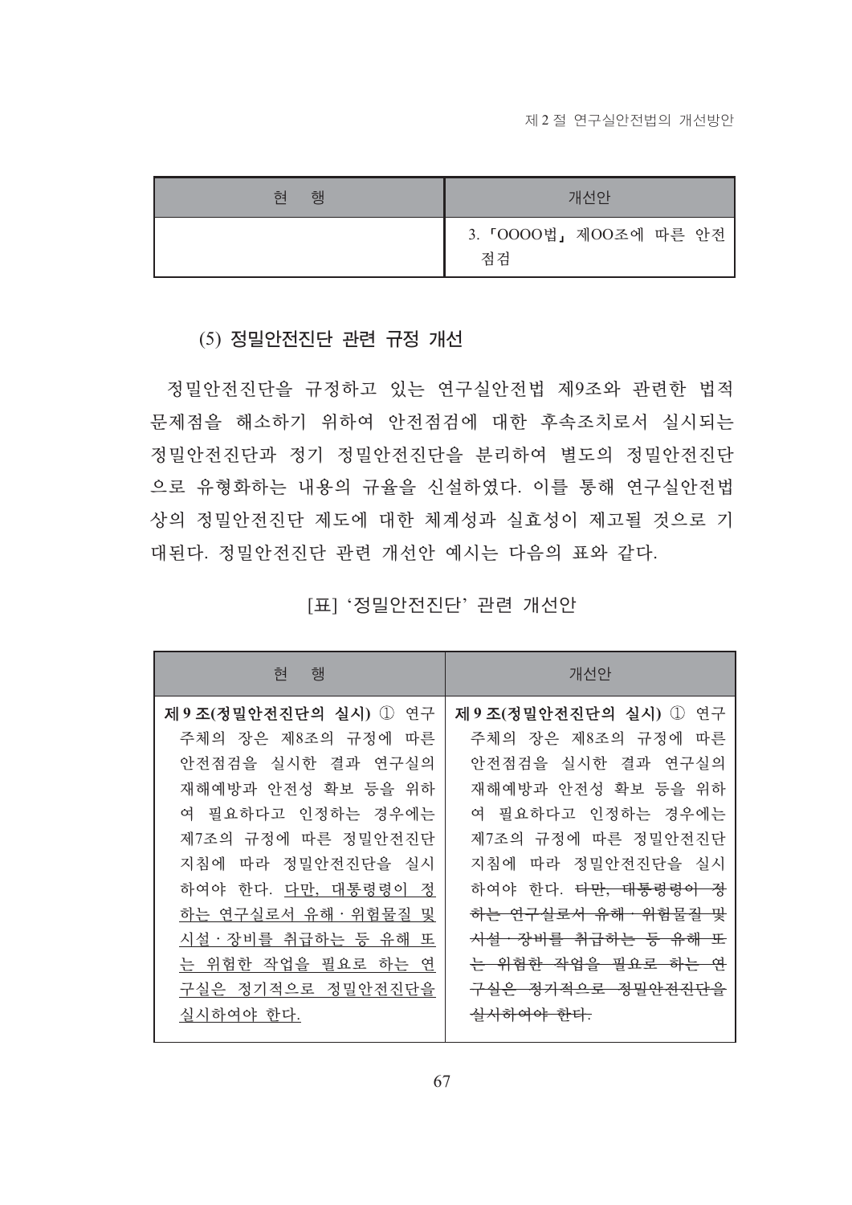| 현 행 | 개선안 |
|---|---|
| | 3. 「OOOO법」 제OO조에 따른 안전점검 |

(5) 정밀안전진단 관련 규정 개선

정밀안전진단을 규정하고 있는 연구실안전법 제9조와 관련한 법적 문제점을 해소하기 위하여 안전점검에 대한 후속조치로서 실시되는 정밀안전진단과 정기 정밀안전진단을 분리하여 별도의 정밀안전진단으로 유형화하는 내용의 규율을 신설하였다. 이를 통해 연구실안전법 상의 정밀안전진단 제도에 대한 체계성과 실효성이 제고될 것으로 기대된다. 정밀안전진단 관련 개선안 예시는 다음의 표와 같다.

[표] '정밀안전진단' 관련 개선안

| 현 행 | 개선안 |
|---|---|
| **제9조(정밀안전진단의 실시)** ① 연구주체의 장은 제8조의 규정에 따른 안전점검을 실시한 결과 연구실의 재해예방과 안전성 확보 등을 위하여 필요하다고 인정하는 경우에는 제7조의 규정에 따른 정밀안전진단 지침에 따라 정밀안전진단을 실시하여야 한다. <u>다만, 대통령령이 정하는 연구실로서 유해·위험물질 및 시설·장비를 취급하는 등 유해 또는 위험한 작업을 필요로 하는 연구실은 정기적으로 정밀안전진단을 실시하여야 한다.</u> | **제9조(정밀안전진단의 실시)** ① 연구주체의 장은 제8조의 규정에 따른 안전점검을 실시한 결과 연구실의 재해예방과 안전성 확보 등을 위하여 필요하다고 인정하는 경우에는 제7조의 규정에 따른 정밀안전진단 지침에 따라 정밀안전진단을 실시하여야 한다. ~~다만, 대통령령이 정하는 연구실로서 유해·위험물질 및 시설·장비를 취급하는 등 유해 또는 위험한 작업을 필요로 하는 연구실은 정기적으로 정밀안전진단을 실시하여야 한다.~~ |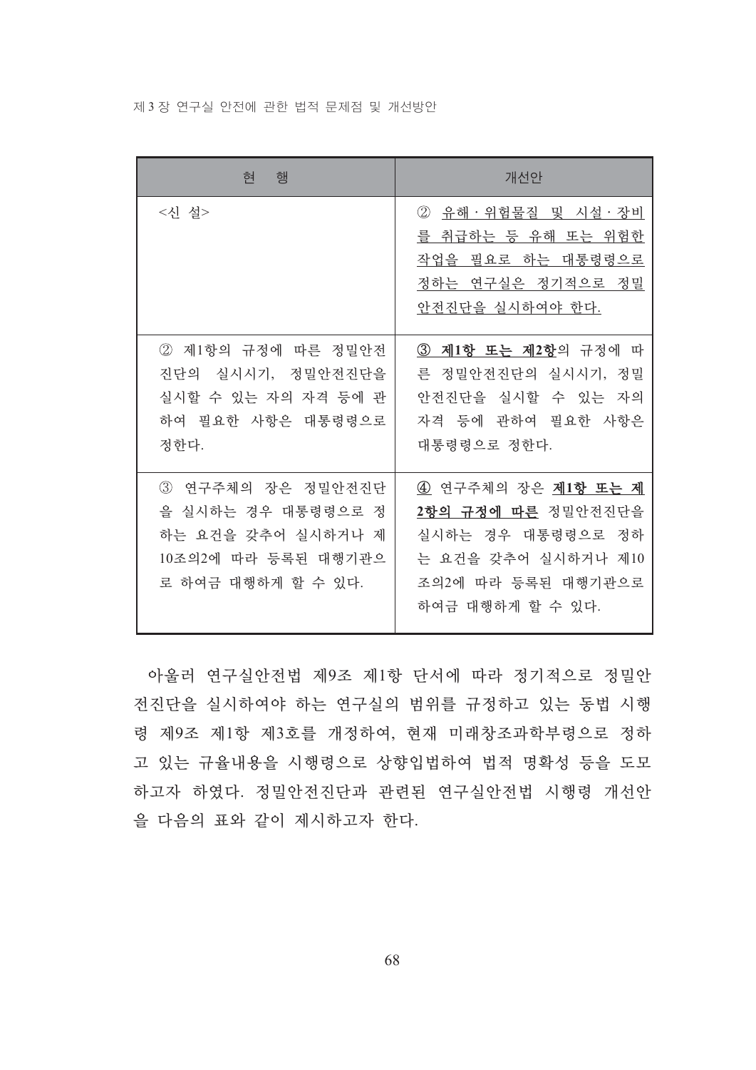| 현 행 | 개선안 |
|---|---|
| <신 설> | ② 유해·위험물질 및 시설·장비를 취급하는 등 유해 또는 위험한 작업을 필요로 하는 대통령령으로 정하는 연구실은 정기적으로 정밀안전진단을 실시하여야 한다. |
| ② 제1항의 규정에 따른 정밀안전진단의 실시시기, 정밀안전진단을 실시할 수 있는 자의 자격 등에 관하여 필요한 사항은 대통령령으로 정한다. | **③ 제1항 또는 제2항**의 규정에 따른 정밀안전진단의 실시시기, 정밀안전진단을 실시할 수 있는 자의 자격 등에 관하여 필요한 사항은 대통령령으로 정한다. |
| ③ 연구주체의 장은 정밀안전진단을 실시하는 경우 대통령령으로 정하는 요건을 갖추어 실시하거나 제10조의2에 따라 등록된 대행기관으로 하여금 대행하게 할 수 있다. | ④ 연구주체의 장은 **제1항 또는 제2항의 규정에 따른** 정밀안전진단을 실시하는 경우 대통령령으로 정하는 요건을 갖추어 실시하거나 제10조의2에 따라 등록된 대행기관으로 하여금 대행하게 할 수 있다. |

아울러 연구실안전법 제9조 제1항 단서에 따라 정기적으로 정밀안전진단을 실시하여야 하는 연구실의 범위를 규정하고 있는 동법 시행령 제9조 제1항 제3호를 개정하여, 현재 미래창조과학부령으로 정하고 있는 규율내용을 시행령으로 상향입법하여 법적 명확성 등을 도모하고자 하였다. 정밀안전진단과 관련된 연구실안전법 시행령 개선안을 다음의 표와 같이 제시하고자 한다.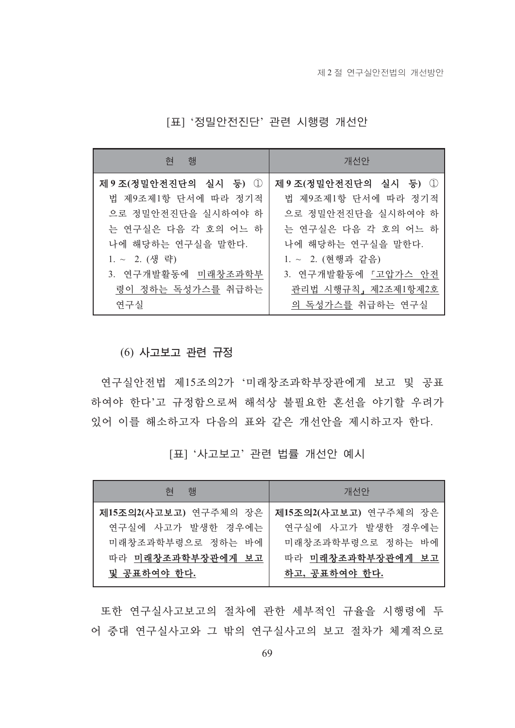[표] '정밀안전진단' 관련 시행령 개선안

| 현 행 | 개선안 |
|---|---|
| **제9조(정밀안전진단의 실시 등)** ① 법 제9조제1항 단서에 따라 정기적으로 정밀안전진단을 실시하여야 하는 연구실은 다음 각 호의 어느 하나에 해당하는 연구실을 말한다.<br>1. ~ 2. (생 략)<br>3. 연구개발활동에 미래창조과학부령이 정하는 독성가스를 취급하는 연구실 | **제9조(정밀안전진단의 실시 등)** ① 법 제9조제1항 단서에 따라 정기적으로 정밀안전진단을 실시하여야 하는 연구실은 다음 각 호의 어느 하나에 해당하는 연구실을 말한다.<br>1. ~ 2. (현행과 같음)<br>3. 연구개발활동에 「고압가스 안전관리법 시행규칙」 제2조제1항제2호의 독성가스를 취급하는 연구실 |

### (6) 사고보고 관련 규정

연구실안전법 제15조의2가 '미래창조과학부장관에게 보고 및 공표하여야 한다'고 규정함으로써 해석상 불필요한 혼선을 야기할 우려가 있어 이를 해소하고자 다음의 표와 같은 개선안을 제시하고자 한다.

[표] '사고보고' 관련 법률 개선안 예시

| 현 행 | 개선안 |
|---|---|
| **제15조의2(사고보고)** 연구주체의 장은 연구실에 사고가 발생한 경우에는 미래창조과학부령으로 정하는 바에 따라 **미래창조과학부장관에게 보고 및 공표하여야 한다.** | **제15조의2(사고보고)** 연구주체의 장은 연구실에 사고가 발생한 경우에는 미래창조과학부령으로 정하는 바에 따라 **미래창조과학부장관에게 보고하고, 공표하여야 한다.** |

또한 연구실사고보고의 절차에 관한 세부적인 규율을 시행령에 두어 중대 연구실사고와 그 밖의 연구실사고의 보고 절차가 체계적으로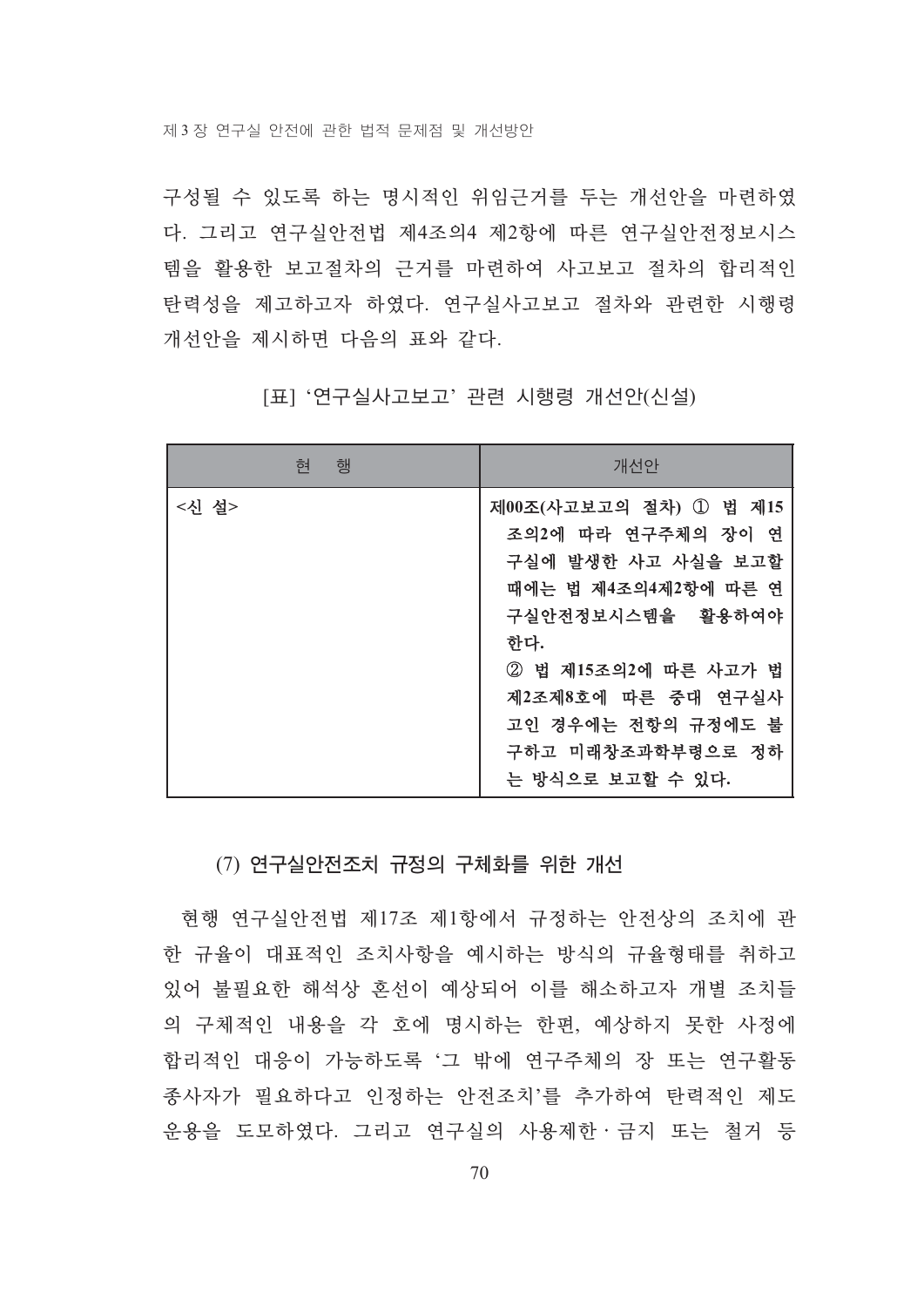구성될 수 있도록 하는 명시적인 위임근거를 두는 개선안을 마련하였다. 그리고 연구실안전법 제4조의4 제2항에 따른 연구실안전정보시스템을 활용한 보고절차의 근거를 마련하여 사고보고 절차의 합리적인 탄력성을 제고하고자 하였다. 연구실사고보고 절차와 관련한 시행령 개선안을 제시하면 다음의 표와 같다.

[표] '연구실사고보고' 관련 시행령 개선안(신설)

| 현 행 | 개선안 |
| --- | --- |
| <신 설> | **제00조(사고보고의 절차) ① 법 제15조의2에 따라 연구주체의 장이 연구실에 발생한 사고 사실을 보고할 때에는 법 제4조의4제2항에 따른 연구실안전정보시스템을 활용하여야 한다.**<br>**② 법 제15조의2에 따른 사고가 법 제2조제8호에 따른 중대 연구실사고인 경우에는 전항의 규정에도 불구하고 미래창조과학부령으로 정하는 방식으로 보고할 수 있다.** |

### (7) 연구실안전조치 규정의 구체화를 위한 개선

현행 연구실안전법 제17조 제1항에서 규정하는 안전상의 조치에 관한 규율이 대표적인 조치사항을 예시하는 방식의 규율형태를 취하고 있어 불필요한 해석상 혼선이 예상되어 이를 해소하고자 개별 조치들의 구체적인 내용을 각 호에 명시하는 한편, 예상하지 못한 사정에 합리적인 대응이 가능하도록 '그 밖에 연구주체의 장 또는 연구활동종사자가 필요하다고 인정하는 안전조치'를 추가하여 탄력적인 제도 운용을 도모하였다. 그리고 연구실의 사용제한·금지 또는 철거 등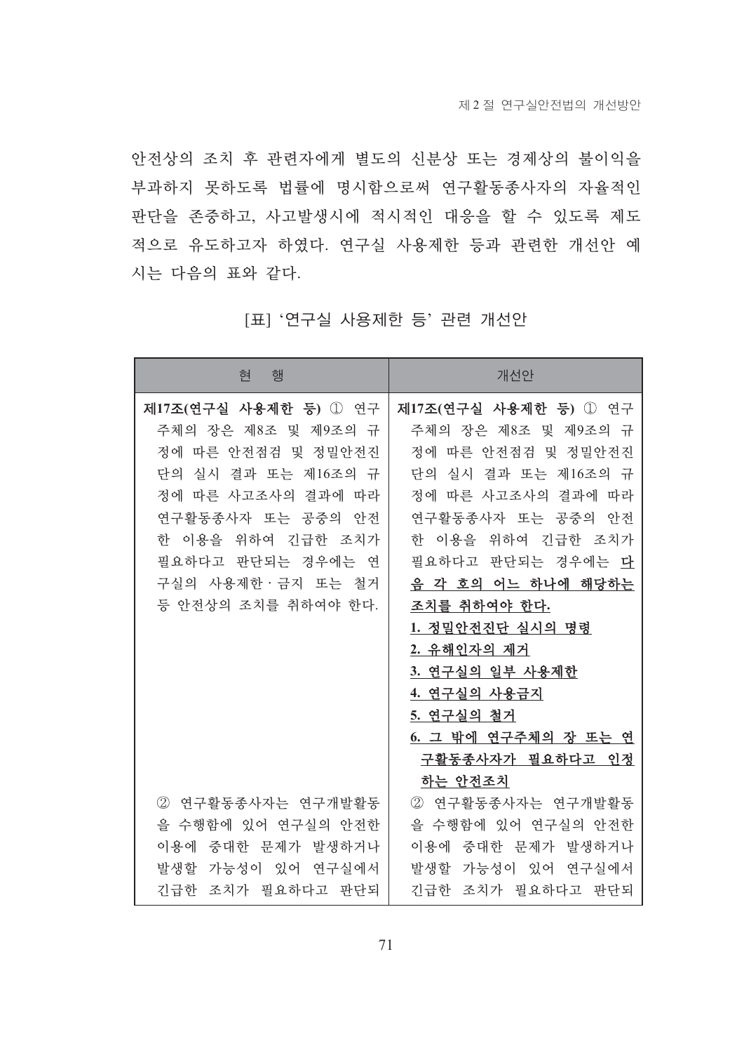안전상의 조치 후 관련자에게 별도의 신분상 또는 경제상의 불이익을 부과하지 못하도록 법률에 명시함으로써 연구활동종사자의 자율적인 판단을 존중하고, 사고발생시에 적시적인 대응을 할 수 있도록 제도적으로 유도하고자 하였다. 연구실 사용제한 등과 관련한 개선안 예시는 다음의 표와 같다.

[표] ‘연구실 사용제한 등’ 관련 개선안

| 현 행 | 개선안 |
|---|---|
| **제17조(연구실 사용제한 등)** ① 연구주체의 장은 제8조 및 제9조의 규정에 따른 안전점검 및 정밀안전진단의 실시 결과 또는 제16조의 규정에 따른 사고조사의 결과에 따라 연구활동종사자 또는 공중의 안전한 이용을 위하여 긴급한 조치가 필요하다고 판단되는 경우에는 연구실의 사용제한·금지 또는 철거 등 안전상의 조치를 취하여야 한다. | **제17조(연구실 사용제한 등)** ① 연구주체의 장은 제8조 및 제9조의 규정에 따른 안전점검 및 정밀안전진단의 실시 결과 또는 제16조의 규정에 따른 사고조사의 결과에 따라 연구활동종사자 또는 공중의 안전한 이용을 위하여 긴급한 조치가 필요하다고 판단되는 경우에는 <u>**다음 각 호의 어느 하나에 해당하는 조치를 취하여야 한다.**</u><br><u>**1. 정밀안전진단 실시의 명령**</u><br><u>**2. 유해인자의 제거**</u><br><u>**3. 연구실의 일부 사용제한**</u><br><u>**4. 연구실의 사용금지**</u><br><u>**5. 연구실의 철거**</u><br><u>**6. 그 밖에 연구주체의 장 또는 연구활동종사자가 필요하다고 인정하는 안전조치**</u> |
| ② 연구활동종사자는 연구개발활동을 수행함에 있어 연구실의 안전한 이용에 중대한 문제가 발생하거나 발생할 가능성이 있어 연구실에서 긴급한 조치가 필요하다고 판단되 | ② 연구활동종사자는 연구개발활동을 수행함에 있어 연구실의 안전한 이용에 중대한 문제가 발생하거나 발생할 가능성이 있어 연구실에서 긴급한 조치가 필요하다고 판단되 |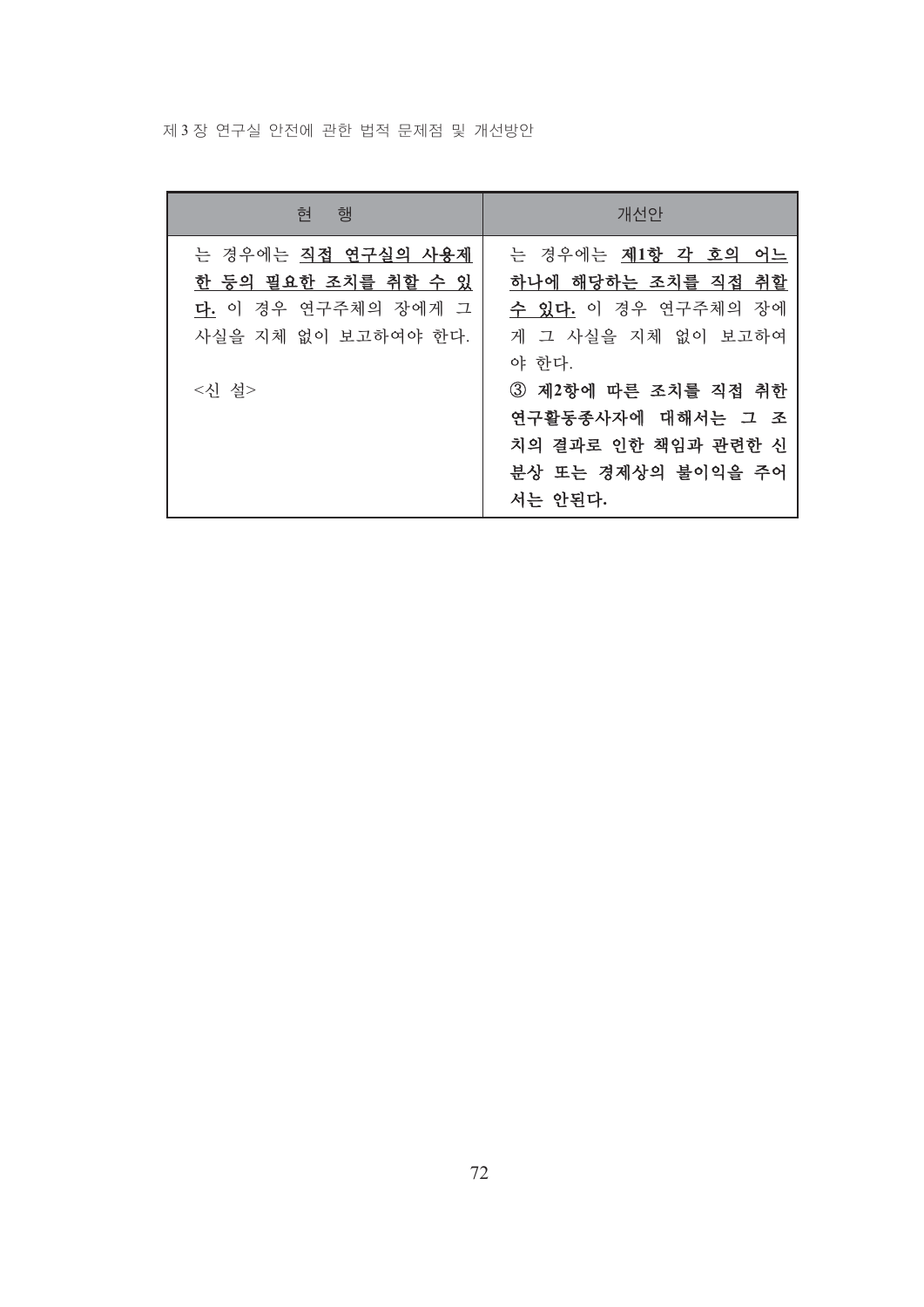| 현 행 | 개선안 |
|---|---|
| 는 경우에는 **직접 연구실의 사용제한 등의 필요한 조치를 취할 수 있다.** 이 경우 연구주체의 장에게 그 사실을 지체 없이 보고하여야 한다. | 는 경우에는 **제1항 각 호의 어느 하나에 해당하는 조치를 직접 취할 수 있다.** 이 경우 연구주체의 장에게 그 사실을 지체 없이 보고하여야 한다. |
| <신 설> | **③ 제2항에 따른 조치를 직접 취한 연구활동종사자에 대해서는 그 조치의 결과로 인한 책임과 관련한 신분상 또는 경제상의 불이익을 주어서는 안된다.** |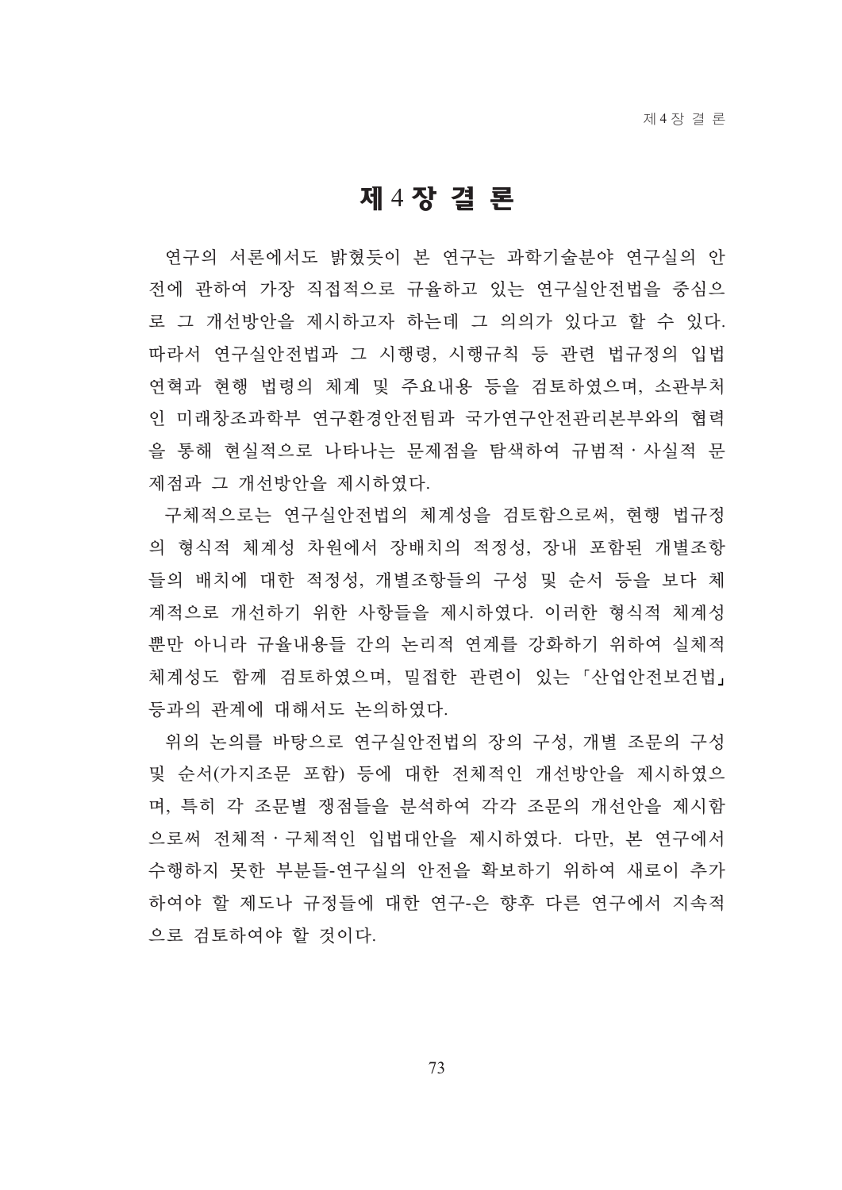# 제 4 장 결 론

연구의 서론에서도 밝혔듯이 본 연구는 과학기술분야 연구실의 안전에 관하여 가장 직접적으로 규율하고 있는 연구실안전법을 중심으로 그 개선방안을 제시하고자 하는데 그 의의가 있다고 할 수 있다. 따라서 연구실안전법과 그 시행령, 시행규칙 등 관련 법규정의 입법연혁과 현행 법령의 체계 및 주요내용 등을 검토하였으며, 소관부처인 미래창조과학부 연구환경안전팀과 국가연구안전관리본부와의 협력을 통해 현실적으로 나타나는 문제점을 탐색하여 규범적 · 사실적 문제점과 그 개선방안을 제시하였다.

구체적으로는 연구실안전법의 체계성을 검토함으로써, 현행 법규정의 형식적 체계성 차원에서 장배치의 적정성, 장내 포함된 개별조항들의 배치에 대한 적정성, 개별조항들의 구성 및 순서 등을 보다 체계적으로 개선하기 위한 사항들을 제시하였다. 이러한 형식적 체계성뿐만 아니라 규율내용들 간의 논리적 연계를 강화하기 위하여 실체적 체계성도 함께 검토하였으며, 밀접한 관련이 있는 「산업안전보건법」 등과의 관계에 대해서도 논의하였다.

위의 논의를 바탕으로 연구실안전법의 장의 구성, 개별 조문의 구성 및 순서(가지조문 포함) 등에 대한 전체적인 개선방안을 제시하였으며, 특히 각 조문별 쟁점들을 분석하여 각각 조문의 개선안을 제시함으로써 전체적 · 구체적인 입법대안을 제시하였다. 다만, 본 연구에서 수행하지 못한 부분들-연구실의 안전을 확보하기 위하여 새로이 추가하여야 할 제도나 규정들에 대한 연구-은 향후 다른 연구에서 지속적으로 검토하여야 할 것이다.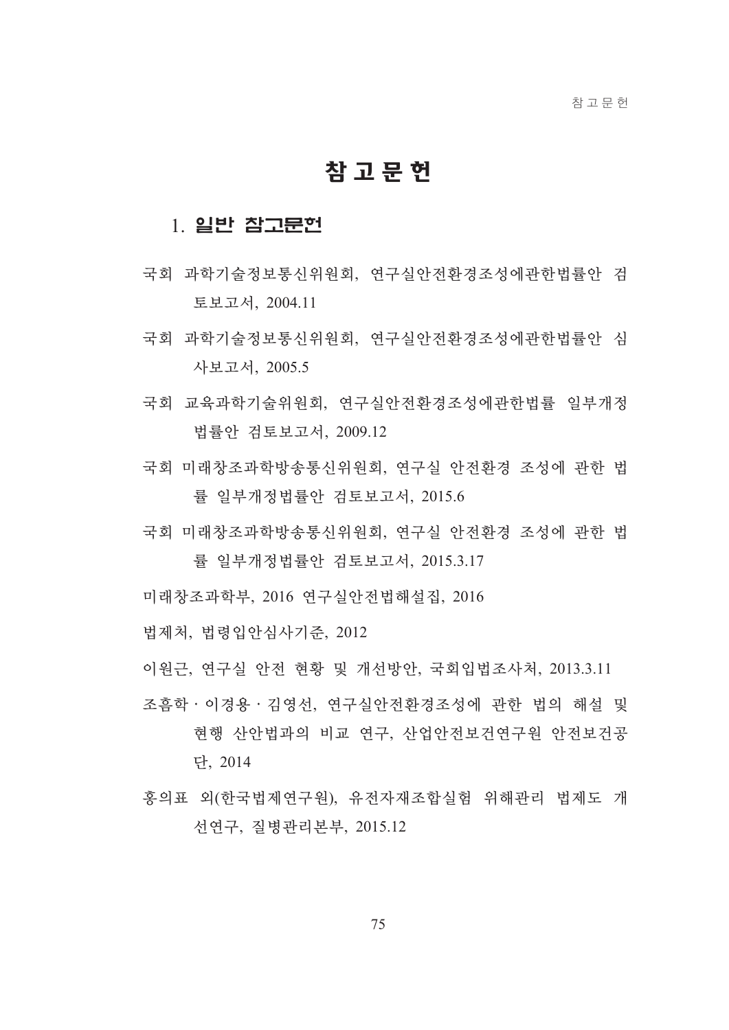# 참 고 문 헌

## 1. 일반 참고문헌

국회 과학기술정보통신위원회, 연구실안전환경조성에관한법률안 검토보고서, 2004.11

국회 과학기술정보통신위원회, 연구실안전환경조성에관한법률안 심사보고서, 2005.5

국회 교육과학기술위원회, 연구실안전환경조성에관한법률 일부개정법률안 검토보고서, 2009.12

국회 미래창조과학방송통신위원회, 연구실 안전환경 조성에 관한 법률 일부개정법률안 검토보고서, 2015.6

국회 미래창조과학방송통신위원회, 연구실 안전환경 조성에 관한 법률 일부개정법률안 검토보고서, 2015.3.17

미래창조과학부, 2016 연구실안전법해설집, 2016

법제처, 법령입안심사기준, 2012

이원근, 연구실 안전 현황 및 개선방안, 국회입법조사처, 2013.3.11

조흠학 · 이경용 · 김영선, 연구실안전환경조성에 관한 법의 해설 및 현행 산안법과의 비교 연구, 산업안전보건연구원 안전보건공단, 2014

홍의표 외(한국법제연구원), 유전자재조합실험 위해관리 법제도 개선연구, 질병관리본부, 2015.12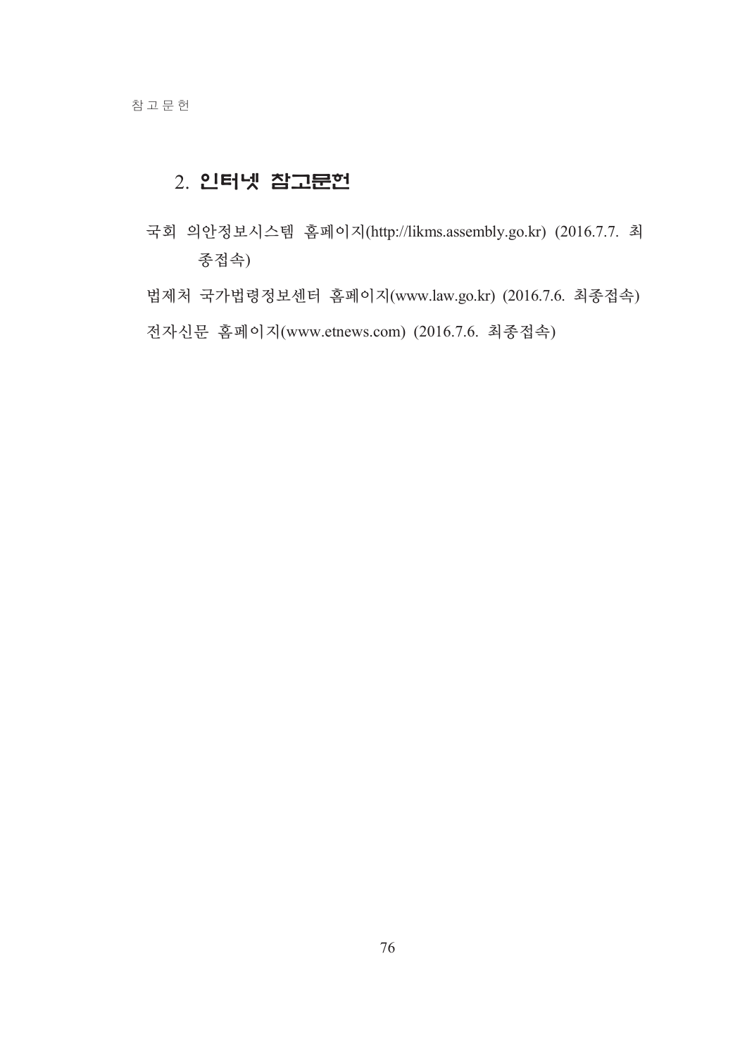## 2. 인터넷 참고문헌

국회 의안정보시스템 홈페이지(http://likms.assembly.go.kr) (2016.7.7. 최종접속)

법제처 국가법령정보센터 홈페이지(www.law.go.kr) (2016.7.6. 최종접속)

전자신문 홈페이지(www.etnews.com) (2016.7.6. 최종접속)